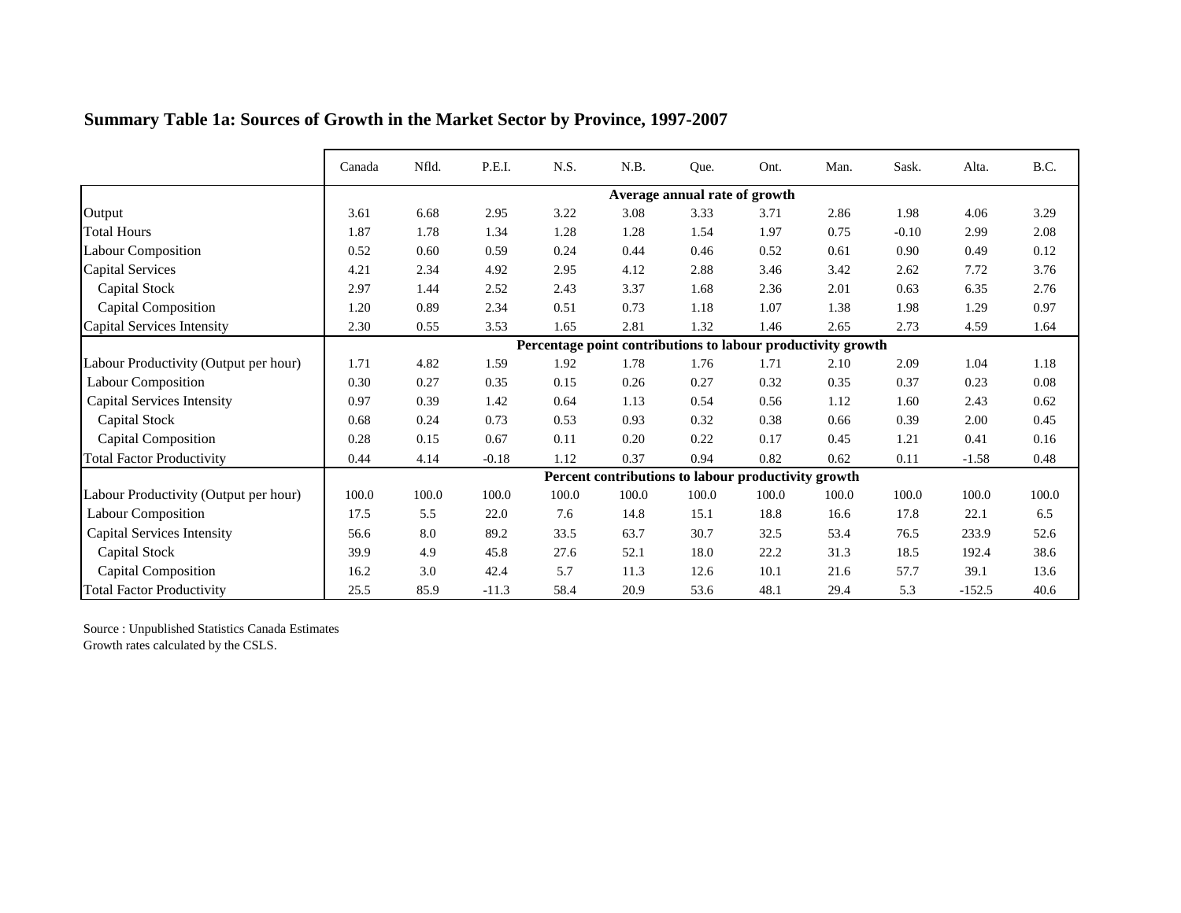## Summary Table 1a: Sources of Growth in the Market Sector by Province, 1997-2007

| | Canada | Nfld. | P.E.I. | N.S. | N.B. | Que. | Ont. | Man. | Sask. | Alta. | B.C. |
|---|---|---|---|---|---|---|---|---|---|---|---|
| | **Average annual rate of growth** | | | | | | | | | | |
| Output | 3.61 | 6.68 | 2.95 | 3.22 | 3.08 | 3.33 | 3.71 | 2.86 | 1.98 | 4.06 | 3.29 |
| Total Hours | 1.87 | 1.78 | 1.34 | 1.28 | 1.28 | 1.54 | 1.97 | 0.75 | -0.10 | 2.99 | 2.08 |
| Labour Composition | 0.52 | 0.60 | 0.59 | 0.24 | 0.44 | 0.46 | 0.52 | 0.61 | 0.90 | 0.49 | 0.12 |
| Capital Services | 4.21 | 2.34 | 4.92 | 2.95 | 4.12 | 2.88 | 3.46 | 3.42 | 2.62 | 7.72 | 3.76 |
| Capital Stock | 2.97 | 1.44 | 2.52 | 2.43 | 3.37 | 1.68 | 2.36 | 2.01 | 0.63 | 6.35 | 2.76 |
| Capital Composition | 1.20 | 0.89 | 2.34 | 0.51 | 0.73 | 1.18 | 1.07 | 1.38 | 1.98 | 1.29 | 0.97 |
| Capital Services Intensity | 2.30 | 0.55 | 3.53 | 1.65 | 2.81 | 1.32 | 1.46 | 2.65 | 2.73 | 4.59 | 1.64 |
| | **Percentage point contributions to labour productivity growth** | | | | | | | | | | |
| Labour Productivity (Output per hour) | 1.71 | 4.82 | 1.59 | 1.92 | 1.78 | 1.76 | 1.71 | 2.10 | 2.09 | 1.04 | 1.18 |
| Labour Composition | 0.30 | 0.27 | 0.35 | 0.15 | 0.26 | 0.27 | 0.32 | 0.35 | 0.37 | 0.23 | 0.08 |
| Capital Services Intensity | 0.97 | 0.39 | 1.42 | 0.64 | 1.13 | 0.54 | 0.56 | 1.12 | 1.60 | 2.43 | 0.62 |
| Capital Stock | 0.68 | 0.24 | 0.73 | 0.53 | 0.93 | 0.32 | 0.38 | 0.66 | 0.39 | 2.00 | 0.45 |
| Capital Composition | 0.28 | 0.15 | 0.67 | 0.11 | 0.20 | 0.22 | 0.17 | 0.45 | 1.21 | 0.41 | 0.16 |
| Total Factor Productivity | 0.44 | 4.14 | -0.18 | 1.12 | 0.37 | 0.94 | 0.82 | 0.62 | 0.11 | -1.58 | 0.48 |
| | **Percent contributions to labour productivity growth** | | | | | | | | | | |
| Labour Productivity (Output per hour) | 100.0 | 100.0 | 100.0 | 100.0 | 100.0 | 100.0 | 100.0 | 100.0 | 100.0 | 100.0 | 100.0 |
| Labour Composition | 17.5 | 5.5 | 22.0 | 7.6 | 14.8 | 15.1 | 18.8 | 16.6 | 17.8 | 22.1 | 6.5 |
| Capital Services Intensity | 56.6 | 8.0 | 89.2 | 33.5 | 63.7 | 30.7 | 32.5 | 53.4 | 76.5 | 233.9 | 52.6 |
| Capital Stock | 39.9 | 4.9 | 45.8 | 27.6 | 52.1 | 18.0 | 22.2 | 31.3 | 18.5 | 192.4 | 38.6 |
| Capital Composition | 16.2 | 3.0 | 42.4 | 5.7 | 11.3 | 12.6 | 10.1 | 21.6 | 57.7 | 39.1 | 13.6 |
| Total Factor Productivity | 25.5 | 85.9 | -11.3 | 58.4 | 20.9 | 53.6 | 48.1 | 29.4 | 5.3 | -152.5 | 40.6 |

Source : Unpublished Statistics Canada Estimates
Growth rates calculated by the CSLS.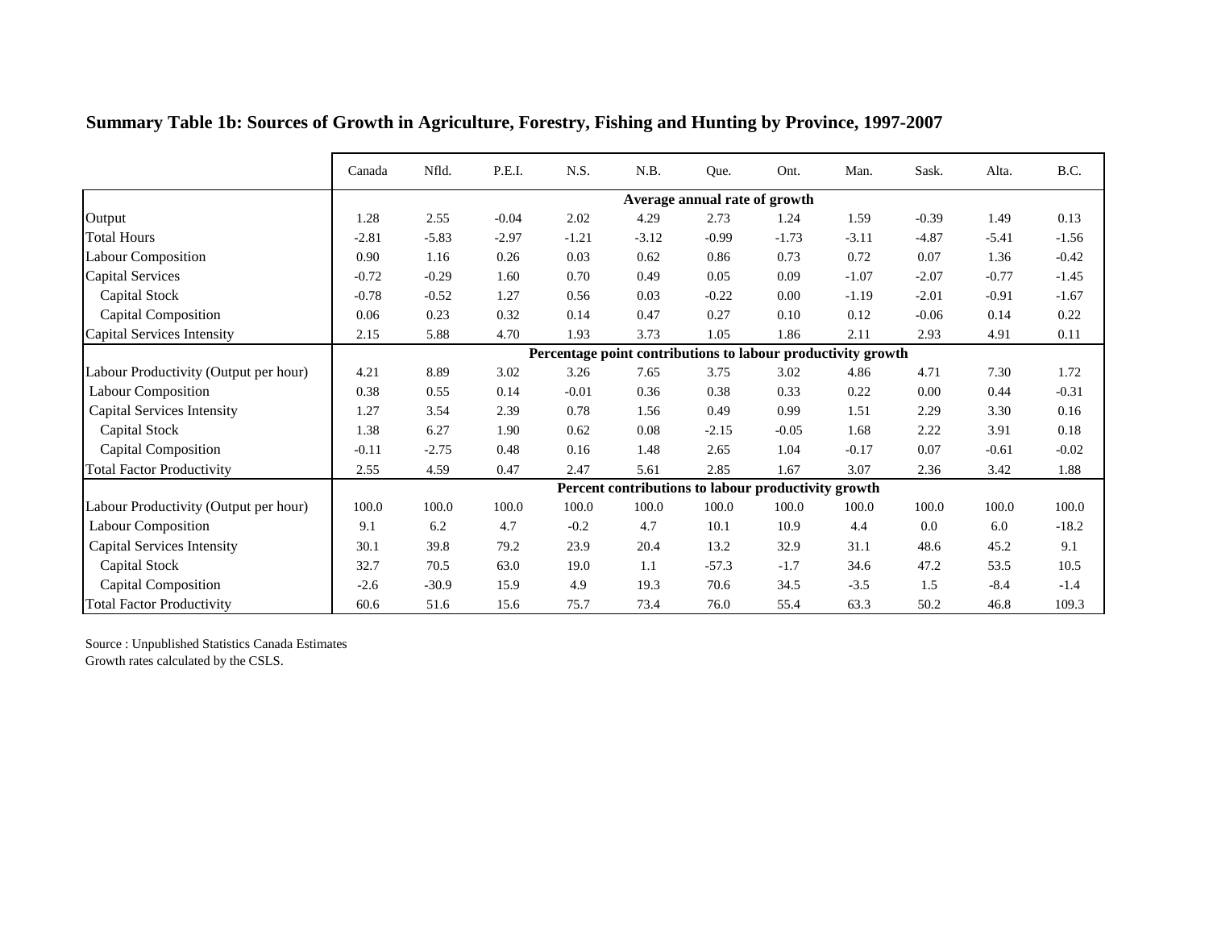# Summary Table 1b: Sources of Growth in Agriculture, Forestry, Fishing and Hunting by Province, 1997-2007

| | Canada | Nfld. | P.E.I. | N.S. | N.B. | Que. | Ont. | Man. | Sask. | Alta. | B.C. |
|---|---|---|---|---|---|---|---|---|---|---|---|
| | **Average annual rate of growth** | | | | | | | | | | |
| Output | 1.28 | 2.55 | -0.04 | 2.02 | 4.29 | 2.73 | 1.24 | 1.59 | -0.39 | 1.49 | 0.13 |
| Total Hours | -2.81 | -5.83 | -2.97 | -1.21 | -3.12 | -0.99 | -1.73 | -3.11 | -4.87 | -5.41 | -1.56 |
| Labour Composition | 0.90 | 1.16 | 0.26 | 0.03 | 0.62 | 0.86 | 0.73 | 0.72 | 0.07 | 1.36 | -0.42 |
| Capital Services | -0.72 | -0.29 | 1.60 | 0.70 | 0.49 | 0.05 | 0.09 | -1.07 | -2.07 | -0.77 | -1.45 |
| Capital Stock | -0.78 | -0.52 | 1.27 | 0.56 | 0.03 | -0.22 | 0.00 | -1.19 | -2.01 | -0.91 | -1.67 |
| Capital Composition | 0.06 | 0.23 | 0.32 | 0.14 | 0.47 | 0.27 | 0.10 | 0.12 | -0.06 | 0.14 | 0.22 |
| Capital Services Intensity | 2.15 | 5.88 | 4.70 | 1.93 | 3.73 | 1.05 | 1.86 | 2.11 | 2.93 | 4.91 | 0.11 |
| | **Percentage point contributions to labour productivity growth** | | | | | | | | | | |
| Labour Productivity (Output per hour) | 4.21 | 8.89 | 3.02 | 3.26 | 7.65 | 3.75 | 3.02 | 4.86 | 4.71 | 7.30 | 1.72 |
| Labour Composition | 0.38 | 0.55 | 0.14 | -0.01 | 0.36 | 0.38 | 0.33 | 0.22 | 0.00 | 0.44 | -0.31 |
| Capital Services Intensity | 1.27 | 3.54 | 2.39 | 0.78 | 1.56 | 0.49 | 0.99 | 1.51 | 2.29 | 3.30 | 0.16 |
| Capital Stock | 1.38 | 6.27 | 1.90 | 0.62 | 0.08 | -2.15 | -0.05 | 1.68 | 2.22 | 3.91 | 0.18 |
| Capital Composition | -0.11 | -2.75 | 0.48 | 0.16 | 1.48 | 2.65 | 1.04 | -0.17 | 0.07 | -0.61 | -0.02 |
| Total Factor Productivity | 2.55 | 4.59 | 0.47 | 2.47 | 5.61 | 2.85 | 1.67 | 3.07 | 2.36 | 3.42 | 1.88 |
| | **Percent contributions to labour productivity growth** | | | | | | | | | | |
| Labour Productivity (Output per hour) | 100.0 | 100.0 | 100.0 | 100.0 | 100.0 | 100.0 | 100.0 | 100.0 | 100.0 | 100.0 | 100.0 |
| Labour Composition | 9.1 | 6.2 | 4.7 | -0.2 | 4.7 | 10.1 | 10.9 | 4.4 | 0.0 | 6.0 | -18.2 |
| Capital Services Intensity | 30.1 | 39.8 | 79.2 | 23.9 | 20.4 | 13.2 | 32.9 | 31.1 | 48.6 | 45.2 | 9.1 |
| Capital Stock | 32.7 | 70.5 | 63.0 | 19.0 | 1.1 | -57.3 | -1.7 | 34.6 | 47.2 | 53.5 | 10.5 |
| Capital Composition | -2.6 | -30.9 | 15.9 | 4.9 | 19.3 | 70.6 | 34.5 | -3.5 | 1.5 | -8.4 | -1.4 |
| Total Factor Productivity | 60.6 | 51.6 | 15.6 | 75.7 | 73.4 | 76.0 | 55.4 | 63.3 | 50.2 | 46.8 | 109.3 |

Source : Unpublished Statistics Canada Estimates
Growth rates calculated by the CSLS.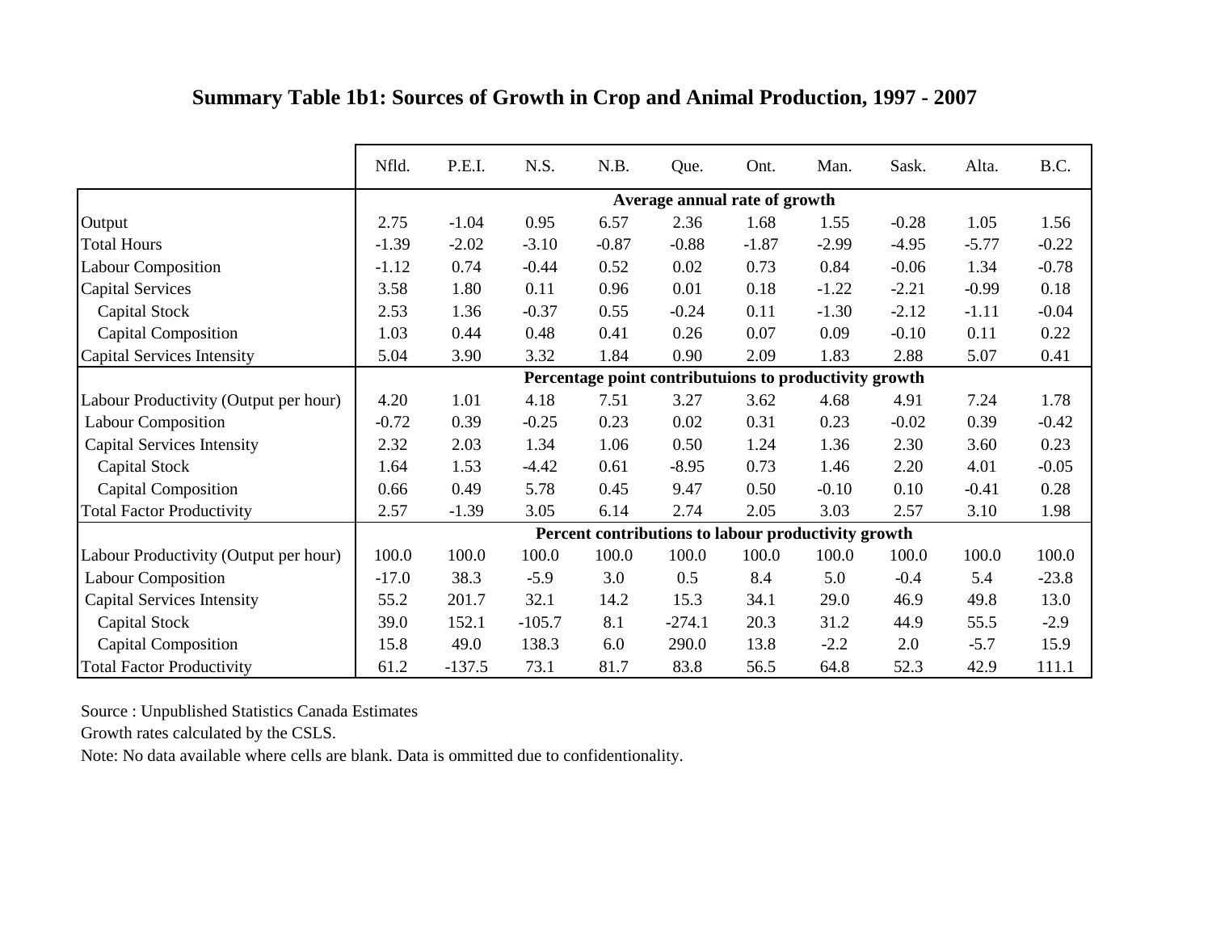## Summary Table 1b1: Sources of Growth in Crop and Animal Production, 1997 - 2007

| | Nfld. | P.E.I. | N.S. | N.B. | Que. | Ont. | Man. | Sask. | Alta. | B.C. |
|---|---|---|---|---|---|---|---|---|---|---|
| | **Average annual rate of growth** | | | | | | | | | |
| Output | 2.75 | -1.04 | 0.95 | 6.57 | 2.36 | 1.68 | 1.55 | -0.28 | 1.05 | 1.56 |
| Total Hours | -1.39 | -2.02 | -3.10 | -0.87 | -0.88 | -1.87 | -2.99 | -4.95 | -5.77 | -0.22 |
| Labour Composition | -1.12 | 0.74 | -0.44 | 0.52 | 0.02 | 0.73 | 0.84 | -0.06 | 1.34 | -0.78 |
| Capital Services | 3.58 | 1.80 | 0.11 | 0.96 | 0.01 | 0.18 | -1.22 | -2.21 | -0.99 | 0.18 |
| Capital Stock | 2.53 | 1.36 | -0.37 | 0.55 | -0.24 | 0.11 | -1.30 | -2.12 | -1.11 | -0.04 |
| Capital Composition | 1.03 | 0.44 | 0.48 | 0.41 | 0.26 | 0.07 | 0.09 | -0.10 | 0.11 | 0.22 |
| Capital Services Intensity | 5.04 | 3.90 | 3.32 | 1.84 | 0.90 | 2.09 | 1.83 | 2.88 | 5.07 | 0.41 |
| | **Percentage point contributuions to productivity growth** | | | | | | | | | |
| Labour Productivity (Output per hour) | 4.20 | 1.01 | 4.18 | 7.51 | 3.27 | 3.62 | 4.68 | 4.91 | 7.24 | 1.78 |
| Labour Composition | -0.72 | 0.39 | -0.25 | 0.23 | 0.02 | 0.31 | 0.23 | -0.02 | 0.39 | -0.42 |
| Capital Services Intensity | 2.32 | 2.03 | 1.34 | 1.06 | 0.50 | 1.24 | 1.36 | 2.30 | 3.60 | 0.23 |
| Capital Stock | 1.64 | 1.53 | -4.42 | 0.61 | -8.95 | 0.73 | 1.46 | 2.20 | 4.01 | -0.05 |
| Capital Composition | 0.66 | 0.49 | 5.78 | 0.45 | 9.47 | 0.50 | -0.10 | 0.10 | -0.41 | 0.28 |
| Total Factor Productivity | 2.57 | -1.39 | 3.05 | 6.14 | 2.74 | 2.05 | 3.03 | 2.57 | 3.10 | 1.98 |
| | **Percent contributions to labour productivity growth** | | | | | | | | | |
| Labour Productivity (Output per hour) | 100.0 | 100.0 | 100.0 | 100.0 | 100.0 | 100.0 | 100.0 | 100.0 | 100.0 | 100.0 |
| Labour Composition | -17.0 | 38.3 | -5.9 | 3.0 | 0.5 | 8.4 | 5.0 | -0.4 | 5.4 | -23.8 |
| Capital Services Intensity | 55.2 | 201.7 | 32.1 | 14.2 | 15.3 | 34.1 | 29.0 | 46.9 | 49.8 | 13.0 |
| Capital Stock | 39.0 | 152.1 | -105.7 | 8.1 | -274.1 | 20.3 | 31.2 | 44.9 | 55.5 | -2.9 |
| Capital Composition | 15.8 | 49.0 | 138.3 | 6.0 | 290.0 | 13.8 | -2.2 | 2.0 | -5.7 | 15.9 |
| Total Factor Productivity | 61.2 | -137.5 | 73.1 | 81.7 | 83.8 | 56.5 | 64.8 | 52.3 | 42.9 | 111.1 |

Source : Unpublished Statistics Canada Estimates

Growth rates calculated by the CSLS.

Note: No data available where cells are blank. Data is ommitted due to confidentionality.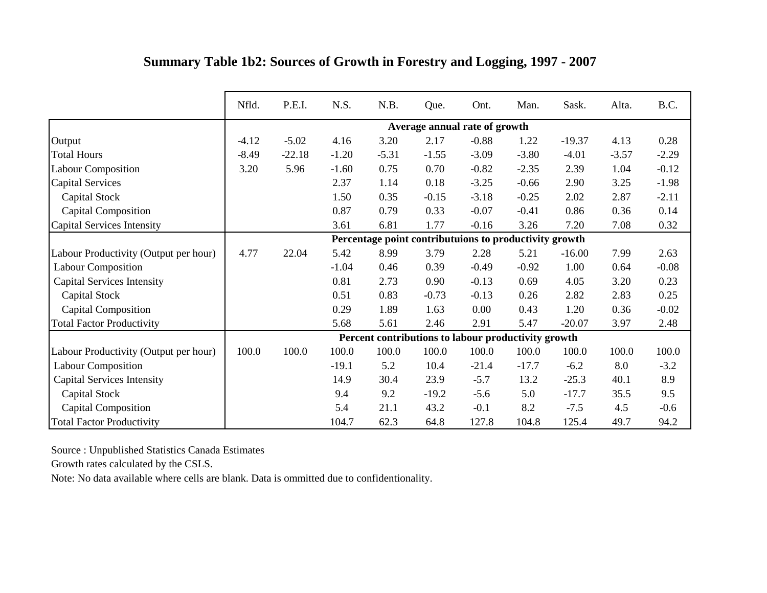## Summary Table 1b2: Sources of Growth in Forestry and Logging, 1997 - 2007

| | Nfld. | P.E.I. | N.S. | N.B. | Que. | Ont. | Man. | Sask. | Alta. | B.C. |
|---|---|---|---|---|---|---|---|---|---|---|
| | **Average annual rate of growth** | | | | | | | | | |
| Output | -4.12 | -5.02 | 4.16 | 3.20 | 2.17 | -0.88 | 1.22 | -19.37 | 4.13 | 0.28 |
| Total Hours | -8.49 | -22.18 | -1.20 | -5.31 | -1.55 | -3.09 | -3.80 | -4.01 | -3.57 | -2.29 |
| Labour Composition | 3.20 | 5.96 | -1.60 | 0.75 | 0.70 | -0.82 | -2.35 | 2.39 | 1.04 | -0.12 |
| Capital Services | | | 2.37 | 1.14 | 0.18 | -3.25 | -0.66 | 2.90 | 3.25 | -1.98 |
| Capital Stock | | | 1.50 | 0.35 | -0.15 | -3.18 | -0.25 | 2.02 | 2.87 | -2.11 |
| Capital Composition | | | 0.87 | 0.79 | 0.33 | -0.07 | -0.41 | 0.86 | 0.36 | 0.14 |
| Capital Services Intensity | | | 3.61 | 6.81 | 1.77 | -0.16 | 3.26 | 7.20 | 7.08 | 0.32 |
| | **Percentage point contributuions to productivity growth** | | | | | | | | | |
| Labour Productivity (Output per hour) | 4.77 | 22.04 | 5.42 | 8.99 | 3.79 | 2.28 | 5.21 | -16.00 | 7.99 | 2.63 |
| Labour Composition | | | -1.04 | 0.46 | 0.39 | -0.49 | -0.92 | 1.00 | 0.64 | -0.08 |
| Capital Services Intensity | | | 0.81 | 2.73 | 0.90 | -0.13 | 0.69 | 4.05 | 3.20 | 0.23 |
| Capital Stock | | | 0.51 | 0.83 | -0.73 | -0.13 | 0.26 | 2.82 | 2.83 | 0.25 |
| Capital Composition | | | 0.29 | 1.89 | 1.63 | 0.00 | 0.43 | 1.20 | 0.36 | -0.02 |
| Total Factor Productivity | | | 5.68 | 5.61 | 2.46 | 2.91 | 5.47 | -20.07 | 3.97 | 2.48 |
| | **Percent contributions to labour productivity growth** | | | | | | | | | |
| Labour Productivity (Output per hour) | 100.0 | 100.0 | 100.0 | 100.0 | 100.0 | 100.0 | 100.0 | 100.0 | 100.0 | 100.0 |
| Labour Composition | | | -19.1 | 5.2 | 10.4 | -21.4 | -17.7 | -6.2 | 8.0 | -3.2 |
| Capital Services Intensity | | | 14.9 | 30.4 | 23.9 | -5.7 | 13.2 | -25.3 | 40.1 | 8.9 |
| Capital Stock | | | 9.4 | 9.2 | -19.2 | -5.6 | 5.0 | -17.7 | 35.5 | 9.5 |
| Capital Composition | | | 5.4 | 21.1 | 43.2 | -0.1 | 8.2 | -7.5 | 4.5 | -0.6 |
| Total Factor Productivity | | | 104.7 | 62.3 | 64.8 | 127.8 | 104.8 | 125.4 | 49.7 | 94.2 |

Source : Unpublished Statistics Canada Estimates

Growth rates calculated by the CSLS.

Note: No data available where cells are blank. Data is ommitted due to confidentionality.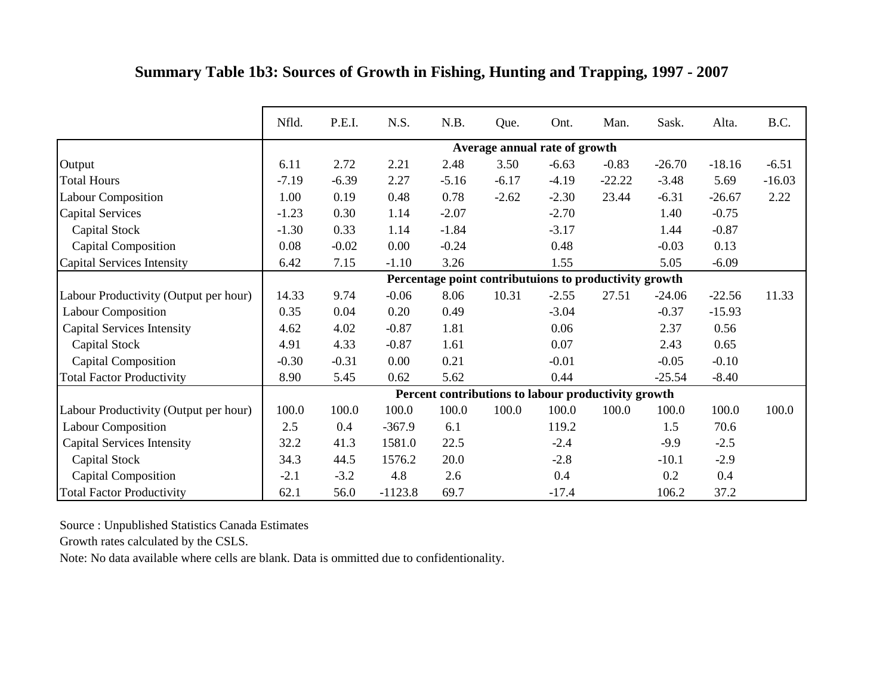## Summary Table 1b3: Sources of Growth in Fishing, Hunting and Trapping, 1997 - 2007

| | Nfld. | P.E.I. | N.S. | N.B. | Que. | Ont. | Man. | Sask. | Alta. | B.C. |
|---|---|---|---|---|---|---|---|---|---|---|
| | **Average annual rate of growth** | | | | | | | | | |
| Output | 6.11 | 2.72 | 2.21 | 2.48 | 3.50 | -6.63 | -0.83 | -26.70 | -18.16 | -6.51 |
| Total Hours | -7.19 | -6.39 | 2.27 | -5.16 | -6.17 | -4.19 | -22.22 | -3.48 | 5.69 | -16.03 |
| Labour Composition | 1.00 | 0.19 | 0.48 | 0.78 | -2.62 | -2.30 | 23.44 | -6.31 | -26.67 | 2.22 |
| Capital Services | -1.23 | 0.30 | 1.14 | -2.07 | | -2.70 | | 1.40 | -0.75 | |
| Capital Stock | -1.30 | 0.33 | 1.14 | -1.84 | | -3.17 | | 1.44 | -0.87 | |
| Capital Composition | 0.08 | -0.02 | 0.00 | -0.24 | | 0.48 | | -0.03 | 0.13 | |
| Capital Services Intensity | 6.42 | 7.15 | -1.10 | 3.26 | | 1.55 | | 5.05 | -6.09 | |
| | **Percentage point contributuions to productivity growth** | | | | | | | | | |
| Labour Productivity (Output per hour) | 14.33 | 9.74 | -0.06 | 8.06 | 10.31 | -2.55 | 27.51 | -24.06 | -22.56 | 11.33 |
| Labour Composition | 0.35 | 0.04 | 0.20 | 0.49 | | -3.04 | | -0.37 | -15.93 | |
| Capital Services Intensity | 4.62 | 4.02 | -0.87 | 1.81 | | 0.06 | | 2.37 | 0.56 | |
| Capital Stock | 4.91 | 4.33 | -0.87 | 1.61 | | 0.07 | | 2.43 | 0.65 | |
| Capital Composition | -0.30 | -0.31 | 0.00 | 0.21 | | -0.01 | | -0.05 | -0.10 | |
| Total Factor Productivity | 8.90 | 5.45 | 0.62 | 5.62 | | 0.44 | | -25.54 | -8.40 | |
| | **Percent contributions to labour productivity growth** | | | | | | | | | |
| Labour Productivity (Output per hour) | 100.0 | 100.0 | 100.0 | 100.0 | 100.0 | 100.0 | 100.0 | 100.0 | 100.0 | 100.0 |
| Labour Composition | 2.5 | 0.4 | -367.9 | 6.1 | | 119.2 | | 1.5 | 70.6 | |
| Capital Services Intensity | 32.2 | 41.3 | 1581.0 | 22.5 | | -2.4 | | -9.9 | -2.5 | |
| Capital Stock | 34.3 | 44.5 | 1576.2 | 20.0 | | -2.8 | | -10.1 | -2.9 | |
| Capital Composition | -2.1 | -3.2 | 4.8 | 2.6 | | 0.4 | | 0.2 | 0.4 | |
| Total Factor Productivity | 62.1 | 56.0 | -1123.8 | 69.7 | | -17.4 | | 106.2 | 37.2 | |

Source : Unpublished Statistics Canada Estimates

Growth rates calculated by the CSLS.

Note: No data available where cells are blank. Data is ommitted due to confidentionality.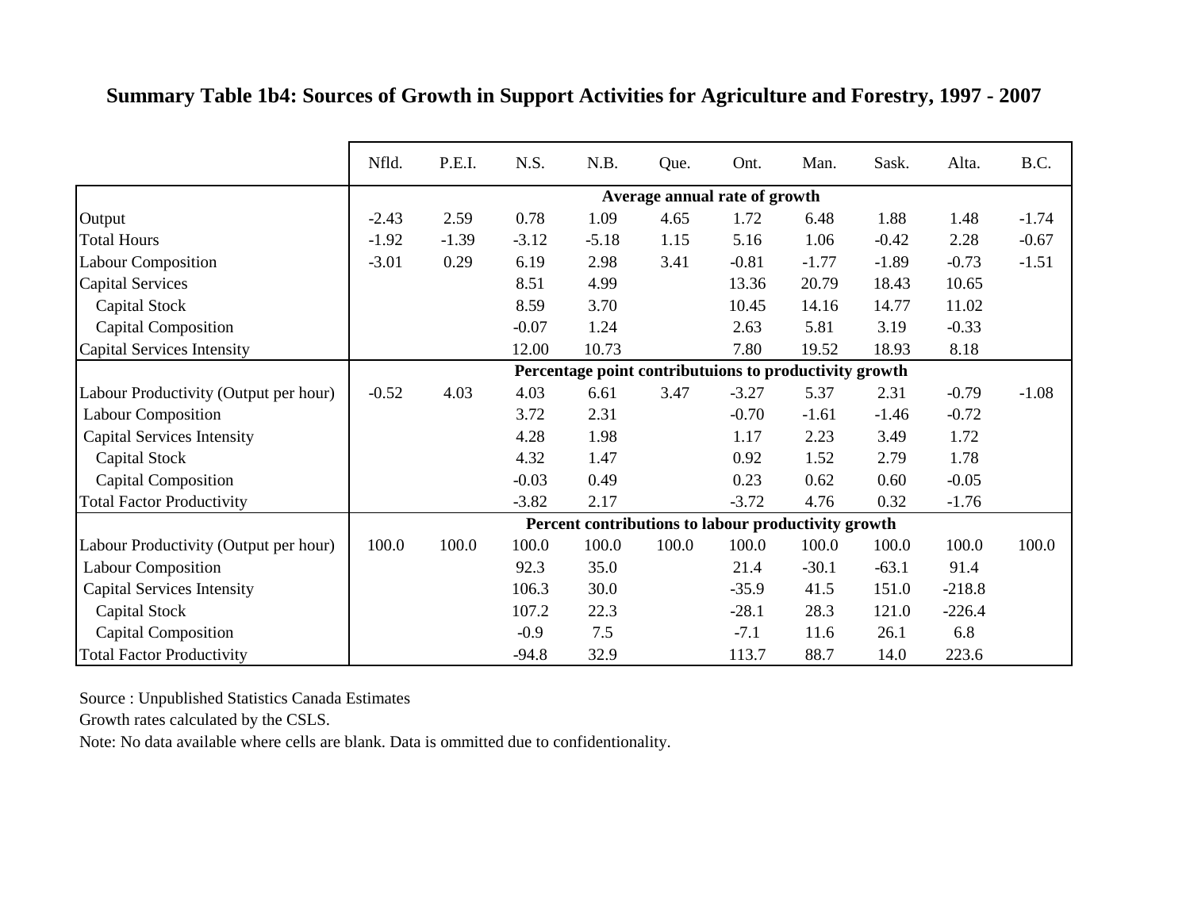**Summary Table 1b4: Sources of Growth in Support Activities for Agriculture and Forestry, 1997 - 2007**

| | Nfld. | P.E.I. | N.S. | N.B. | Que. | Ont. | Man. | Sask. | Alta. | B.C. |
|---|---|---|---|---|---|---|---|---|---|---|
| | **Average annual rate of growth** | | | | | | | | | |
| Output | -2.43 | 2.59 | 0.78 | 1.09 | 4.65 | 1.72 | 6.48 | 1.88 | 1.48 | -1.74 |
| Total Hours | -1.92 | -1.39 | -3.12 | -5.18 | 1.15 | 5.16 | 1.06 | -0.42 | 2.28 | -0.67 |
| Labour Composition | -3.01 | 0.29 | 6.19 | 2.98 | 3.41 | -0.81 | -1.77 | -1.89 | -0.73 | -1.51 |
| Capital Services | | | 8.51 | 4.99 | | 13.36 | 20.79 | 18.43 | 10.65 | |
| Capital Stock | | | 8.59 | 3.70 | | 10.45 | 14.16 | 14.77 | 11.02 | |
| Capital Composition | | | -0.07 | 1.24 | | 2.63 | 5.81 | 3.19 | -0.33 | |
| Capital Services Intensity | | | 12.00 | 10.73 | | 7.80 | 19.52 | 18.93 | 8.18 | |
| | **Percentage point contributuions to productivity growth** | | | | | | | | | |
| Labour Productivity (Output per hour) | -0.52 | 4.03 | 4.03 | 6.61 | 3.47 | -3.27 | 5.37 | 2.31 | -0.79 | -1.08 |
| Labour Composition | | | 3.72 | 2.31 | | -0.70 | -1.61 | -1.46 | -0.72 | |
| Capital Services Intensity | | | 4.28 | 1.98 | | 1.17 | 2.23 | 3.49 | 1.72 | |
| Capital Stock | | | 4.32 | 1.47 | | 0.92 | 1.52 | 2.79 | 1.78 | |
| Capital Composition | | | -0.03 | 0.49 | | 0.23 | 0.62 | 0.60 | -0.05 | |
| Total Factor Productivity | | | -3.82 | 2.17 | | -3.72 | 4.76 | 0.32 | -1.76 | |
| | **Percent contributions to labour productivity growth** | | | | | | | | | |
| Labour Productivity (Output per hour) | 100.0 | 100.0 | 100.0 | 100.0 | 100.0 | 100.0 | 100.0 | 100.0 | 100.0 | 100.0 |
| Labour Composition | | | 92.3 | 35.0 | | 21.4 | -30.1 | -63.1 | 91.4 | |
| Capital Services Intensity | | | 106.3 | 30.0 | | -35.9 | 41.5 | 151.0 | -218.8 | |
| Capital Stock | | | 107.2 | 22.3 | | -28.1 | 28.3 | 121.0 | -226.4 | |
| Capital Composition | | | -0.9 | 7.5 | | -7.1 | 11.6 | 26.1 | 6.8 | |
| Total Factor Productivity | | | -94.8 | 32.9 | | 113.7 | 88.7 | 14.0 | 223.6 | |

Source : Unpublished Statistics Canada Estimates

Growth rates calculated by the CSLS.

Note: No data available where cells are blank. Data is ommitted due to confidentionality.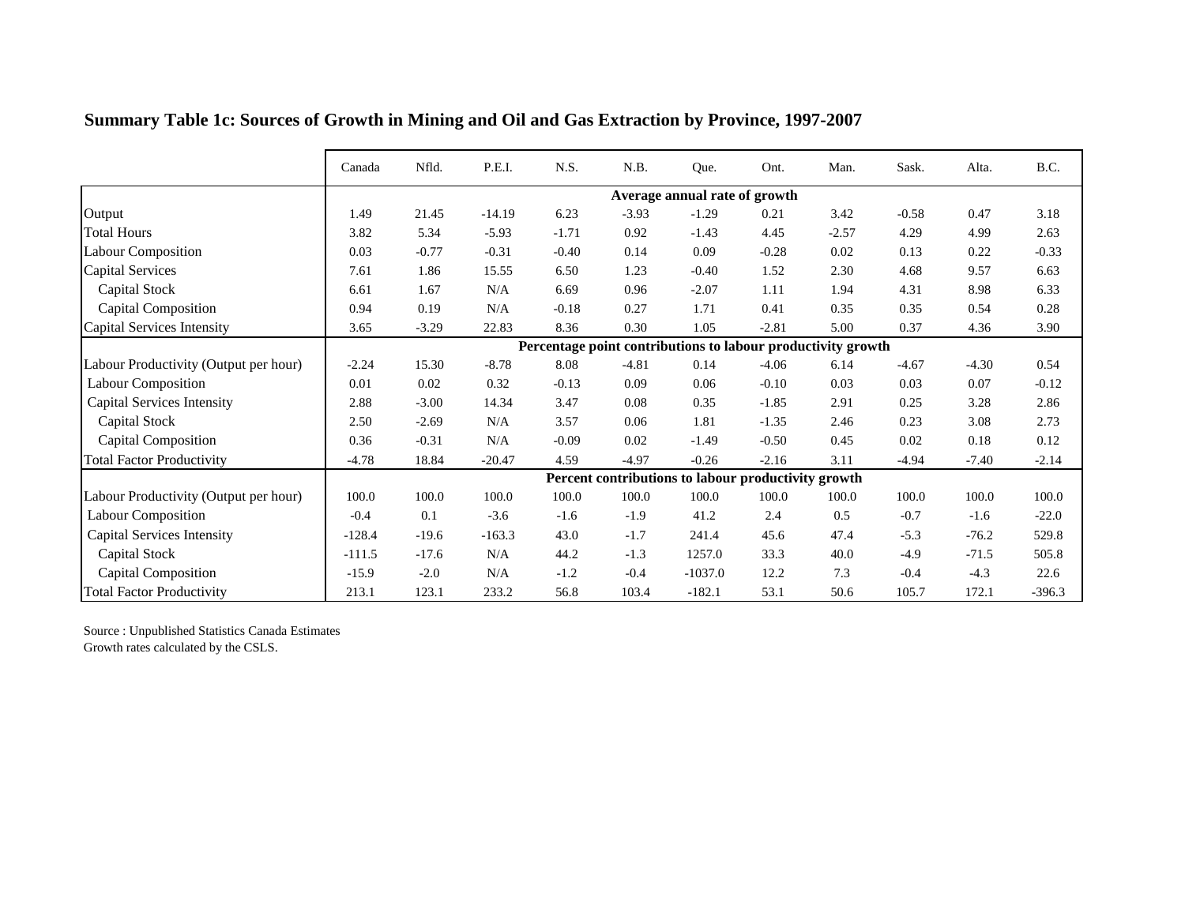## Summary Table 1c: Sources of Growth in Mining and Oil and Gas Extraction by Province, 1997-2007

| | Canada | Nfld. | P.E.I. | N.S. | N.B. | Que. | Ont. | Man. | Sask. | Alta. | B.C. |
|---|---|---|---|---|---|---|---|---|---|---|---|
| | **Average annual rate of growth** | | | | | | | | | | |
| Output | 1.49 | 21.45 | -14.19 | 6.23 | -3.93 | -1.29 | 0.21 | 3.42 | -0.58 | 0.47 | 3.18 |
| Total Hours | 3.82 | 5.34 | -5.93 | -1.71 | 0.92 | -1.43 | 4.45 | -2.57 | 4.29 | 4.99 | 2.63 |
| Labour Composition | 0.03 | -0.77 | -0.31 | -0.40 | 0.14 | 0.09 | -0.28 | 0.02 | 0.13 | 0.22 | -0.33 |
| Capital Services | 7.61 | 1.86 | 15.55 | 6.50 | 1.23 | -0.40 | 1.52 | 2.30 | 4.68 | 9.57 | 6.63 |
| Capital Stock | 6.61 | 1.67 | N/A | 6.69 | 0.96 | -2.07 | 1.11 | 1.94 | 4.31 | 8.98 | 6.33 |
| Capital Composition | 0.94 | 0.19 | N/A | -0.18 | 0.27 | 1.71 | 0.41 | 0.35 | 0.35 | 0.54 | 0.28 |
| Capital Services Intensity | 3.65 | -3.29 | 22.83 | 8.36 | 0.30 | 1.05 | -2.81 | 5.00 | 0.37 | 4.36 | 3.90 |
| | **Percentage point contributions to labour productivity growth** | | | | | | | | | | |
| Labour Productivity (Output per hour) | -2.24 | 15.30 | -8.78 | 8.08 | -4.81 | 0.14 | -4.06 | 6.14 | -4.67 | -4.30 | 0.54 |
| Labour Composition | 0.01 | 0.02 | 0.32 | -0.13 | 0.09 | 0.06 | -0.10 | 0.03 | 0.03 | 0.07 | -0.12 |
| Capital Services Intensity | 2.88 | -3.00 | 14.34 | 3.47 | 0.08 | 0.35 | -1.85 | 2.91 | 0.25 | 3.28 | 2.86 |
| Capital Stock | 2.50 | -2.69 | N/A | 3.57 | 0.06 | 1.81 | -1.35 | 2.46 | 0.23 | 3.08 | 2.73 |
| Capital Composition | 0.36 | -0.31 | N/A | -0.09 | 0.02 | -1.49 | -0.50 | 0.45 | 0.02 | 0.18 | 0.12 |
| Total Factor Productivity | -4.78 | 18.84 | -20.47 | 4.59 | -4.97 | -0.26 | -2.16 | 3.11 | -4.94 | -7.40 | -2.14 |
| | **Percent contributions to labour productivity growth** | | | | | | | | | | |
| Labour Productivity (Output per hour) | 100.0 | 100.0 | 100.0 | 100.0 | 100.0 | 100.0 | 100.0 | 100.0 | 100.0 | 100.0 | 100.0 |
| Labour Composition | -0.4 | 0.1 | -3.6 | -1.6 | -1.9 | 41.2 | 2.4 | 0.5 | -0.7 | -1.6 | -22.0 |
| Capital Services Intensity | -128.4 | -19.6 | -163.3 | 43.0 | -1.7 | 241.4 | 45.6 | 47.4 | -5.3 | -76.2 | 529.8 |
| Capital Stock | -111.5 | -17.6 | N/A | 44.2 | -1.3 | 1257.0 | 33.3 | 40.0 | -4.9 | -71.5 | 505.8 |
| Capital Composition | -15.9 | -2.0 | N/A | -1.2 | -0.4 | -1037.0 | 12.2 | 7.3 | -0.4 | -4.3 | 22.6 |
| Total Factor Productivity | 213.1 | 123.1 | 233.2 | 56.8 | 103.4 | -182.1 | 53.1 | 50.6 | 105.7 | 172.1 | -396.3 |

Source : Unpublished Statistics Canada Estimates
Growth rates calculated by the CSLS.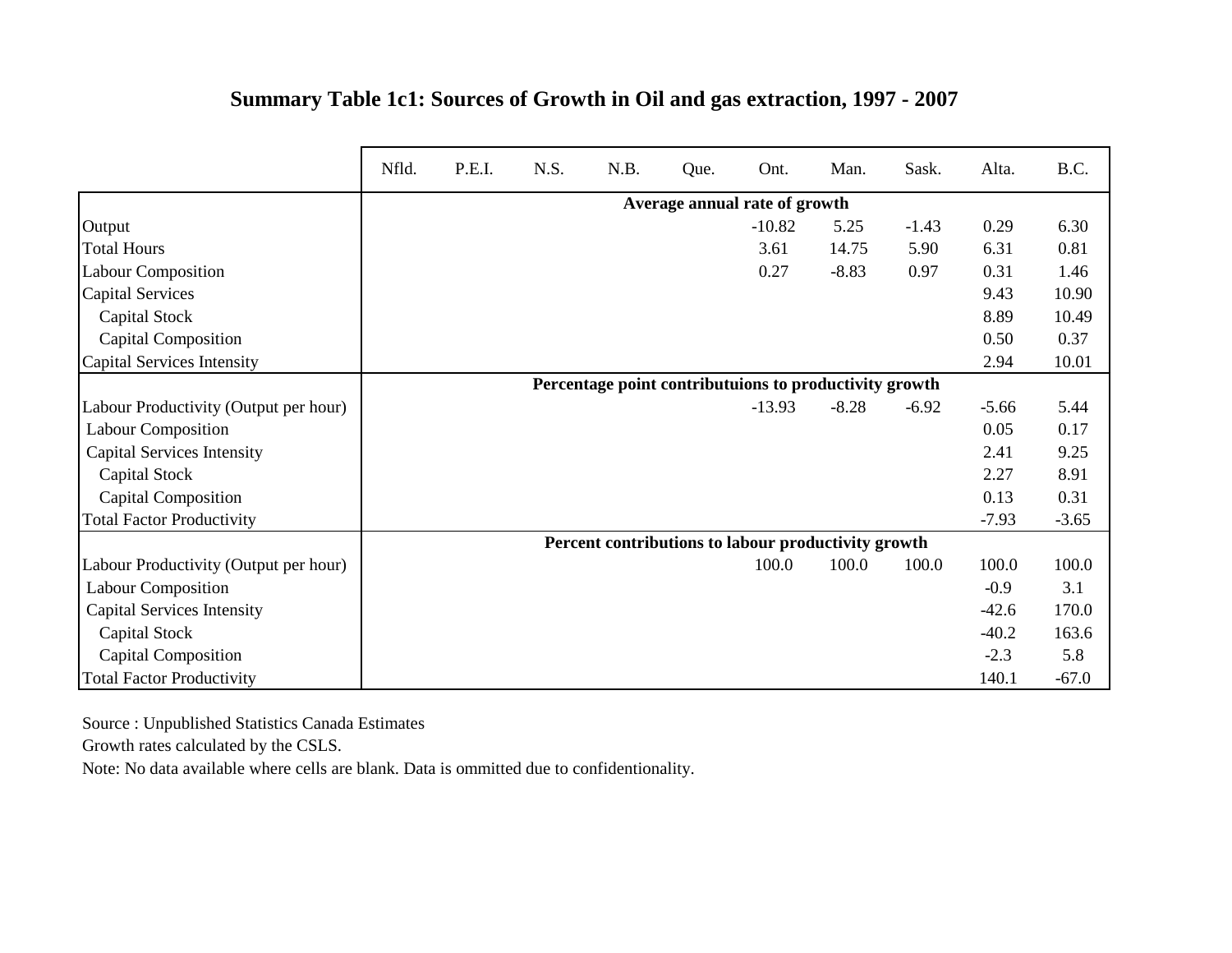## Summary Table 1c1: Sources of Growth in Oil and gas extraction, 1997 - 2007

| | Nfld. | P.E.I. | N.S. | N.B. | Que. | Ont. | Man. | Sask. | Alta. | B.C. |
|---|---|---|---|---|---|---|---|---|---|---|
| | **Average annual rate of growth** | | | | | | | | | |
| Output | | | | | | -10.82 | 5.25 | -1.43 | 0.29 | 6.30 |
| Total Hours | | | | | | 3.61 | 14.75 | 5.90 | 6.31 | 0.81 |
| Labour Composition | | | | | | 0.27 | -8.83 | 0.97 | 0.31 | 1.46 |
| Capital Services | | | | | | | | | 9.43 | 10.90 |
| Capital Stock | | | | | | | | | 8.89 | 10.49 |
| Capital Composition | | | | | | | | | 0.50 | 0.37 |
| Capital Services Intensity | | | | | | | | | 2.94 | 10.01 |
| | **Percentage point contributuions to productivity growth** | | | | | | | | | |
| Labour Productivity (Output per hour) | | | | | | -13.93 | -8.28 | -6.92 | -5.66 | 5.44 |
| Labour Composition | | | | | | | | | 0.05 | 0.17 |
| Capital Services Intensity | | | | | | | | | 2.41 | 9.25 |
| Capital Stock | | | | | | | | | 2.27 | 8.91 |
| Capital Composition | | | | | | | | | 0.13 | 0.31 |
| Total Factor Productivity | | | | | | | | | -7.93 | -3.65 |
| | **Percent contributions to labour productivity growth** | | | | | | | | | |
| Labour Productivity (Output per hour) | | | | | | 100.0 | 100.0 | 100.0 | 100.0 | 100.0 |
| Labour Composition | | | | | | | | | -0.9 | 3.1 |
| Capital Services Intensity | | | | | | | | | -42.6 | 170.0 |
| Capital Stock | | | | | | | | | -40.2 | 163.6 |
| Capital Composition | | | | | | | | | -2.3 | 5.8 |
| Total Factor Productivity | | | | | | | | | 140.1 | -67.0 |

Source : Unpublished Statistics Canada Estimates

Growth rates calculated by the CSLS.

Note: No data available where cells are blank. Data is ommitted due to confidentionality.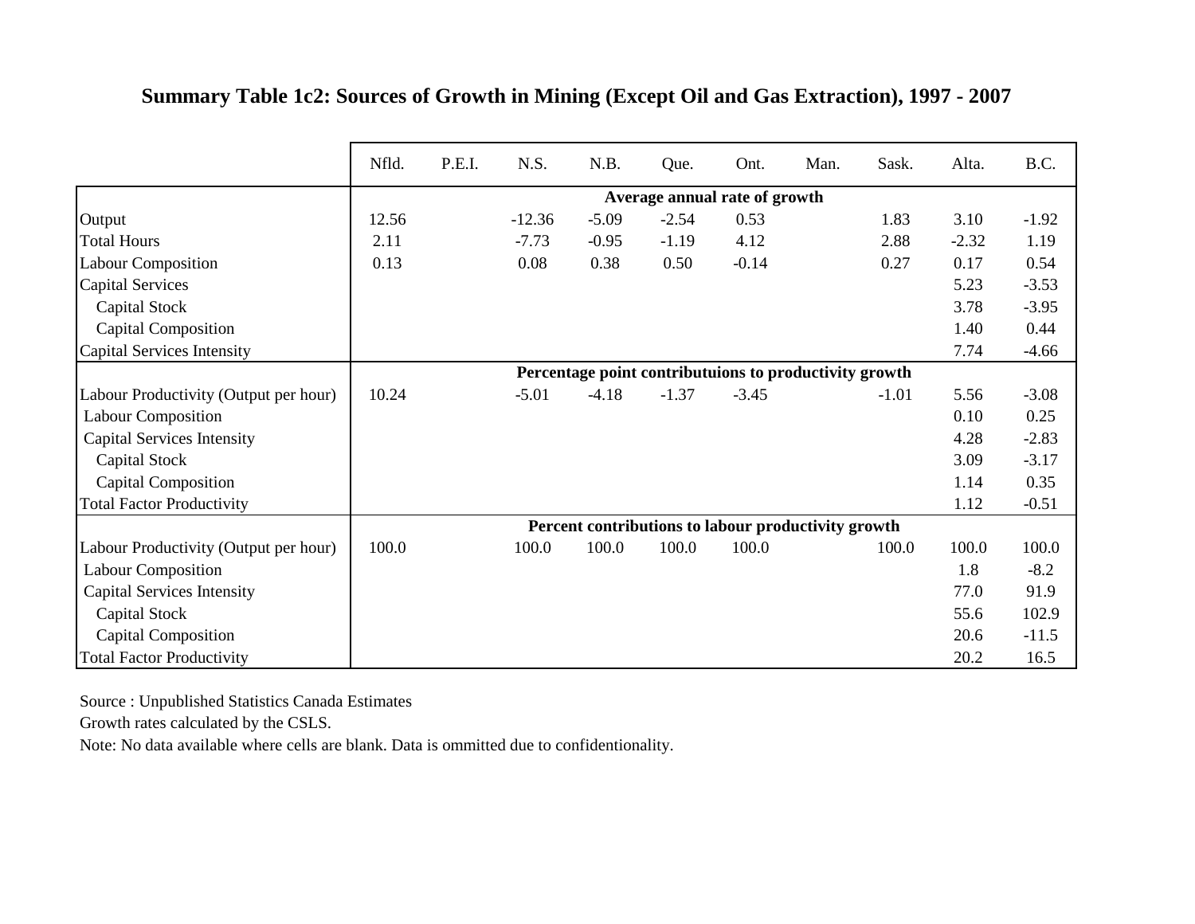## Summary Table 1c2: Sources of Growth in Mining (Except Oil and Gas Extraction), 1997 - 2007

| | Nfld. | P.E.I. | N.S. | N.B. | Que. | Ont. | Man. | Sask. | Alta. | B.C. |
|---|---|---|---|---|---|---|---|---|---|---|
| | **Average annual rate of growth** | | | | | | | | | |
| Output | 12.56 | | -12.36 | -5.09 | -2.54 | 0.53 | | 1.83 | 3.10 | -1.92 |
| Total Hours | 2.11 | | -7.73 | -0.95 | -1.19 | 4.12 | | 2.88 | -2.32 | 1.19 |
| Labour Composition | 0.13 | | 0.08 | 0.38 | 0.50 | -0.14 | | 0.27 | 0.17 | 0.54 |
| Capital Services | | | | | | | | | 5.23 | -3.53 |
| Capital Stock | | | | | | | | | 3.78 | -3.95 |
| Capital Composition | | | | | | | | | 1.40 | 0.44 |
| Capital Services Intensity | | | | | | | | | 7.74 | -4.66 |
| | **Percentage point contributuions to productivity growth** | | | | | | | | | |
| Labour Productivity (Output per hour) | 10.24 | | -5.01 | -4.18 | -1.37 | -3.45 | | -1.01 | 5.56 | -3.08 |
| Labour Composition | | | | | | | | | 0.10 | 0.25 |
| Capital Services Intensity | | | | | | | | | 4.28 | -2.83 |
| Capital Stock | | | | | | | | | 3.09 | -3.17 |
| Capital Composition | | | | | | | | | 1.14 | 0.35 |
| Total Factor Productivity | | | | | | | | | 1.12 | -0.51 |
| | **Percent contributions to labour productivity growth** | | | | | | | | | |
| Labour Productivity (Output per hour) | 100.0 | | 100.0 | 100.0 | 100.0 | 100.0 | | 100.0 | 100.0 | 100.0 |
| Labour Composition | | | | | | | | | 1.8 | -8.2 |
| Capital Services Intensity | | | | | | | | | 77.0 | 91.9 |
| Capital Stock | | | | | | | | | 55.6 | 102.9 |
| Capital Composition | | | | | | | | | 20.6 | -11.5 |
| Total Factor Productivity | | | | | | | | | 20.2 | 16.5 |

Source : Unpublished Statistics Canada Estimates

Growth rates calculated by the CSLS.

Note: No data available where cells are blank. Data is ommitted due to confidentionality.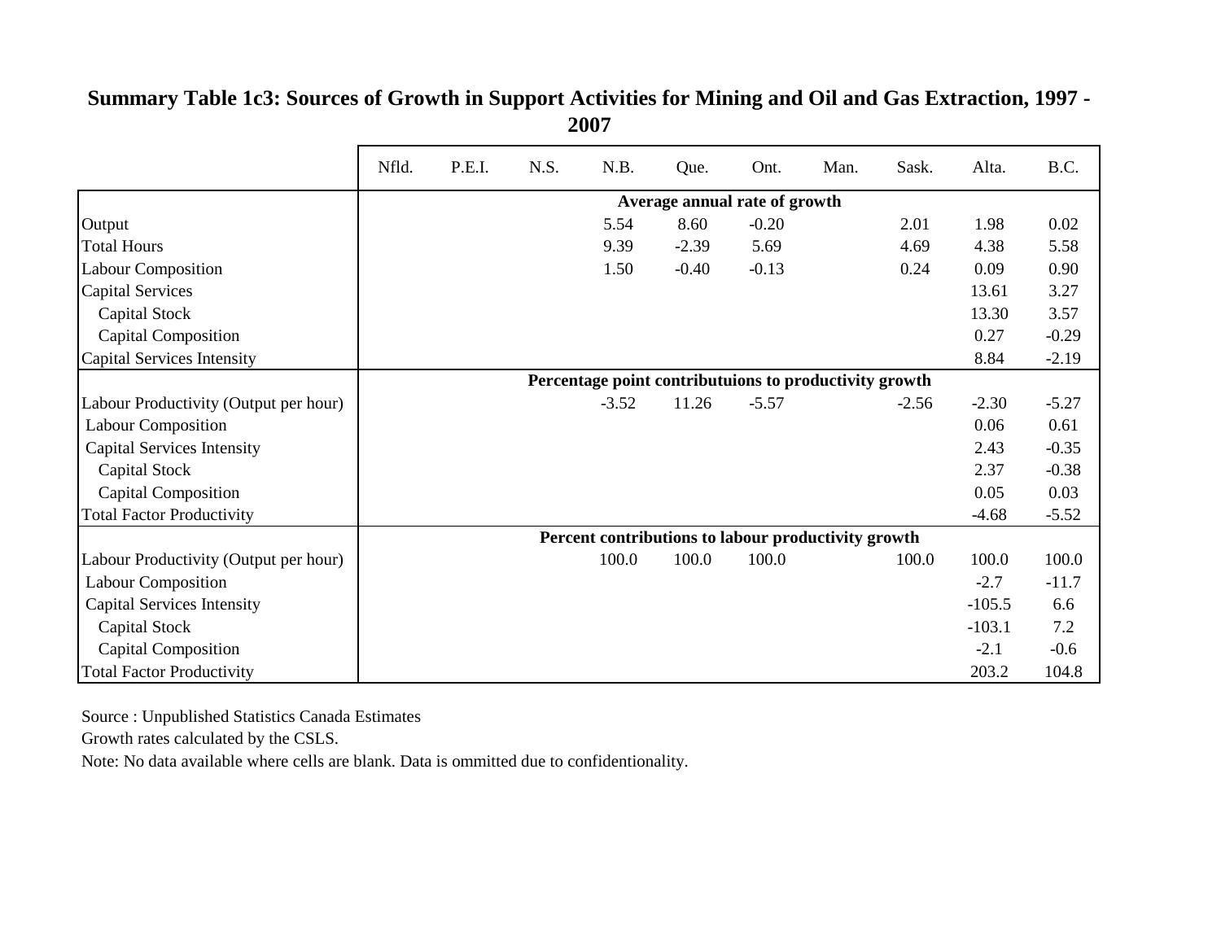**Summary Table 1c3: Sources of Growth in Support Activities for Mining and Oil and Gas Extraction, 1997 - 2007**

| | Nfld. | P.E.I. | N.S. | N.B. | Que. | Ont. | Man. | Sask. | Alta. | B.C. |
|---|---|---|---|---|---|---|---|---|---|---|
| | **Average annual rate of growth** | | | | | | | | | |
| Output | | | | 5.54 | 8.60 | -0.20 | | 2.01 | 1.98 | 0.02 |
| Total Hours | | | | 9.39 | -2.39 | 5.69 | | 4.69 | 4.38 | 5.58 |
| Labour Composition | | | | 1.50 | -0.40 | -0.13 | | 0.24 | 0.09 | 0.90 |
| Capital Services | | | | | | | | | 13.61 | 3.27 |
| Capital Stock | | | | | | | | | 13.30 | 3.57 |
| Capital Composition | | | | | | | | | 0.27 | -0.29 |
| Capital Services Intensity | | | | | | | | | 8.84 | -2.19 |
| | **Percentage point contributuions to productivity growth** | | | | | | | | | |
| Labour Productivity (Output per hour) | | | | -3.52 | 11.26 | -5.57 | | -2.56 | -2.30 | -5.27 |
| Labour Composition | | | | | | | | | 0.06 | 0.61 |
| Capital Services Intensity | | | | | | | | | 2.43 | -0.35 |
| Capital Stock | | | | | | | | | 2.37 | -0.38 |
| Capital Composition | | | | | | | | | 0.05 | 0.03 |
| Total Factor Productivity | | | | | | | | | -4.68 | -5.52 |
| | **Percent contributions to labour productivity growth** | | | | | | | | | |
| Labour Productivity (Output per hour) | | | | 100.0 | 100.0 | 100.0 | | 100.0 | 100.0 | 100.0 |
| Labour Composition | | | | | | | | | -2.7 | -11.7 |
| Capital Services Intensity | | | | | | | | | -105.5 | 6.6 |
| Capital Stock | | | | | | | | | -103.1 | 7.2 |
| Capital Composition | | | | | | | | | -2.1 | -0.6 |
| Total Factor Productivity | | | | | | | | | 203.2 | 104.8 |

Source : Unpublished Statistics Canada Estimates

Growth rates calculated by the CSLS.

Note: No data available where cells are blank. Data is ommitted due to confidentionality.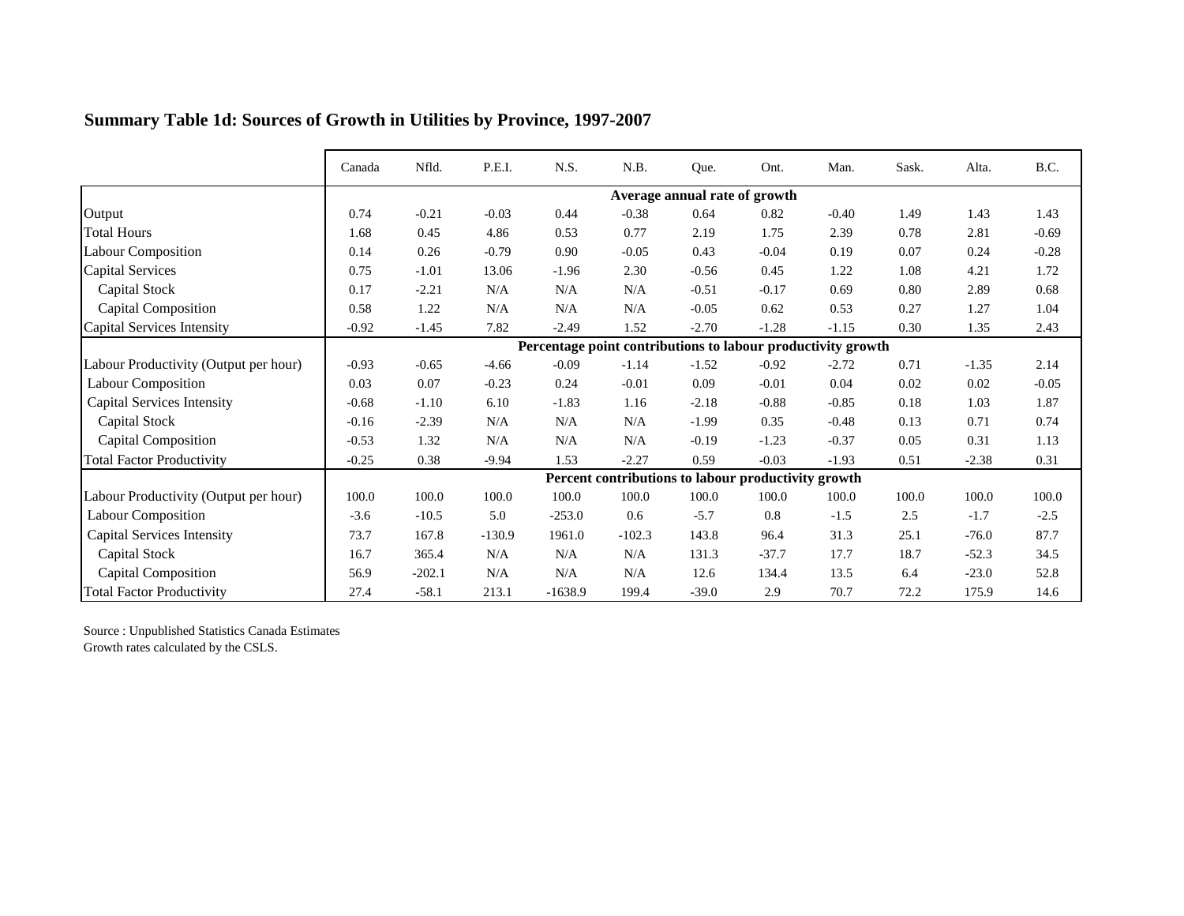**Summary Table 1d: Sources of Growth in Utilities by Province, 1997-2007**

| | Canada | Nfld. | P.E.I. | N.S. | N.B. | Que. | Ont. | Man. | Sask. | Alta. | B.C. |
|---|---|---|---|---|---|---|---|---|---|---|---|
| | **Average annual rate of growth** | | | | | | | | | | |
| Output | 0.74 | -0.21 | -0.03 | 0.44 | -0.38 | 0.64 | 0.82 | -0.40 | 1.49 | 1.43 | 1.43 |
| Total Hours | 1.68 | 0.45 | 4.86 | 0.53 | 0.77 | 2.19 | 1.75 | 2.39 | 0.78 | 2.81 | -0.69 |
| Labour Composition | 0.14 | 0.26 | -0.79 | 0.90 | -0.05 | 0.43 | -0.04 | 0.19 | 0.07 | 0.24 | -0.28 |
| Capital Services | 0.75 | -1.01 | 13.06 | -1.96 | 2.30 | -0.56 | 0.45 | 1.22 | 1.08 | 4.21 | 1.72 |
| Capital Stock | 0.17 | -2.21 | N/A | N/A | N/A | -0.51 | -0.17 | 0.69 | 0.80 | 2.89 | 0.68 |
| Capital Composition | 0.58 | 1.22 | N/A | N/A | N/A | -0.05 | 0.62 | 0.53 | 0.27 | 1.27 | 1.04 |
| Capital Services Intensity | -0.92 | -1.45 | 7.82 | -2.49 | 1.52 | -2.70 | -1.28 | -1.15 | 0.30 | 1.35 | 2.43 |
| | **Percentage point contributions to labour productivity growth** | | | | | | | | | | |
| Labour Productivity (Output per hour) | -0.93 | -0.65 | -4.66 | -0.09 | -1.14 | -1.52 | -0.92 | -2.72 | 0.71 | -1.35 | 2.14 |
| Labour Composition | 0.03 | 0.07 | -0.23 | 0.24 | -0.01 | 0.09 | -0.01 | 0.04 | 0.02 | 0.02 | -0.05 |
| Capital Services Intensity | -0.68 | -1.10 | 6.10 | -1.83 | 1.16 | -2.18 | -0.88 | -0.85 | 0.18 | 1.03 | 1.87 |
| Capital Stock | -0.16 | -2.39 | N/A | N/A | N/A | -1.99 | 0.35 | -0.48 | 0.13 | 0.71 | 0.74 |
| Capital Composition | -0.53 | 1.32 | N/A | N/A | N/A | -0.19 | -1.23 | -0.37 | 0.05 | 0.31 | 1.13 |
| Total Factor Productivity | -0.25 | 0.38 | -9.94 | 1.53 | -2.27 | 0.59 | -0.03 | -1.93 | 0.51 | -2.38 | 0.31 |
| | **Percent contributions to labour productivity growth** | | | | | | | | | | |
| Labour Productivity (Output per hour) | 100.0 | 100.0 | 100.0 | 100.0 | 100.0 | 100.0 | 100.0 | 100.0 | 100.0 | 100.0 | 100.0 |
| Labour Composition | -3.6 | -10.5 | 5.0 | -253.0 | 0.6 | -5.7 | 0.8 | -1.5 | 2.5 | -1.7 | -2.5 |
| Capital Services Intensity | 73.7 | 167.8 | -130.9 | 1961.0 | -102.3 | 143.8 | 96.4 | 31.3 | 25.1 | -76.0 | 87.7 |
| Capital Stock | 16.7 | 365.4 | N/A | N/A | N/A | 131.3 | -37.7 | 17.7 | 18.7 | -52.3 | 34.5 |
| Capital Composition | 56.9 | -202.1 | N/A | N/A | N/A | 12.6 | 134.4 | 13.5 | 6.4 | -23.0 | 52.8 |
| Total Factor Productivity | 27.4 | -58.1 | 213.1 | -1638.9 | 199.4 | -39.0 | 2.9 | 70.7 | 72.2 | 175.9 | 14.6 |

Source : Unpublished Statistics Canada Estimates
Growth rates calculated by the CSLS.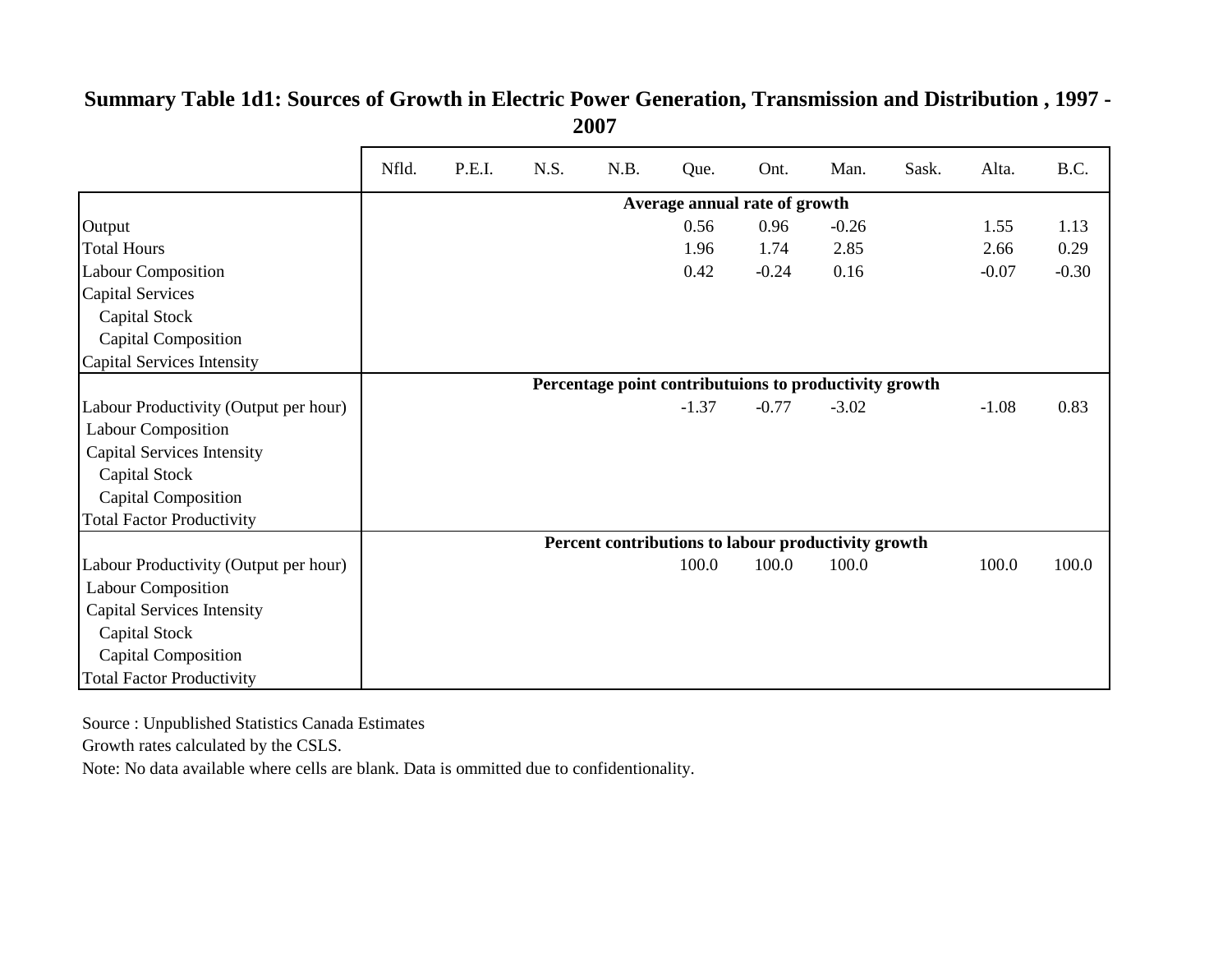## Summary Table 1d1: Sources of Growth in Electric Power Generation, Transmission and Distribution , 1997 - 2007

| | Nfld. | P.E.I. | N.S. | N.B. | Que. | Ont. | Man. | Sask. | Alta. | B.C. |
|---|---|---|---|---|---|---|---|---|---|---|
| | **Average annual rate of growth** | | | | | | | | | |
| Output | | | | | 0.56 | 0.96 | -0.26 | | 1.55 | 1.13 |
| Total Hours | | | | | 1.96 | 1.74 | 2.85 | | 2.66 | 0.29 |
| Labour Composition | | | | | 0.42 | -0.24 | 0.16 | | -0.07 | -0.30 |
| Capital Services | | | | | | | | | | |
| Capital Stock | | | | | | | | | | |
| Capital Composition | | | | | | | | | | |
| Capital Services Intensity | | | | | | | | | | |
| | **Percentage point contributuions to productivity growth** | | | | | | | | | |
| Labour Productivity (Output per hour) | | | | | -1.37 | -0.77 | -3.02 | | -1.08 | 0.83 |
| Labour Composition | | | | | | | | | | |
| Capital Services Intensity | | | | | | | | | | |
| Capital Stock | | | | | | | | | | |
| Capital Composition | | | | | | | | | | |
| Total Factor Productivity | | | | | | | | | | |
| | **Percent contributions to labour productivity growth** | | | | | | | | | |
| Labour Productivity (Output per hour) | | | | | 100.0 | 100.0 | 100.0 | | 100.0 | 100.0 |
| Labour Composition | | | | | | | | | | |
| Capital Services Intensity | | | | | | | | | | |
| Capital Stock | | | | | | | | | | |
| Capital Composition | | | | | | | | | | |
| Total Factor Productivity | | | | | | | | | | |

Source : Unpublished Statistics Canada Estimates

Growth rates calculated by the CSLS.

Note: No data available where cells are blank. Data is ommitted due to confidentionality.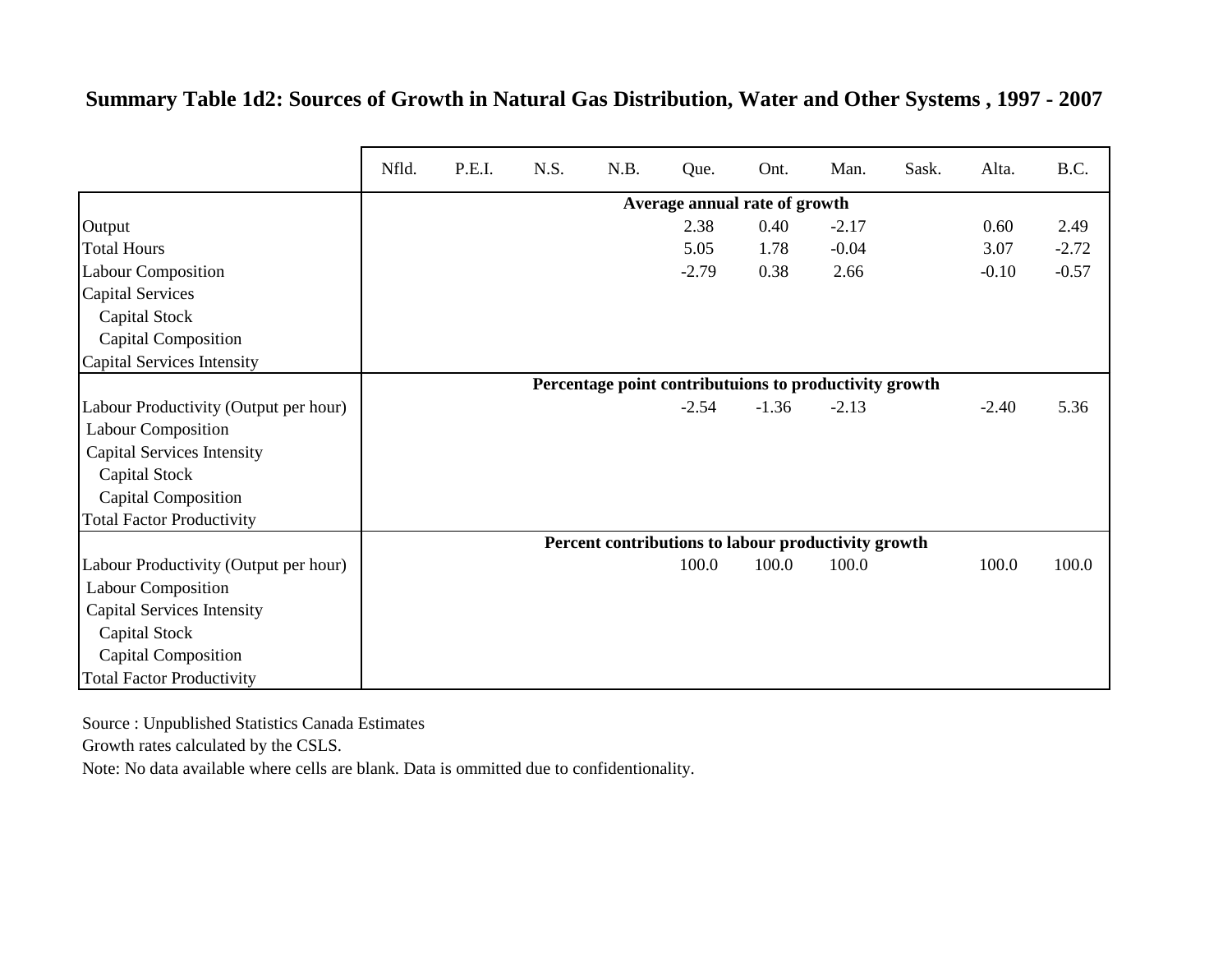## Summary Table 1d2: Sources of Growth in Natural Gas Distribution, Water and Other Systems , 1997 - 2007

| | Nfld. | P.E.I. | N.S. | N.B. | Que. | Ont. | Man. | Sask. | Alta. | B.C. |
|---|---|---|---|---|---|---|---|---|---|---|
| | **Average annual rate of growth** | | | | | | | | | |
| Output | | | | | 2.38 | 0.40 | -2.17 | | 0.60 | 2.49 |
| Total Hours | | | | | 5.05 | 1.78 | -0.04 | | 3.07 | -2.72 |
| Labour Composition | | | | | -2.79 | 0.38 | 2.66 | | -0.10 | -0.57 |
| Capital Services | | | | | | | | | | |
| Capital Stock | | | | | | | | | | |
| Capital Composition | | | | | | | | | | |
| Capital Services Intensity | | | | | | | | | | |
| | **Percentage point contributuions to productivity growth** | | | | | | | | | |
| Labour Productivity (Output per hour) | | | | | -2.54 | -1.36 | -2.13 | | -2.40 | 5.36 |
| Labour Composition | | | | | | | | | | |
| Capital Services Intensity | | | | | | | | | | |
| Capital Stock | | | | | | | | | | |
| Capital Composition | | | | | | | | | | |
| Total Factor Productivity | | | | | | | | | | |
| | **Percent contributions to labour productivity growth** | | | | | | | | | |
| Labour Productivity (Output per hour) | | | | | 100.0 | 100.0 | 100.0 | | 100.0 | 100.0 |
| Labour Composition | | | | | | | | | | |
| Capital Services Intensity | | | | | | | | | | |
| Capital Stock | | | | | | | | | | |
| Capital Composition | | | | | | | | | | |
| Total Factor Productivity | | | | | | | | | | |

Source : Unpublished Statistics Canada Estimates

Growth rates calculated by the CSLS.

Note: No data available where cells are blank. Data is ommitted due to confidentionality.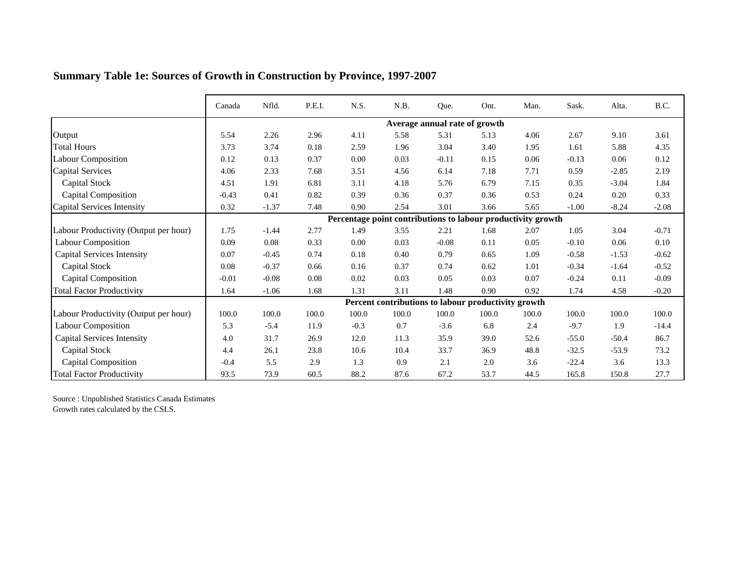## Summary Table 1e: Sources of Growth in Construction by Province, 1997-2007

| | Canada | Nfld. | P.E.I. | N.S. | N.B. | Que. | Ont. | Man. | Sask. | Alta. | B.C. |
|---|---|---|---|---|---|---|---|---|---|---|---|
| | **Average annual rate of growth** | | | | | | | | | | |
| Output | 5.54 | 2.26 | 2.96 | 4.11 | 5.58 | 5.31 | 5.13 | 4.06 | 2.67 | 9.10 | 3.61 |
| Total Hours | 3.73 | 3.74 | 0.18 | 2.59 | 1.96 | 3.04 | 3.40 | 1.95 | 1.61 | 5.88 | 4.35 |
| Labour Composition | 0.12 | 0.13 | 0.37 | 0.00 | 0.03 | -0.11 | 0.15 | 0.06 | -0.13 | 0.06 | 0.12 |
| Capital Services | 4.06 | 2.33 | 7.68 | 3.51 | 4.56 | 6.14 | 7.18 | 7.71 | 0.59 | -2.85 | 2.19 |
| Capital Stock | 4.51 | 1.91 | 6.81 | 3.11 | 4.18 | 5.76 | 6.79 | 7.15 | 0.35 | -3.04 | 1.84 |
| Capital Composition | -0.43 | 0.41 | 0.82 | 0.39 | 0.36 | 0.37 | 0.36 | 0.53 | 0.24 | 0.20 | 0.33 |
| Capital Services Intensity | 0.32 | -1.37 | 7.48 | 0.90 | 2.54 | 3.01 | 3.66 | 5.65 | -1.00 | -8.24 | -2.08 |
| | **Percentage point contributions to labour productivity growth** | | | | | | | | | | |
| Labour Productivity (Output per hour) | 1.75 | -1.44 | 2.77 | 1.49 | 3.55 | 2.21 | 1.68 | 2.07 | 1.05 | 3.04 | -0.71 |
| Labour Composition | 0.09 | 0.08 | 0.33 | 0.00 | 0.03 | -0.08 | 0.11 | 0.05 | -0.10 | 0.06 | 0.10 |
| Capital Services Intensity | 0.07 | -0.45 | 0.74 | 0.18 | 0.40 | 0.79 | 0.65 | 1.09 | -0.58 | -1.53 | -0.62 |
| Capital Stock | 0.08 | -0.37 | 0.66 | 0.16 | 0.37 | 0.74 | 0.62 | 1.01 | -0.34 | -1.64 | -0.52 |
| Capital Composition | -0.01 | -0.08 | 0.08 | 0.02 | 0.03 | 0.05 | 0.03 | 0.07 | -0.24 | 0.11 | -0.09 |
| Total Factor Productivity | 1.64 | -1.06 | 1.68 | 1.31 | 3.11 | 1.48 | 0.90 | 0.92 | 1.74 | 4.58 | -0.20 |
| | **Percent contributions to labour productivity growth** | | | | | | | | | | |
| Labour Productivity (Output per hour) | 100.0 | 100.0 | 100.0 | 100.0 | 100.0 | 100.0 | 100.0 | 100.0 | 100.0 | 100.0 | 100.0 |
| Labour Composition | 5.3 | -5.4 | 11.9 | -0.3 | 0.7 | -3.6 | 6.8 | 2.4 | -9.7 | 1.9 | -14.4 |
| Capital Services Intensity | 4.0 | 31.7 | 26.9 | 12.0 | 11.3 | 35.9 | 39.0 | 52.6 | -55.0 | -50.4 | 86.7 |
| Capital Stock | 4.4 | 26.1 | 23.8 | 10.6 | 10.4 | 33.7 | 36.9 | 48.8 | -32.5 | -53.9 | 73.2 |
| Capital Composition | -0.4 | 5.5 | 2.9 | 1.3 | 0.9 | 2.1 | 2.0 | 3.6 | -22.4 | 3.6 | 13.3 |
| Total Factor Productivity | 93.5 | 73.9 | 60.5 | 88.2 | 87.6 | 67.2 | 53.7 | 44.5 | 165.8 | 150.8 | 27.7 |

Source : Unpublished Statistics Canada Estimates
Growth rates calculated by the CSLS.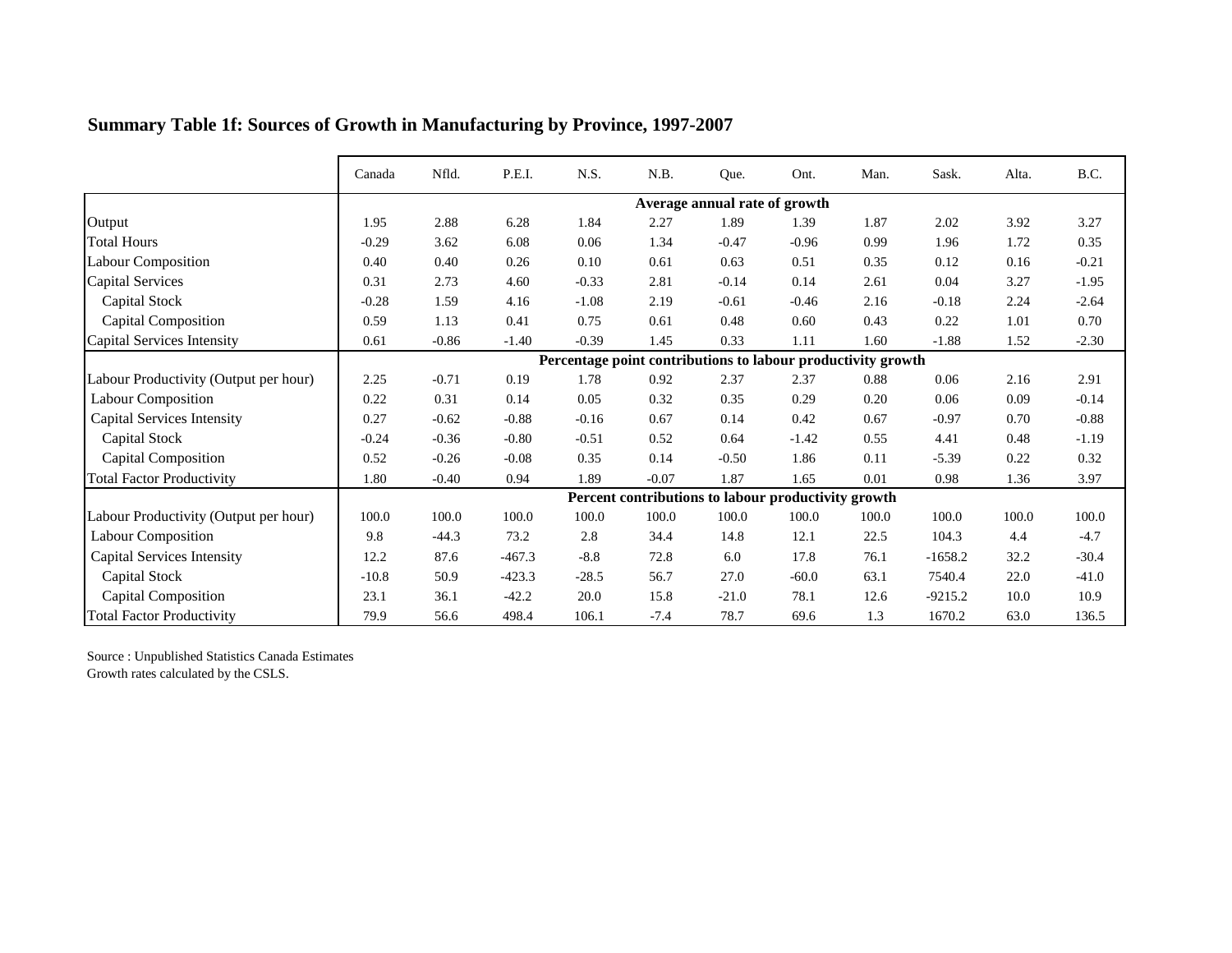**Summary Table 1f: Sources of Growth in Manufacturing by Province, 1997-2007**

| | Canada | Nfld. | P.E.I. | N.S. | N.B. | Que. | Ont. | Man. | Sask. | Alta. | B.C. |
|---|---|---|---|---|---|---|---|---|---|---|---|
| | **Average annual rate of growth** | | | | | | | | | | |
| Output | 1.95 | 2.88 | 6.28 | 1.84 | 2.27 | 1.89 | 1.39 | 1.87 | 2.02 | 3.92 | 3.27 |
| Total Hours | -0.29 | 3.62 | 6.08 | 0.06 | 1.34 | -0.47 | -0.96 | 0.99 | 1.96 | 1.72 | 0.35 |
| Labour Composition | 0.40 | 0.40 | 0.26 | 0.10 | 0.61 | 0.63 | 0.51 | 0.35 | 0.12 | 0.16 | -0.21 |
| Capital Services | 0.31 | 2.73 | 4.60 | -0.33 | 2.81 | -0.14 | 0.14 | 2.61 | 0.04 | 3.27 | -1.95 |
| Capital Stock | -0.28 | 1.59 | 4.16 | -1.08 | 2.19 | -0.61 | -0.46 | 2.16 | -0.18 | 2.24 | -2.64 |
| Capital Composition | 0.59 | 1.13 | 0.41 | 0.75 | 0.61 | 0.48 | 0.60 | 0.43 | 0.22 | 1.01 | 0.70 |
| Capital Services Intensity | 0.61 | -0.86 | -1.40 | -0.39 | 1.45 | 0.33 | 1.11 | 1.60 | -1.88 | 1.52 | -2.30 |
| | **Percentage point contributions to labour productivity growth** | | | | | | | | | | |
| Labour Productivity (Output per hour) | 2.25 | -0.71 | 0.19 | 1.78 | 0.92 | 2.37 | 2.37 | 0.88 | 0.06 | 2.16 | 2.91 |
| Labour Composition | 0.22 | 0.31 | 0.14 | 0.05 | 0.32 | 0.35 | 0.29 | 0.20 | 0.06 | 0.09 | -0.14 |
| Capital Services Intensity | 0.27 | -0.62 | -0.88 | -0.16 | 0.67 | 0.14 | 0.42 | 0.67 | -0.97 | 0.70 | -0.88 |
| Capital Stock | -0.24 | -0.36 | -0.80 | -0.51 | 0.52 | 0.64 | -1.42 | 0.55 | 4.41 | 0.48 | -1.19 |
| Capital Composition | 0.52 | -0.26 | -0.08 | 0.35 | 0.14 | -0.50 | 1.86 | 0.11 | -5.39 | 0.22 | 0.32 |
| Total Factor Productivity | 1.80 | -0.40 | 0.94 | 1.89 | -0.07 | 1.87 | 1.65 | 0.01 | 0.98 | 1.36 | 3.97 |
| | **Percent contributions to labour productivity growth** | | | | | | | | | | |
| Labour Productivity (Output per hour) | 100.0 | 100.0 | 100.0 | 100.0 | 100.0 | 100.0 | 100.0 | 100.0 | 100.0 | 100.0 | 100.0 |
| Labour Composition | 9.8 | -44.3 | 73.2 | 2.8 | 34.4 | 14.8 | 12.1 | 22.5 | 104.3 | 4.4 | -4.7 |
| Capital Services Intensity | 12.2 | 87.6 | -467.3 | -8.8 | 72.8 | 6.0 | 17.8 | 76.1 | -1658.2 | 32.2 | -30.4 |
| Capital Stock | -10.8 | 50.9 | -423.3 | -28.5 | 56.7 | 27.0 | -60.0 | 63.1 | 7540.4 | 22.0 | -41.0 |
| Capital Composition | 23.1 | 36.1 | -42.2 | 20.0 | 15.8 | -21.0 | 78.1 | 12.6 | -9215.2 | 10.0 | 10.9 |
| Total Factor Productivity | 79.9 | 56.6 | 498.4 | 106.1 | -7.4 | 78.7 | 69.6 | 1.3 | 1670.2 | 63.0 | 136.5 |

Source : Unpublished Statistics Canada Estimates
Growth rates calculated by the CSLS.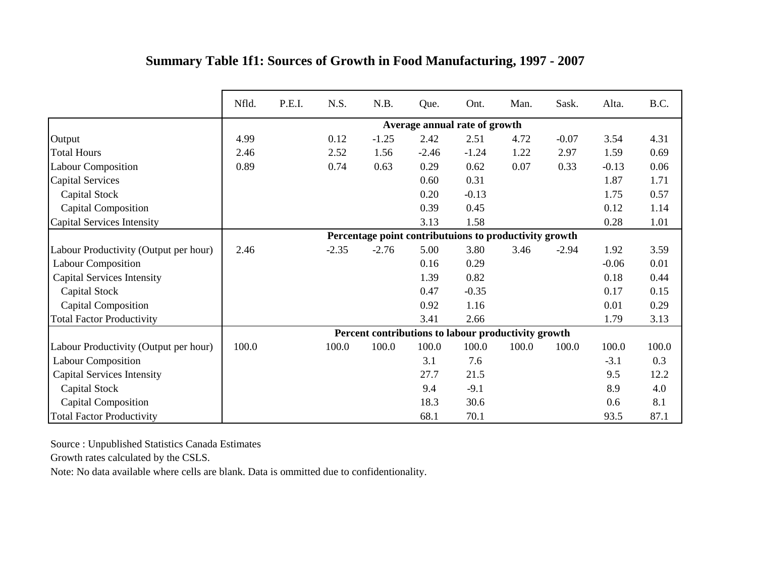## Summary Table 1f1: Sources of Growth in Food Manufacturing, 1997 - 2007

| | Nfld. | P.E.I. | N.S. | N.B. | Que. | Ont. | Man. | Sask. | Alta. | B.C. |
|---|---|---|---|---|---|---|---|---|---|---|
| | **Average annual rate of growth** | | | | | | | | | |
| Output | 4.99 | | 0.12 | -1.25 | 2.42 | 2.51 | 4.72 | -0.07 | 3.54 | 4.31 |
| Total Hours | 2.46 | | 2.52 | 1.56 | -2.46 | -1.24 | 1.22 | 2.97 | 1.59 | 0.69 |
| Labour Composition | 0.89 | | 0.74 | 0.63 | 0.29 | 0.62 | 0.07 | 0.33 | -0.13 | 0.06 |
| Capital Services | | | | | 0.60 | 0.31 | | | 1.87 | 1.71 |
| Capital Stock | | | | | 0.20 | -0.13 | | | 1.75 | 0.57 |
| Capital Composition | | | | | 0.39 | 0.45 | | | 0.12 | 1.14 |
| Capital Services Intensity | | | | | 3.13 | 1.58 | | | 0.28 | 1.01 |
| | **Percentage point contributuions to productivity growth** | | | | | | | | | |
| Labour Productivity (Output per hour) | 2.46 | | -2.35 | -2.76 | 5.00 | 3.80 | 3.46 | -2.94 | 1.92 | 3.59 |
| Labour Composition | | | | | 0.16 | 0.29 | | | -0.06 | 0.01 |
| Capital Services Intensity | | | | | 1.39 | 0.82 | | | 0.18 | 0.44 |
| Capital Stock | | | | | 0.47 | -0.35 | | | 0.17 | 0.15 |
| Capital Composition | | | | | 0.92 | 1.16 | | | 0.01 | 0.29 |
| Total Factor Productivity | | | | | 3.41 | 2.66 | | | 1.79 | 3.13 |
| | **Percent contributions to labour productivity growth** | | | | | | | | | |
| Labour Productivity (Output per hour) | 100.0 | | 100.0 | 100.0 | 100.0 | 100.0 | 100.0 | 100.0 | 100.0 | 100.0 |
| Labour Composition | | | | | 3.1 | 7.6 | | | -3.1 | 0.3 |
| Capital Services Intensity | | | | | 27.7 | 21.5 | | | 9.5 | 12.2 |
| Capital Stock | | | | | 9.4 | -9.1 | | | 8.9 | 4.0 |
| Capital Composition | | | | | 18.3 | 30.6 | | | 0.6 | 8.1 |
| Total Factor Productivity | | | | | 68.1 | 70.1 | | | 93.5 | 87.1 |

Source : Unpublished Statistics Canada Estimates

Growth rates calculated by the CSLS.

Note: No data available where cells are blank. Data is ommitted due to confidentionality.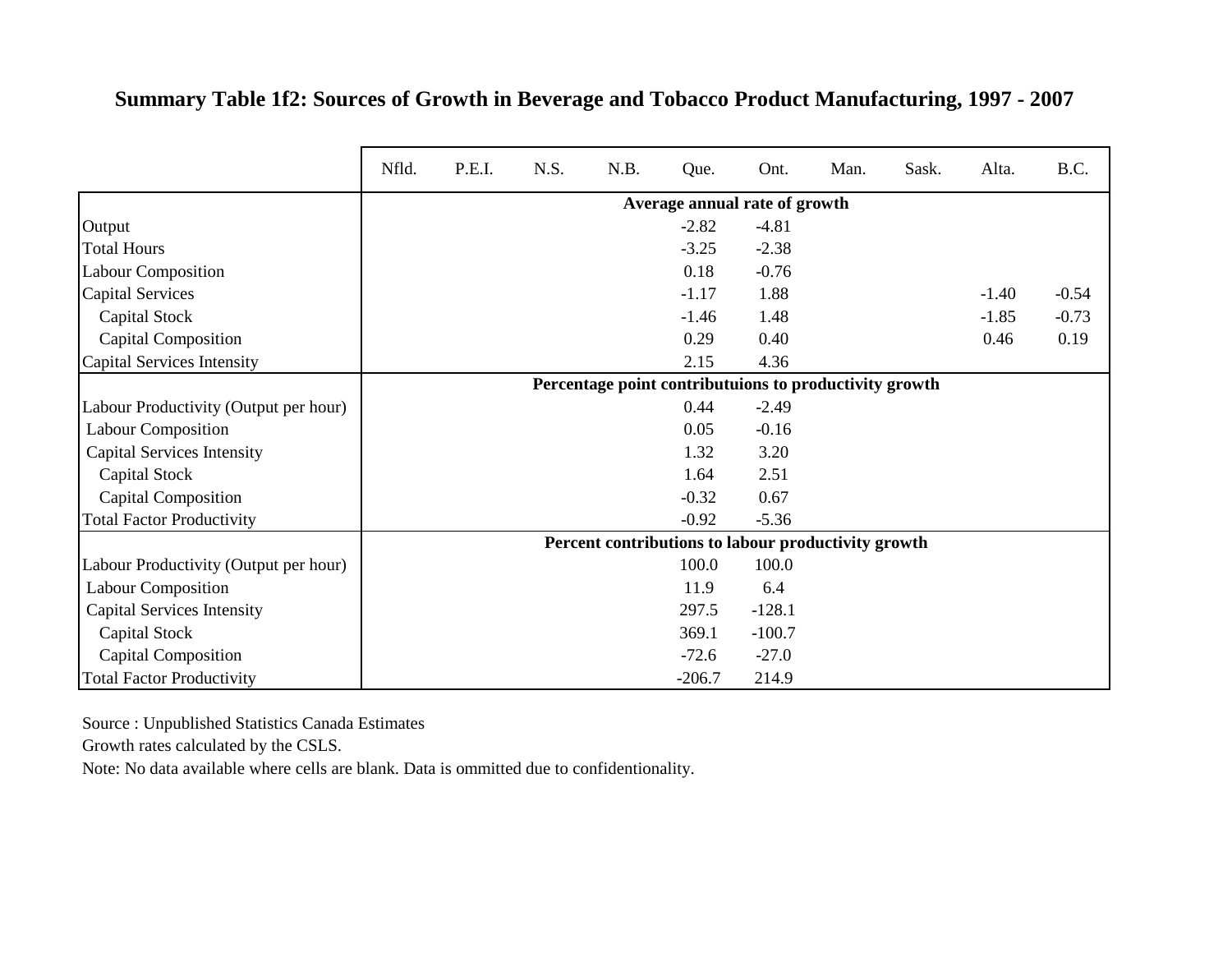**Summary Table 1f2: Sources of Growth in Beverage and Tobacco Product Manufacturing, 1997 - 2007**

| | Nfld. | P.E.I. | N.S. | N.B. | Que. | Ont. | Man. | Sask. | Alta. | B.C. |
|---|---|---|---|---|---|---|---|---|---|---|
| | **Average annual rate of growth** | | | | | | | | | |
| Output | | | | | -2.82 | -4.81 | | | | |
| Total Hours | | | | | -3.25 | -2.38 | | | | |
| Labour Composition | | | | | 0.18 | -0.76 | | | | |
| Capital Services | | | | | -1.17 | 1.88 | | | -1.40 | -0.54 |
| Capital Stock | | | | | -1.46 | 1.48 | | | -1.85 | -0.73 |
| Capital Composition | | | | | 0.29 | 0.40 | | | 0.46 | 0.19 |
| Capital Services Intensity | | | | | 2.15 | 4.36 | | | | |
| | **Percentage point contributuions to productivity growth** | | | | | | | | | |
| Labour Productivity (Output per hour) | | | | | 0.44 | -2.49 | | | | |
| Labour Composition | | | | | 0.05 | -0.16 | | | | |
| Capital Services Intensity | | | | | 1.32 | 3.20 | | | | |
| Capital Stock | | | | | 1.64 | 2.51 | | | | |
| Capital Composition | | | | | -0.32 | 0.67 | | | | |
| Total Factor Productivity | | | | | -0.92 | -5.36 | | | | |
| | **Percent contributions to labour productivity growth** | | | | | | | | | |
| Labour Productivity (Output per hour) | | | | | 100.0 | 100.0 | | | | |
| Labour Composition | | | | | 11.9 | 6.4 | | | | |
| Capital Services Intensity | | | | | 297.5 | -128.1 | | | | |
| Capital Stock | | | | | 369.1 | -100.7 | | | | |
| Capital Composition | | | | | -72.6 | -27.0 | | | | |
| Total Factor Productivity | | | | | -206.7 | 214.9 | | | | |

Source : Unpublished Statistics Canada Estimates

Growth rates calculated by the CSLS.

Note: No data available where cells are blank. Data is ommitted due to confidentionality.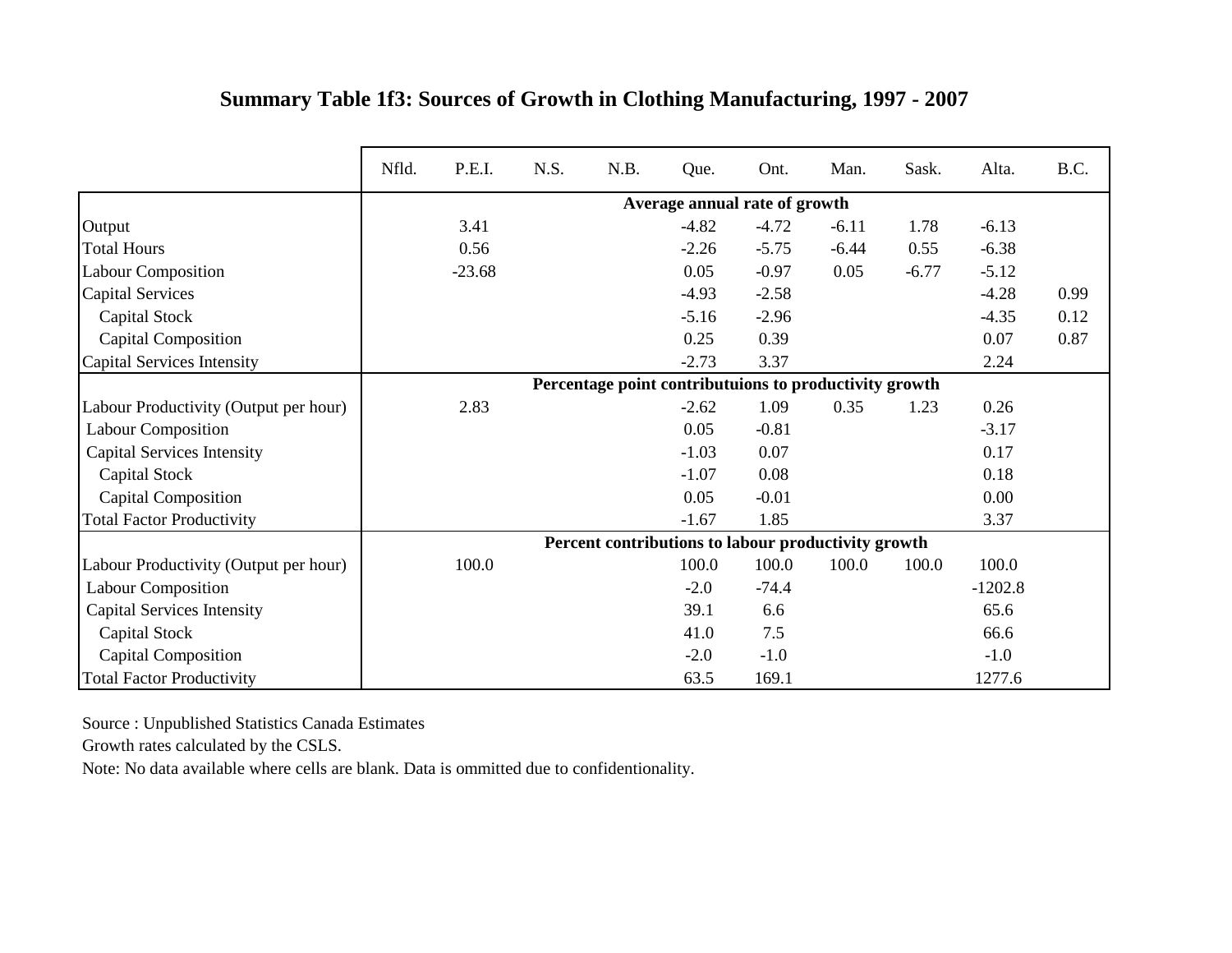## Summary Table 1f3: Sources of Growth in Clothing Manufacturing, 1997 - 2007

| | Nfld. | P.E.I. | N.S. | N.B. | Que. | Ont. | Man. | Sask. | Alta. | B.C. |
|---|---|---|---|---|---|---|---|---|---|---|
| | **Average annual rate of growth** | | | | | | | | | |
| Output | | 3.41 | | | -4.82 | -4.72 | -6.11 | 1.78 | -6.13 | |
| Total Hours | | 0.56 | | | -2.26 | -5.75 | -6.44 | 0.55 | -6.38 | |
| Labour Composition | | -23.68 | | | 0.05 | -0.97 | 0.05 | -6.77 | -5.12 | |
| Capital Services | | | | | -4.93 | -2.58 | | | -4.28 | 0.99 |
| Capital Stock | | | | | -5.16 | -2.96 | | | -4.35 | 0.12 |
| Capital Composition | | | | | 0.25 | 0.39 | | | 0.07 | 0.87 |
| Capital Services Intensity | | | | | -2.73 | 3.37 | | | 2.24 | |
| | **Percentage point contributuions to productivity growth** | | | | | | | | | |
| Labour Productivity (Output per hour) | | 2.83 | | | -2.62 | 1.09 | 0.35 | 1.23 | 0.26 | |
| Labour Composition | | | | | 0.05 | -0.81 | | | -3.17 | |
| Capital Services Intensity | | | | | -1.03 | 0.07 | | | 0.17 | |
| Capital Stock | | | | | -1.07 | 0.08 | | | 0.18 | |
| Capital Composition | | | | | 0.05 | -0.01 | | | 0.00 | |
| Total Factor Productivity | | | | | -1.67 | 1.85 | | | 3.37 | |
| | **Percent contributions to labour productivity growth** | | | | | | | | | |
| Labour Productivity (Output per hour) | | 100.0 | | | 100.0 | 100.0 | 100.0 | 100.0 | 100.0 | |
| Labour Composition | | | | | -2.0 | -74.4 | | | -1202.8 | |
| Capital Services Intensity | | | | | 39.1 | 6.6 | | | 65.6 | |
| Capital Stock | | | | | 41.0 | 7.5 | | | 66.6 | |
| Capital Composition | | | | | -2.0 | -1.0 | | | -1.0 | |
| Total Factor Productivity | | | | | 63.5 | 169.1 | | | 1277.6 | |

Source : Unpublished Statistics Canada Estimates

Growth rates calculated by the CSLS.

Note: No data available where cells are blank. Data is ommitted due to confidentionality.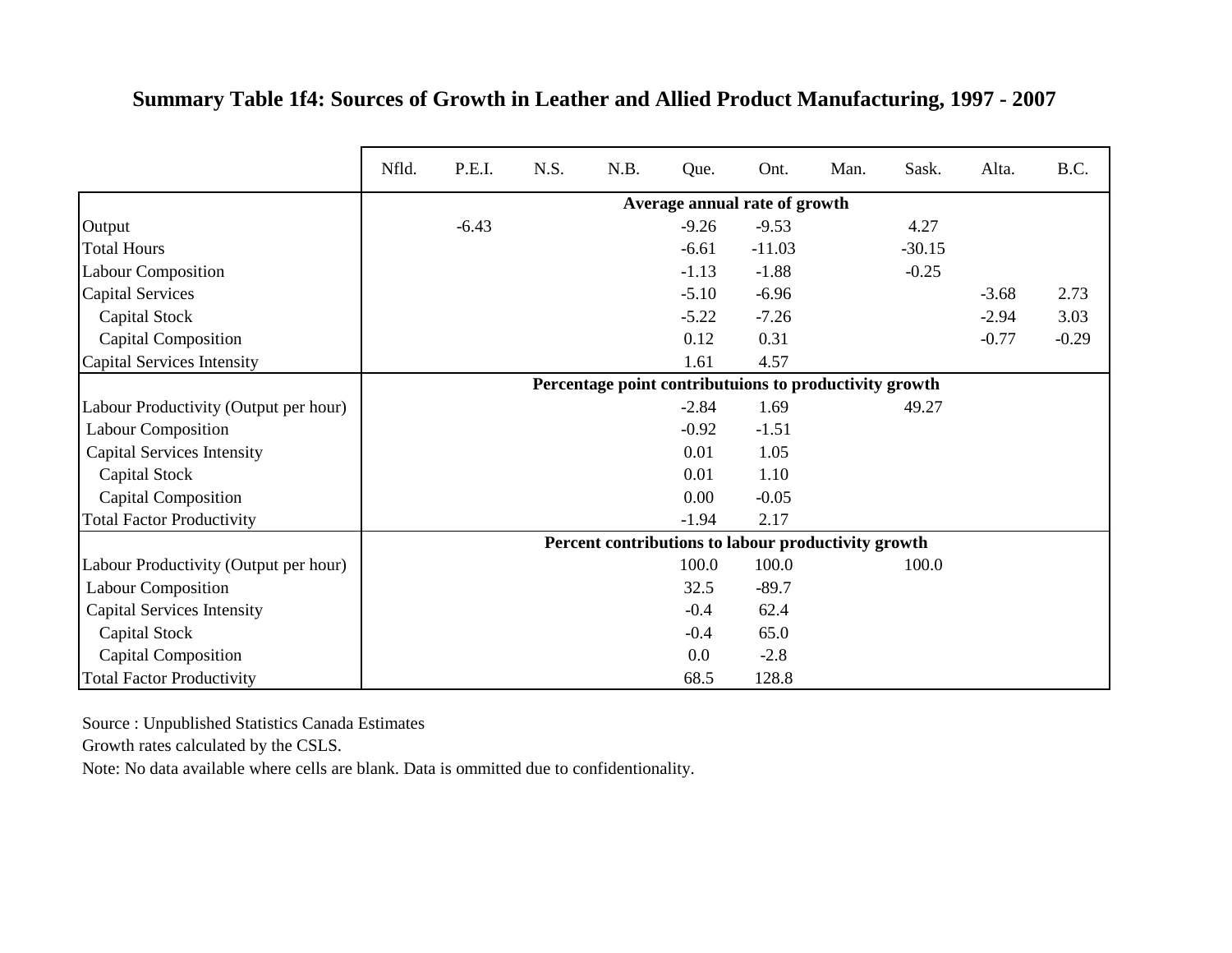## Summary Table 1f4: Sources of Growth in Leather and Allied Product Manufacturing, 1997 - 2007

| | Nfld. | P.E.I. | N.S. | N.B. | Que. | Ont. | Man. | Sask. | Alta. | B.C. |
|---|---|---|---|---|---|---|---|---|---|---|
| | **Average annual rate of growth** | | | | | | | | | |
| Output | | -6.43 | | | -9.26 | -9.53 | | 4.27 | | |
| Total Hours | | | | | -6.61 | -11.03 | | -30.15 | | |
| Labour Composition | | | | | -1.13 | -1.88 | | -0.25 | | |
| Capital Services | | | | | -5.10 | -6.96 | | | -3.68 | 2.73 |
| Capital Stock | | | | | -5.22 | -7.26 | | | -2.94 | 3.03 |
| Capital Composition | | | | | 0.12 | 0.31 | | | -0.77 | -0.29 |
| Capital Services Intensity | | | | | 1.61 | 4.57 | | | | |
| | **Percentage point contributuions to productivity growth** | | | | | | | | | |
| Labour Productivity (Output per hour) | | | | | -2.84 | 1.69 | | 49.27 | | |
| Labour Composition | | | | | -0.92 | -1.51 | | | | |
| Capital Services Intensity | | | | | 0.01 | 1.05 | | | | |
| Capital Stock | | | | | 0.01 | 1.10 | | | | |
| Capital Composition | | | | | 0.00 | -0.05 | | | | |
| Total Factor Productivity | | | | | -1.94 | 2.17 | | | | |
| | **Percent contributions to labour productivity growth** | | | | | | | | | |
| Labour Productivity (Output per hour) | | | | | 100.0 | 100.0 | | 100.0 | | |
| Labour Composition | | | | | 32.5 | -89.7 | | | | |
| Capital Services Intensity | | | | | -0.4 | 62.4 | | | | |
| Capital Stock | | | | | -0.4 | 65.0 | | | | |
| Capital Composition | | | | | 0.0 | -2.8 | | | | |
| Total Factor Productivity | | | | | 68.5 | 128.8 | | | | |

Source : Unpublished Statistics Canada Estimates

Growth rates calculated by the CSLS.

Note: No data available where cells are blank. Data is ommitted due to confidentionality.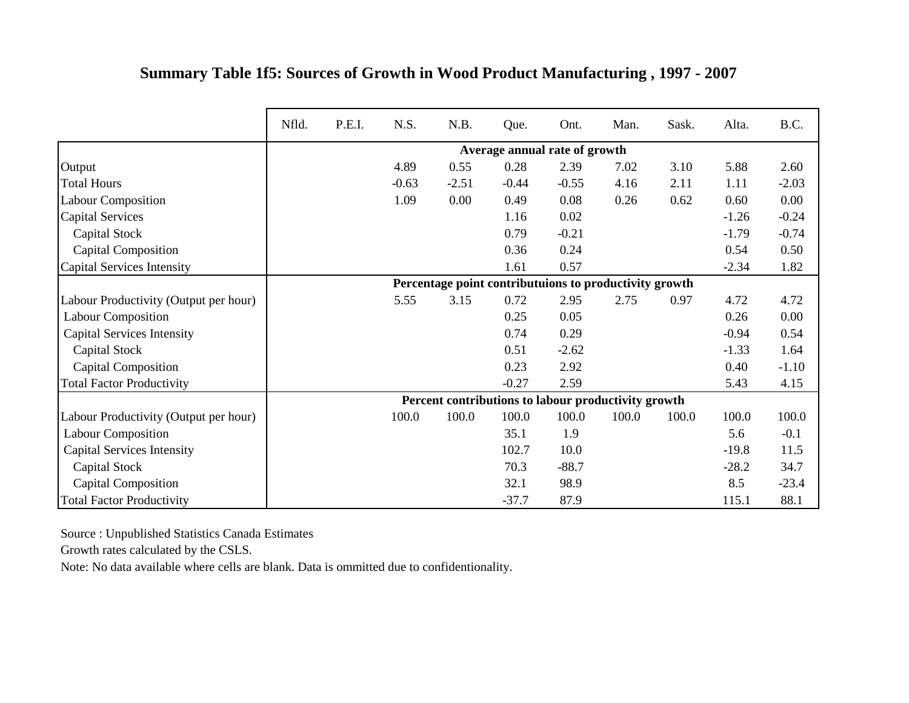## Summary Table 1f5: Sources of Growth in Wood Product Manufacturing , 1997 - 2007

| | Nfld. | P.E.I. | N.S. | N.B. | Que. | Ont. | Man. | Sask. | Alta. | B.C. |
|---|---|---|---|---|---|---|---|---|---|---|
| | | | | | **Average annual rate of growth** | | | | | |
| Output | | | 4.89 | 0.55 | 0.28 | 2.39 | 7.02 | 3.10 | 5.88 | 2.60 |
| Total Hours | | | -0.63 | -2.51 | -0.44 | -0.55 | 4.16 | 2.11 | 1.11 | -2.03 |
| Labour Composition | | | 1.09 | 0.00 | 0.49 | 0.08 | 0.26 | 0.62 | 0.60 | 0.00 |
| Capital Services | | | | | 1.16 | 0.02 | | | -1.26 | -0.24 |
| Capital Stock | | | | | 0.79 | -0.21 | | | -1.79 | -0.74 |
| Capital Composition | | | | | 0.36 | 0.24 | | | 0.54 | 0.50 |
| Capital Services Intensity | | | | | 1.61 | 0.57 | | | -2.34 | 1.82 |
| | | | | | **Percentage point contributuions to productivity growth** | | | | | |
| Labour Productivity (Output per hour) | | | 5.55 | 3.15 | 0.72 | 2.95 | 2.75 | 0.97 | 4.72 | 4.72 |
| Labour Composition | | | | | 0.25 | 0.05 | | | 0.26 | 0.00 |
| Capital Services Intensity | | | | | 0.74 | 0.29 | | | -0.94 | 0.54 |
| Capital Stock | | | | | 0.51 | -2.62 | | | -1.33 | 1.64 |
| Capital Composition | | | | | 0.23 | 2.92 | | | 0.40 | -1.10 |
| Total Factor Productivity | | | | | -0.27 | 2.59 | | | 5.43 | 4.15 |
| | | | | | **Percent contributions to labour productivity growth** | | | | | |
| Labour Productivity (Output per hour) | | | 100.0 | 100.0 | 100.0 | 100.0 | 100.0 | 100.0 | 100.0 | 100.0 |
| Labour Composition | | | | | 35.1 | 1.9 | | | 5.6 | -0.1 |
| Capital Services Intensity | | | | | 102.7 | 10.0 | | | -19.8 | 11.5 |
| Capital Stock | | | | | 70.3 | -88.7 | | | -28.2 | 34.7 |
| Capital Composition | | | | | 32.1 | 98.9 | | | 8.5 | -23.4 |
| Total Factor Productivity | | | | | -37.7 | 87.9 | | | 115.1 | 88.1 |

Source : Unpublished Statistics Canada Estimates

Growth rates calculated by the CSLS.

Note: No data available where cells are blank. Data is ommitted due to confidentionality.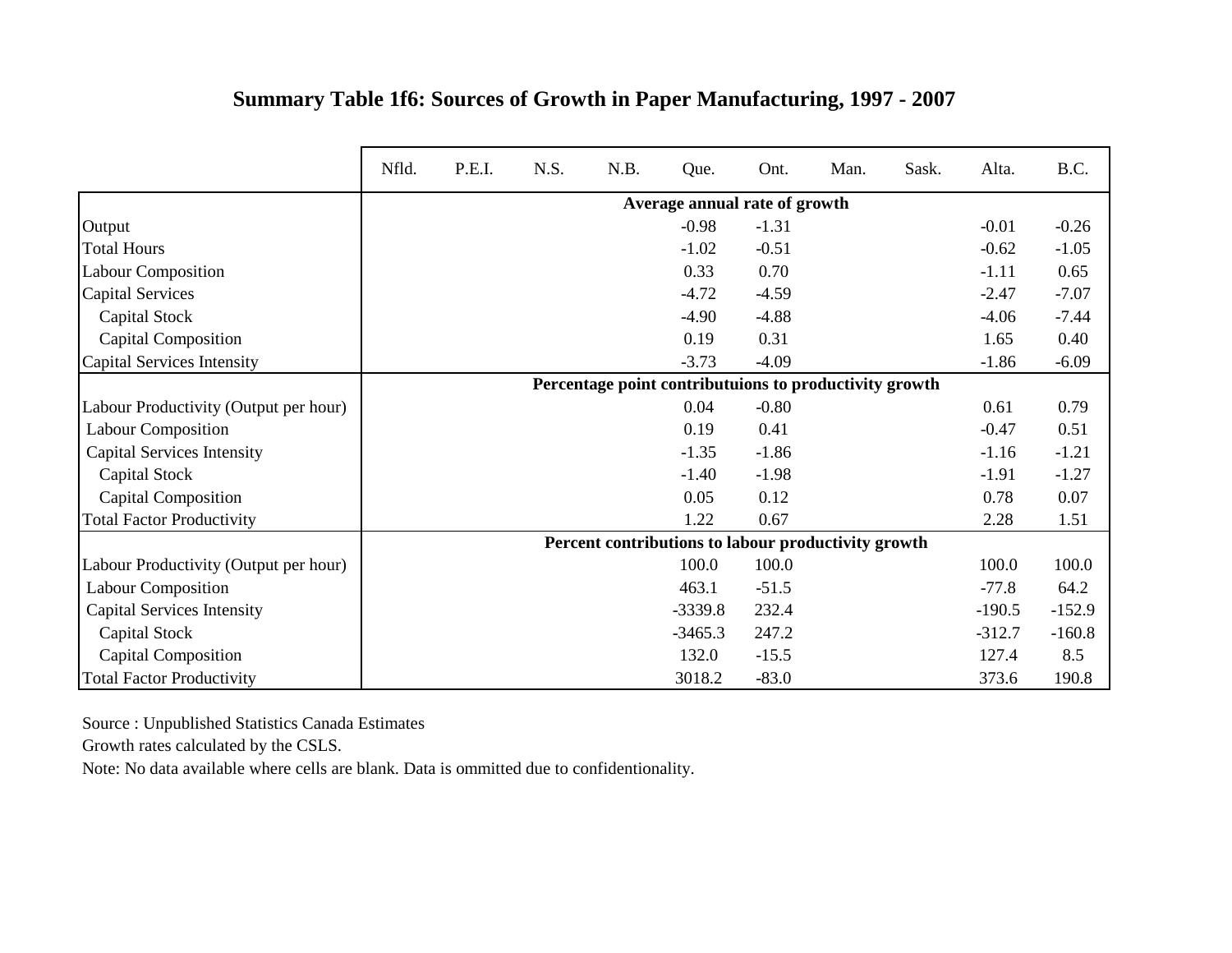## Summary Table 1f6: Sources of Growth in Paper Manufacturing, 1997 - 2007

| | Nfld. | P.E.I. | N.S. | N.B. | Que. | Ont. | Man. | Sask. | Alta. | B.C. |
|---|---|---|---|---|---|---|---|---|---|---|
| | **Average annual rate of growth** | | | | | | | | | |
| Output | | | | | -0.98 | -1.31 | | | -0.01 | -0.26 |
| Total Hours | | | | | -1.02 | -0.51 | | | -0.62 | -1.05 |
| Labour Composition | | | | | 0.33 | 0.70 | | | -1.11 | 0.65 |
| Capital Services | | | | | -4.72 | -4.59 | | | -2.47 | -7.07 |
| Capital Stock | | | | | -4.90 | -4.88 | | | -4.06 | -7.44 |
| Capital Composition | | | | | 0.19 | 0.31 | | | 1.65 | 0.40 |
| Capital Services Intensity | | | | | -3.73 | -4.09 | | | -1.86 | -6.09 |
| | **Percentage point contributuions to productivity growth** | | | | | | | | | |
| Labour Productivity (Output per hour) | | | | | 0.04 | -0.80 | | | 0.61 | 0.79 |
| Labour Composition | | | | | 0.19 | 0.41 | | | -0.47 | 0.51 |
| Capital Services Intensity | | | | | -1.35 | -1.86 | | | -1.16 | -1.21 |
| Capital Stock | | | | | -1.40 | -1.98 | | | -1.91 | -1.27 |
| Capital Composition | | | | | 0.05 | 0.12 | | | 0.78 | 0.07 |
| Total Factor Productivity | | | | | 1.22 | 0.67 | | | 2.28 | 1.51 |
| | **Percent contributions to labour productivity growth** | | | | | | | | | |
| Labour Productivity (Output per hour) | | | | | 100.0 | 100.0 | | | 100.0 | 100.0 |
| Labour Composition | | | | | 463.1 | -51.5 | | | -77.8 | 64.2 |
| Capital Services Intensity | | | | | -3339.8 | 232.4 | | | -190.5 | -152.9 |
| Capital Stock | | | | | -3465.3 | 247.2 | | | -312.7 | -160.8 |
| Capital Composition | | | | | 132.0 | -15.5 | | | 127.4 | 8.5 |
| Total Factor Productivity | | | | | 3018.2 | -83.0 | | | 373.6 | 190.8 |

Source : Unpublished Statistics Canada Estimates

Growth rates calculated by the CSLS.

Note: No data available where cells are blank. Data is ommitted due to confidentionality.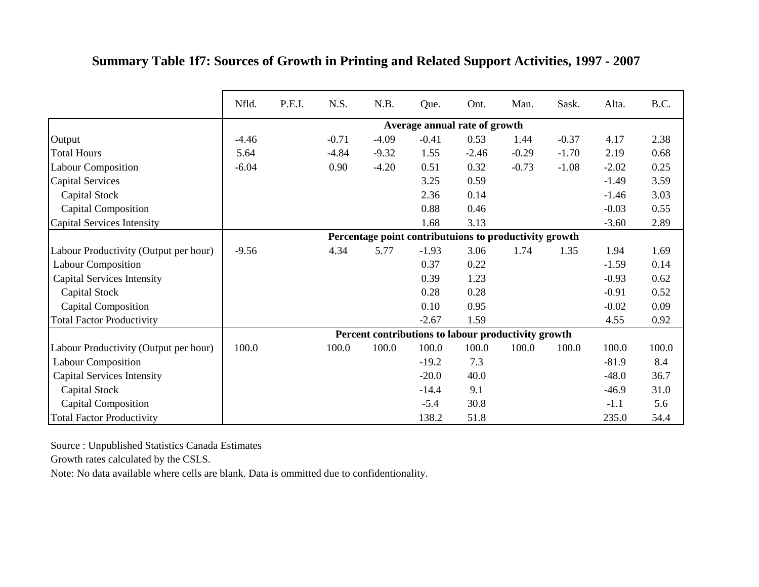# Summary Table 1f7: Sources of Growth in Printing and Related Support Activities, 1997 - 2007

| | Nfld. | P.E.I. | N.S. | N.B. | Que. | Ont. | Man. | Sask. | Alta. | B.C. |
|---|---|---|---|---|---|---|---|---|---|---|
| | **Average annual rate of growth** | | | | | | | | | |
| Output | -4.46 | | -0.71 | -4.09 | -0.41 | 0.53 | 1.44 | -0.37 | 4.17 | 2.38 |
| Total Hours | 5.64 | | -4.84 | -9.32 | 1.55 | -2.46 | -0.29 | -1.70 | 2.19 | 0.68 |
| Labour Composition | -6.04 | | 0.90 | -4.20 | 0.51 | 0.32 | -0.73 | -1.08 | -2.02 | 0.25 |
| Capital Services | | | | | 3.25 | 0.59 | | | -1.49 | 3.59 |
| Capital Stock | | | | | 2.36 | 0.14 | | | -1.46 | 3.03 |
| Capital Composition | | | | | 0.88 | 0.46 | | | -0.03 | 0.55 |
| Capital Services Intensity | | | | | 1.68 | 3.13 | | | -3.60 | 2.89 |
| | **Percentage point contributuions to productivity growth** | | | | | | | | | |
| Labour Productivity (Output per hour) | -9.56 | | 4.34 | 5.77 | -1.93 | 3.06 | 1.74 | 1.35 | 1.94 | 1.69 |
| Labour Composition | | | | | 0.37 | 0.22 | | | -1.59 | 0.14 |
| Capital Services Intensity | | | | | 0.39 | 1.23 | | | -0.93 | 0.62 |
| Capital Stock | | | | | 0.28 | 0.28 | | | -0.91 | 0.52 |
| Capital Composition | | | | | 0.10 | 0.95 | | | -0.02 | 0.09 |
| Total Factor Productivity | | | | | -2.67 | 1.59 | | | 4.55 | 0.92 |
| | **Percent contributions to labour productivity growth** | | | | | | | | | |
| Labour Productivity (Output per hour) | 100.0 | | 100.0 | 100.0 | 100.0 | 100.0 | 100.0 | 100.0 | 100.0 | 100.0 |
| Labour Composition | | | | | -19.2 | 7.3 | | | -81.9 | 8.4 |
| Capital Services Intensity | | | | | -20.0 | 40.0 | | | -48.0 | 36.7 |
| Capital Stock | | | | | -14.4 | 9.1 | | | -46.9 | 31.0 |
| Capital Composition | | | | | -5.4 | 30.8 | | | -1.1 | 5.6 |
| Total Factor Productivity | | | | | 138.2 | 51.8 | | | 235.0 | 54.4 |

Source : Unpublished Statistics Canada Estimates

Growth rates calculated by the CSLS.

Note: No data available where cells are blank. Data is ommitted due to confidentionality.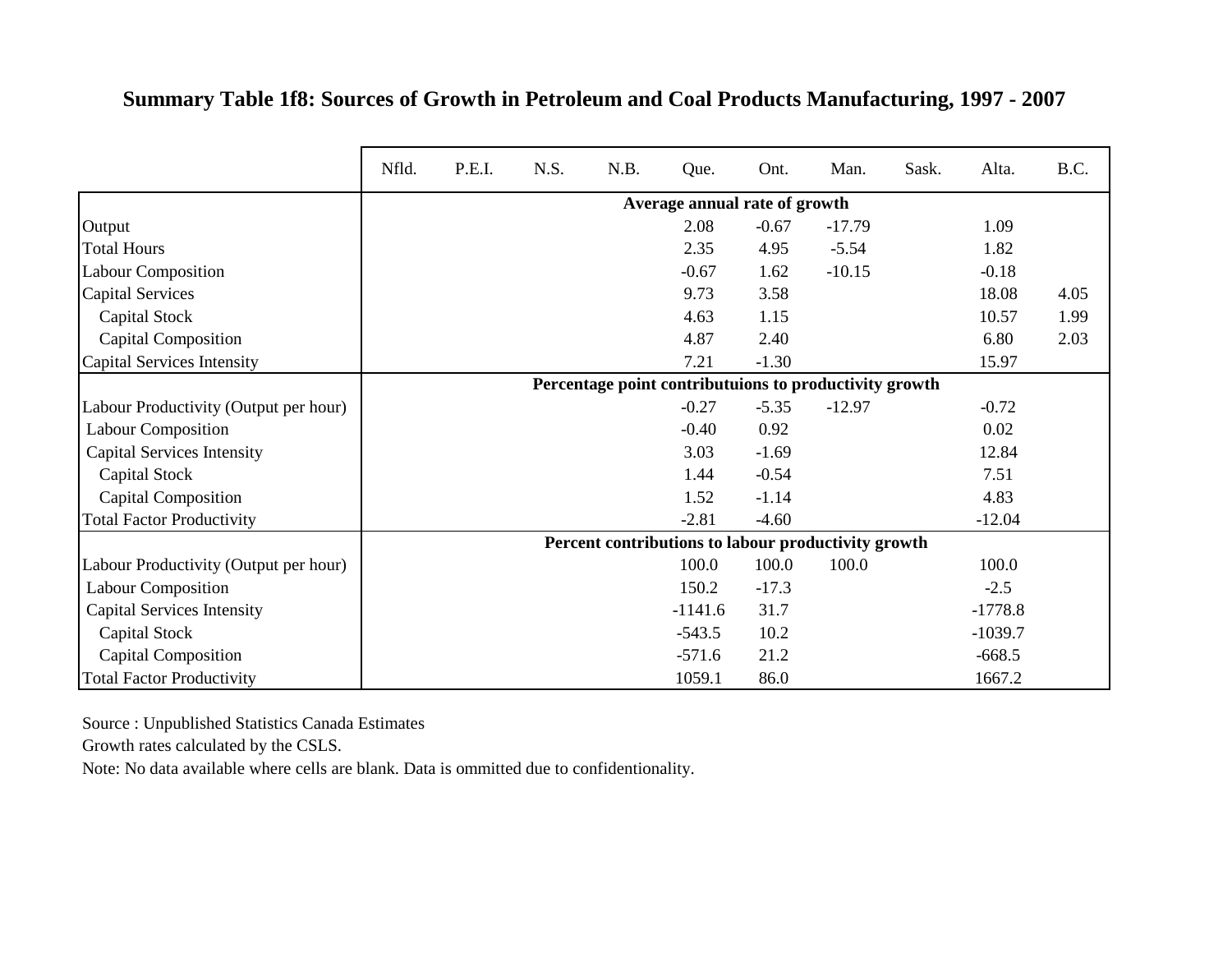## Summary Table 1f8: Sources of Growth in Petroleum and Coal Products Manufacturing, 1997 - 2007

| | Nfld. | P.E.I. | N.S. | N.B. | Que. | Ont. | Man. | Sask. | Alta. | B.C. |
|---|---|---|---|---|---|---|---|---|---|---|
| | **Average annual rate of growth** | | | | | | | | | |
| Output | | | | | 2.08 | -0.67 | -17.79 | | 1.09 | |
| Total Hours | | | | | 2.35 | 4.95 | -5.54 | | 1.82 | |
| Labour Composition | | | | | -0.67 | 1.62 | -10.15 | | -0.18 | |
| Capital Services | | | | | 9.73 | 3.58 | | | 18.08 | 4.05 |
| Capital Stock | | | | | 4.63 | 1.15 | | | 10.57 | 1.99 |
| Capital Composition | | | | | 4.87 | 2.40 | | | 6.80 | 2.03 |
| Capital Services Intensity | | | | | 7.21 | -1.30 | | | 15.97 | |
| | **Percentage point contributuions to productivity growth** | | | | | | | | | |
| Labour Productivity (Output per hour) | | | | | -0.27 | -5.35 | -12.97 | | -0.72 | |
| Labour Composition | | | | | -0.40 | 0.92 | | | 0.02 | |
| Capital Services Intensity | | | | | 3.03 | -1.69 | | | 12.84 | |
| Capital Stock | | | | | 1.44 | -0.54 | | | 7.51 | |
| Capital Composition | | | | | 1.52 | -1.14 | | | 4.83 | |
| Total Factor Productivity | | | | | -2.81 | -4.60 | | | -12.04 | |
| | **Percent contributions to labour productivity growth** | | | | | | | | | |
| Labour Productivity (Output per hour) | | | | | 100.0 | 100.0 | 100.0 | | 100.0 | |
| Labour Composition | | | | | 150.2 | -17.3 | | | -2.5 | |
| Capital Services Intensity | | | | | -1141.6 | 31.7 | | | -1778.8 | |
| Capital Stock | | | | | -543.5 | 10.2 | | | -1039.7 | |
| Capital Composition | | | | | -571.6 | 21.2 | | | -668.5 | |
| Total Factor Productivity | | | | | 1059.1 | 86.0 | | | 1667.2 | |

Source : Unpublished Statistics Canada Estimates

Growth rates calculated by the CSLS.

Note: No data available where cells are blank. Data is ommitted due to confidentionality.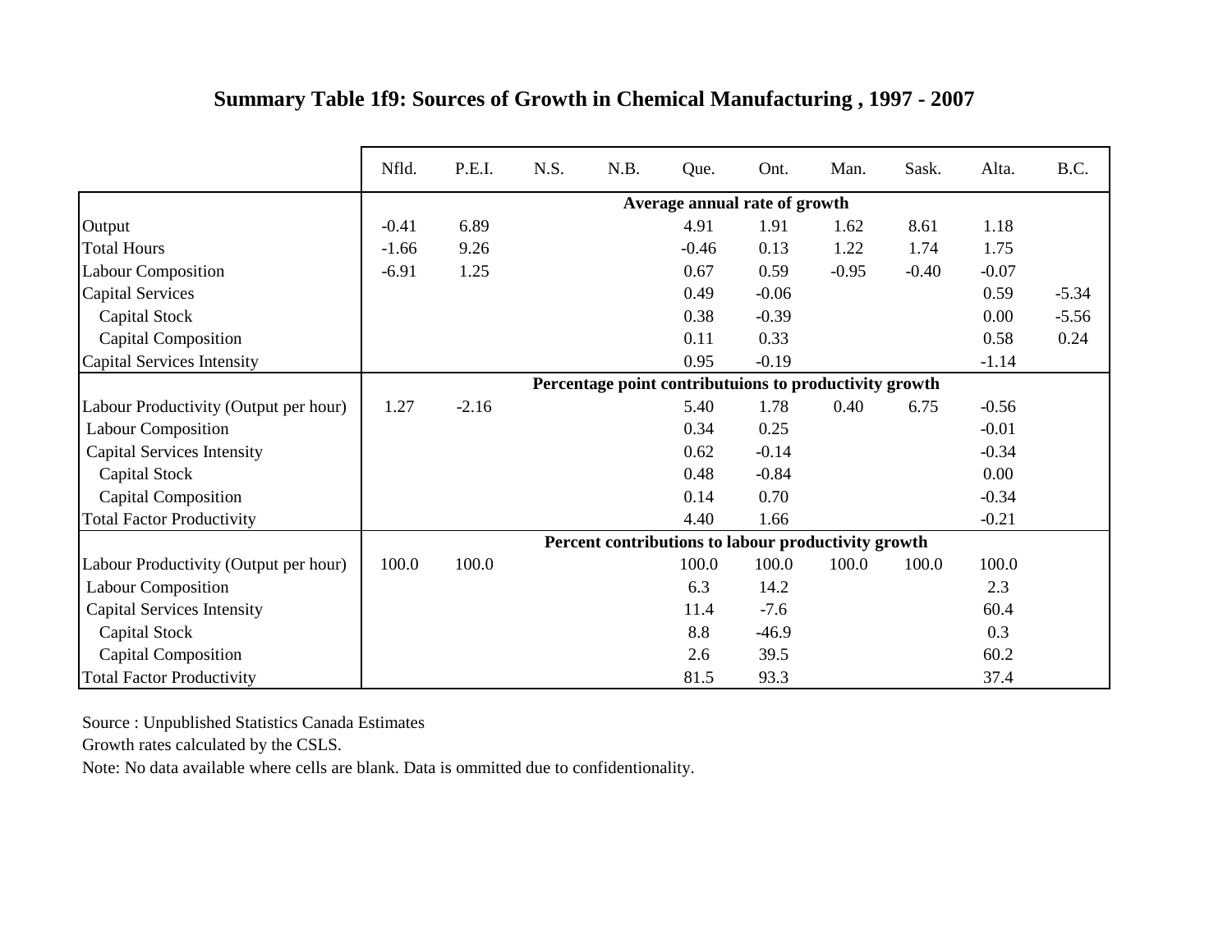**Summary Table 1f9: Sources of Growth in Chemical Manufacturing , 1997 - 2007**

| | Nfld. | P.E.I. | N.S. | N.B. | Que. | Ont. | Man. | Sask. | Alta. | B.C. |
|---|---|---|---|---|---|---|---|---|---|---|
| | **Average annual rate of growth** | | | | | | | | | |
| Output | -0.41 | 6.89 | | | 4.91 | 1.91 | 1.62 | 8.61 | 1.18 | |
| Total Hours | -1.66 | 9.26 | | | -0.46 | 0.13 | 1.22 | 1.74 | 1.75 | |
| Labour Composition | -6.91 | 1.25 | | | 0.67 | 0.59 | -0.95 | -0.40 | -0.07 | |
| Capital Services | | | | | 0.49 | -0.06 | | | 0.59 | -5.34 |
| Capital Stock | | | | | 0.38 | -0.39 | | | 0.00 | -5.56 |
| Capital Composition | | | | | 0.11 | 0.33 | | | 0.58 | 0.24 |
| Capital Services Intensity | | | | | 0.95 | -0.19 | | | -1.14 | |
| | **Percentage point contributuions to productivity growth** | | | | | | | | | |
| Labour Productivity (Output per hour) | 1.27 | -2.16 | | | 5.40 | 1.78 | 0.40 | 6.75 | -0.56 | |
| Labour Composition | | | | | 0.34 | 0.25 | | | -0.01 | |
| Capital Services Intensity | | | | | 0.62 | -0.14 | | | -0.34 | |
| Capital Stock | | | | | 0.48 | -0.84 | | | 0.00 | |
| Capital Composition | | | | | 0.14 | 0.70 | | | -0.34 | |
| Total Factor Productivity | | | | | 4.40 | 1.66 | | | -0.21 | |
| | **Percent contributions to labour productivity growth** | | | | | | | | | |
| Labour Productivity (Output per hour) | 100.0 | 100.0 | | | 100.0 | 100.0 | 100.0 | 100.0 | 100.0 | |
| Labour Composition | | | | | 6.3 | 14.2 | | | 2.3 | |
| Capital Services Intensity | | | | | 11.4 | -7.6 | | | 60.4 | |
| Capital Stock | | | | | 8.8 | -46.9 | | | 0.3 | |
| Capital Composition | | | | | 2.6 | 39.5 | | | 60.2 | |
| Total Factor Productivity | | | | | 81.5 | 93.3 | | | 37.4 | |

Source : Unpublished Statistics Canada Estimates

Growth rates calculated by the CSLS.

Note: No data available where cells are blank. Data is ommitted due to confidentionality.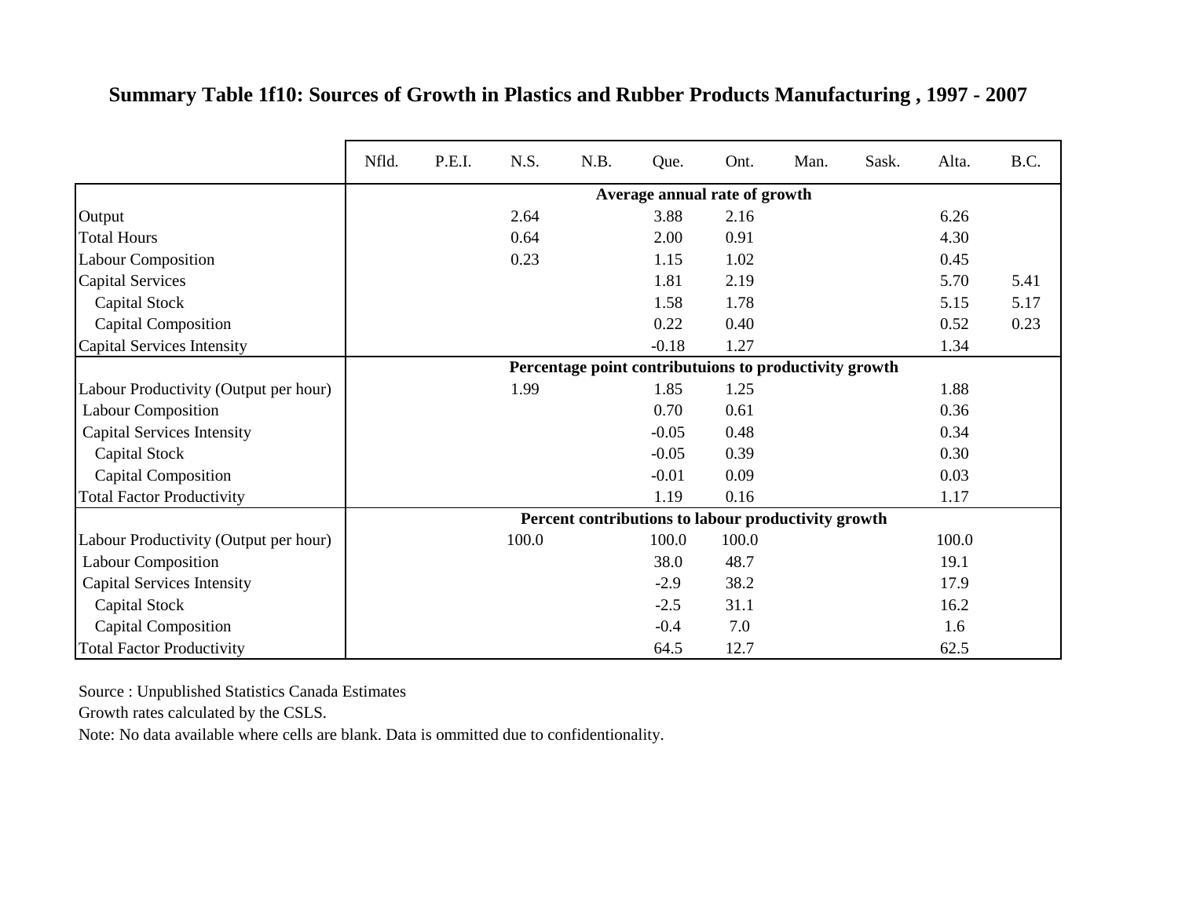## Summary Table 1f10: Sources of Growth in Plastics and Rubber Products Manufacturing , 1997 - 2007

| | Nfld. | P.E.I. | N.S. | N.B. | Que. | Ont. | Man. | Sask. | Alta. | B.C. |
|---|---|---|---|---|---|---|---|---|---|---|
| | **Average annual rate of growth** | | | | | | | | | |
| Output | | | 2.64 | | 3.88 | 2.16 | | | 6.26 | |
| Total Hours | | | 0.64 | | 2.00 | 0.91 | | | 4.30 | |
| Labour Composition | | | 0.23 | | 1.15 | 1.02 | | | 0.45 | |
| Capital Services | | | | | 1.81 | 2.19 | | | 5.70 | 5.41 |
| Capital Stock | | | | | 1.58 | 1.78 | | | 5.15 | 5.17 |
| Capital Composition | | | | | 0.22 | 0.40 | | | 0.52 | 0.23 |
| Capital Services Intensity | | | | | -0.18 | 1.27 | | | 1.34 | |
| | **Percentage point contributuions to productivity growth** | | | | | | | | | |
| Labour Productivity (Output per hour) | | | 1.99 | | 1.85 | 1.25 | | | 1.88 | |
| Labour Composition | | | | | 0.70 | 0.61 | | | 0.36 | |
| Capital Services Intensity | | | | | -0.05 | 0.48 | | | 0.34 | |
| Capital Stock | | | | | -0.05 | 0.39 | | | 0.30 | |
| Capital Composition | | | | | -0.01 | 0.09 | | | 0.03 | |
| Total Factor Productivity | | | | | 1.19 | 0.16 | | | 1.17 | |
| | **Percent contributions to labour productivity growth** | | | | | | | | | |
| Labour Productivity (Output per hour) | | | 100.0 | | 100.0 | 100.0 | | | 100.0 | |
| Labour Composition | | | | | 38.0 | 48.7 | | | 19.1 | |
| Capital Services Intensity | | | | | -2.9 | 38.2 | | | 17.9 | |
| Capital Stock | | | | | -2.5 | 31.1 | | | 16.2 | |
| Capital Composition | | | | | -0.4 | 7.0 | | | 1.6 | |
| Total Factor Productivity | | | | | 64.5 | 12.7 | | | 62.5 | |

Source : Unpublished Statistics Canada Estimates

Growth rates calculated by the CSLS.

Note: No data available where cells are blank. Data is ommitted due to confidentionality.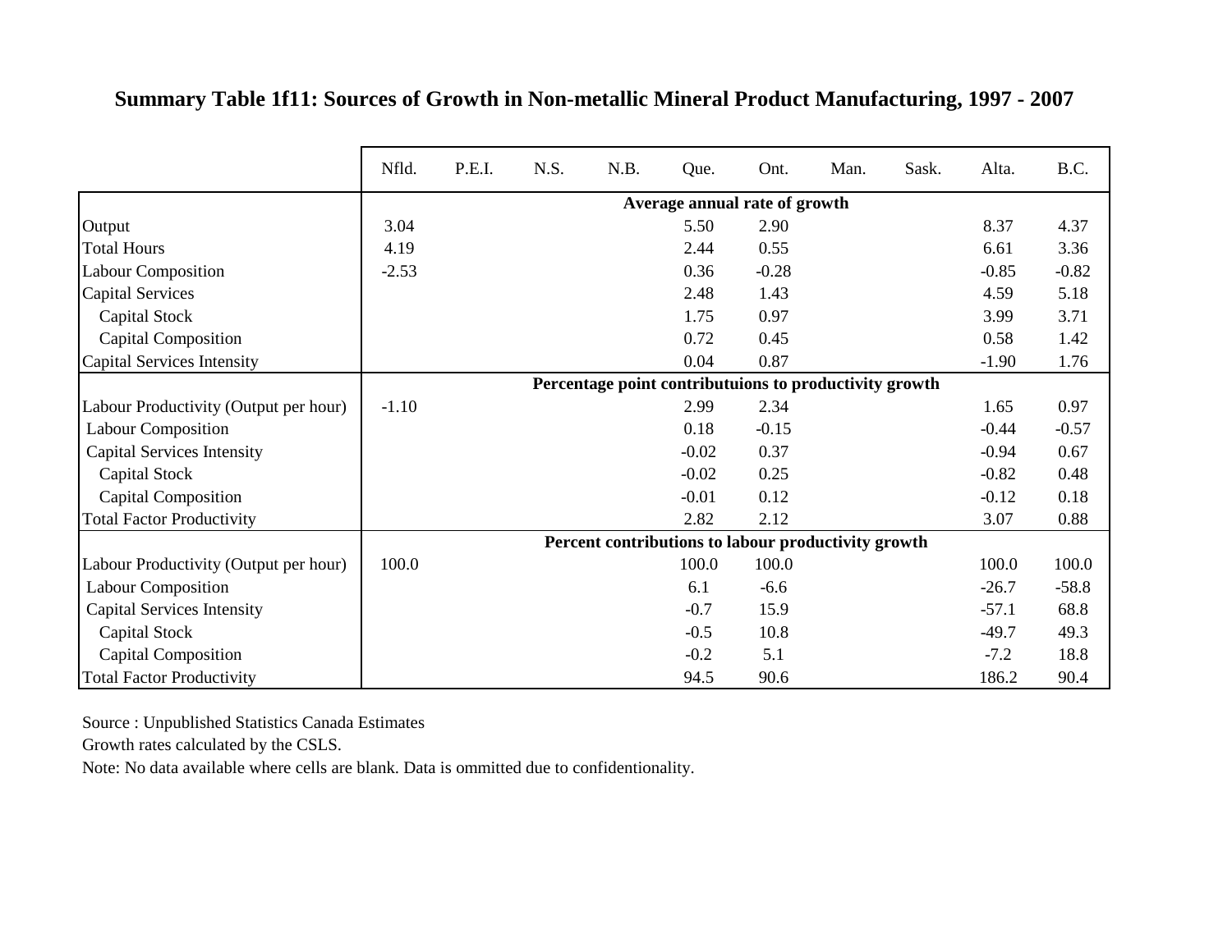**Summary Table 1f11: Sources of Growth in Non-metallic Mineral Product Manufacturing, 1997 - 2007**

| | Nfld. | P.E.I. | N.S. | N.B. | Que. | Ont. | Man. | Sask. | Alta. | B.C. |
|---|---|---|---|---|---|---|---|---|---|---|
| | **Average annual rate of growth** | | | | | | | | | |
| Output | 3.04 | | | | 5.50 | 2.90 | | | 8.37 | 4.37 |
| Total Hours | 4.19 | | | | 2.44 | 0.55 | | | 6.61 | 3.36 |
| Labour Composition | -2.53 | | | | 0.36 | -0.28 | | | -0.85 | -0.82 |
| Capital Services | | | | | 2.48 | 1.43 | | | 4.59 | 5.18 |
| Capital Stock | | | | | 1.75 | 0.97 | | | 3.99 | 3.71 |
| Capital Composition | | | | | 0.72 | 0.45 | | | 0.58 | 1.42 |
| Capital Services Intensity | | | | | 0.04 | 0.87 | | | -1.90 | 1.76 |
| | **Percentage point contributuions to productivity growth** | | | | | | | | | |
| Labour Productivity (Output per hour) | -1.10 | | | | 2.99 | 2.34 | | | 1.65 | 0.97 |
| Labour Composition | | | | | 0.18 | -0.15 | | | -0.44 | -0.57 |
| Capital Services Intensity | | | | | -0.02 | 0.37 | | | -0.94 | 0.67 |
| Capital Stock | | | | | -0.02 | 0.25 | | | -0.82 | 0.48 |
| Capital Composition | | | | | -0.01 | 0.12 | | | -0.12 | 0.18 |
| Total Factor Productivity | | | | | 2.82 | 2.12 | | | 3.07 | 0.88 |
| | **Percent contributions to labour productivity growth** | | | | | | | | | |
| Labour Productivity (Output per hour) | 100.0 | | | | 100.0 | 100.0 | | | 100.0 | 100.0 |
| Labour Composition | | | | | 6.1 | -6.6 | | | -26.7 | -58.8 |
| Capital Services Intensity | | | | | -0.7 | 15.9 | | | -57.1 | 68.8 |
| Capital Stock | | | | | -0.5 | 10.8 | | | -49.7 | 49.3 |
| Capital Composition | | | | | -0.2 | 5.1 | | | -7.2 | 18.8 |
| Total Factor Productivity | | | | | 94.5 | 90.6 | | | 186.2 | 90.4 |

Source : Unpublished Statistics Canada Estimates

Growth rates calculated by the CSLS.

Note: No data available where cells are blank. Data is ommitted due to confidentionality.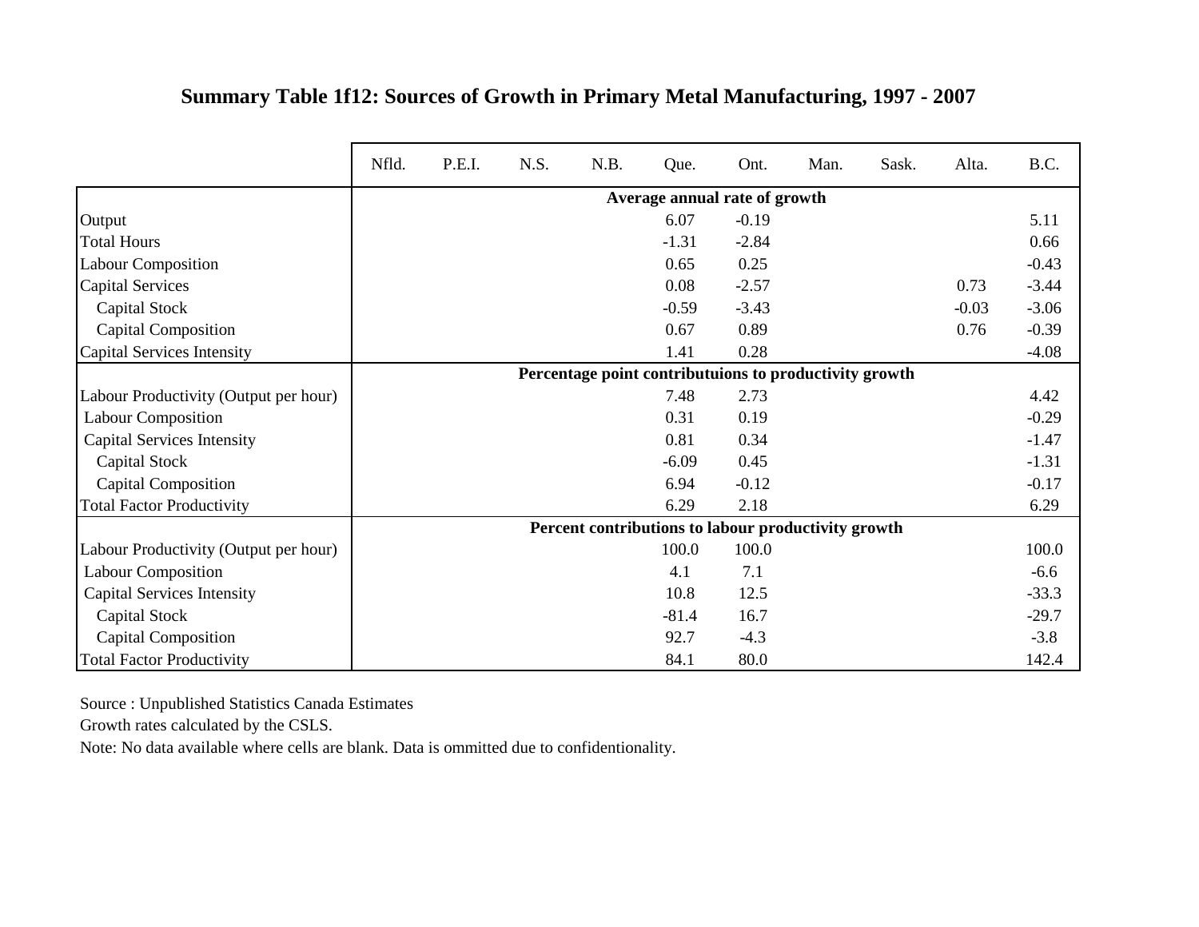**Summary Table 1f12: Sources of Growth in Primary Metal Manufacturing, 1997 - 2007**

| | Nfld. | P.E.I. | N.S. | N.B. | Que. | Ont. | Man. | Sask. | Alta. | B.C. |
|---|---|---|---|---|---|---|---|---|---|---|
| | **Average annual rate of growth** | | | | | | | | | |
| Output | | | | | 6.07 | -0.19 | | | | 5.11 |
| Total Hours | | | | | -1.31 | -2.84 | | | | 0.66 |
| Labour Composition | | | | | 0.65 | 0.25 | | | | -0.43 |
| Capital Services | | | | | 0.08 | -2.57 | | | 0.73 | -3.44 |
| Capital Stock | | | | | -0.59 | -3.43 | | | -0.03 | -3.06 |
| Capital Composition | | | | | 0.67 | 0.89 | | | 0.76 | -0.39 |
| Capital Services Intensity | | | | | 1.41 | 0.28 | | | | -4.08 |
| | **Percentage point contributuions to productivity growth** | | | | | | | | | |
| Labour Productivity (Output per hour) | | | | | 7.48 | 2.73 | | | | 4.42 |
| Labour Composition | | | | | 0.31 | 0.19 | | | | -0.29 |
| Capital Services Intensity | | | | | 0.81 | 0.34 | | | | -1.47 |
| Capital Stock | | | | | -6.09 | 0.45 | | | | -1.31 |
| Capital Composition | | | | | 6.94 | -0.12 | | | | -0.17 |
| Total Factor Productivity | | | | | 6.29 | 2.18 | | | | 6.29 |
| | **Percent contributions to labour productivity growth** | | | | | | | | | |
| Labour Productivity (Output per hour) | | | | | 100.0 | 100.0 | | | | 100.0 |
| Labour Composition | | | | | 4.1 | 7.1 | | | | -6.6 |
| Capital Services Intensity | | | | | 10.8 | 12.5 | | | | -33.3 |
| Capital Stock | | | | | -81.4 | 16.7 | | | | -29.7 |
| Capital Composition | | | | | 92.7 | -4.3 | | | | -3.8 |
| Total Factor Productivity | | | | | 84.1 | 80.0 | | | | 142.4 |

Source : Unpublished Statistics Canada Estimates

Growth rates calculated by the CSLS.

Note: No data available where cells are blank. Data is ommitted due to confidentionality.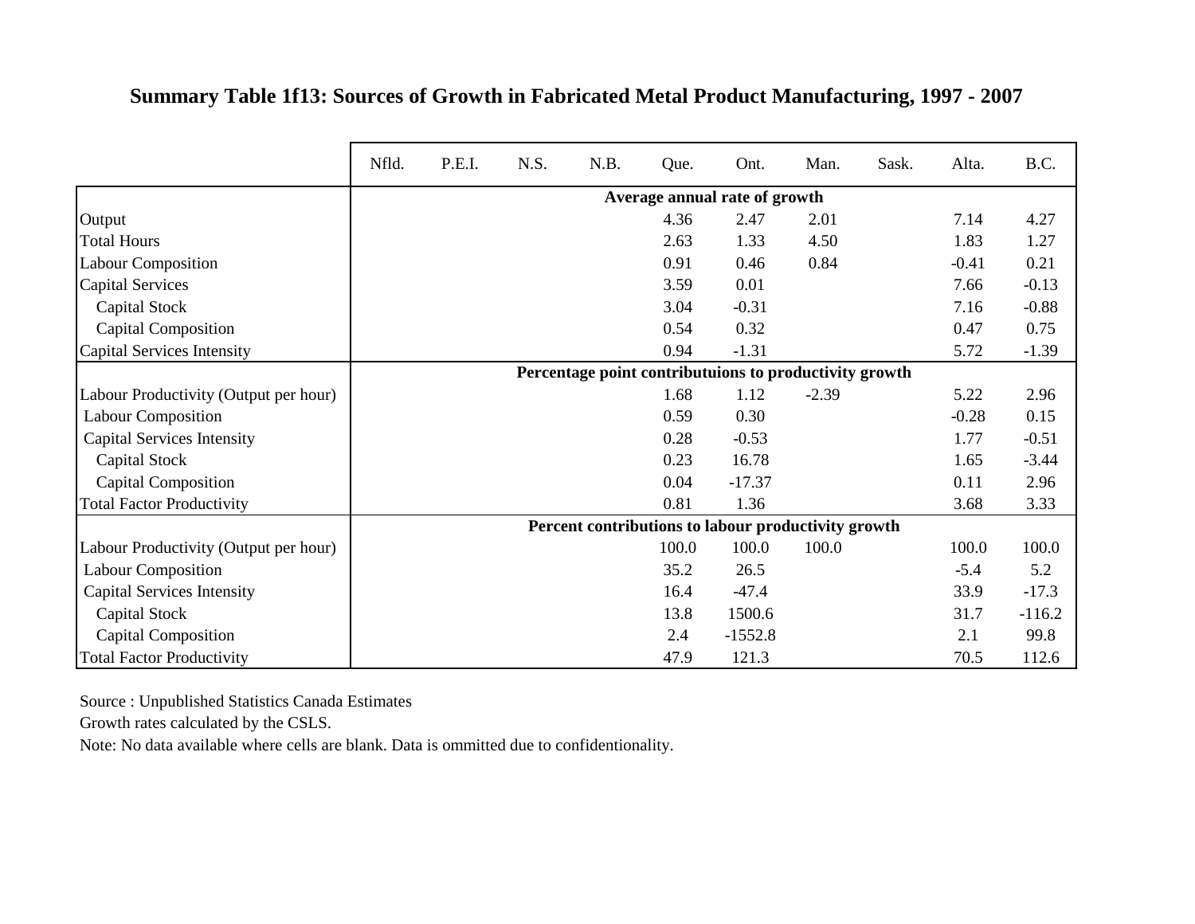**Summary Table 1f13: Sources of Growth in Fabricated Metal Product Manufacturing, 1997 - 2007**

| | Nfld. | P.E.I. | N.S. | N.B. | Que. | Ont. | Man. | Sask. | Alta. | B.C. |
|---|---|---|---|---|---|---|---|---|---|---|
| | **Average annual rate of growth** | | | | | | | | | |
| Output | | | | | 4.36 | 2.47 | 2.01 | | 7.14 | 4.27 |
| Total Hours | | | | | 2.63 | 1.33 | 4.50 | | 1.83 | 1.27 |
| Labour Composition | | | | | 0.91 | 0.46 | 0.84 | | -0.41 | 0.21 |
| Capital Services | | | | | 3.59 | 0.01 | | | 7.66 | -0.13 |
| Capital Stock | | | | | 3.04 | -0.31 | | | 7.16 | -0.88 |
| Capital Composition | | | | | 0.54 | 0.32 | | | 0.47 | 0.75 |
| Capital Services Intensity | | | | | 0.94 | -1.31 | | | 5.72 | -1.39 |
| | **Percentage point contributuions to productivity growth** | | | | | | | | | |
| Labour Productivity (Output per hour) | | | | | 1.68 | 1.12 | -2.39 | | 5.22 | 2.96 |
| Labour Composition | | | | | 0.59 | 0.30 | | | -0.28 | 0.15 |
| Capital Services Intensity | | | | | 0.28 | -0.53 | | | 1.77 | -0.51 |
| Capital Stock | | | | | 0.23 | 16.78 | | | 1.65 | -3.44 |
| Capital Composition | | | | | 0.04 | -17.37 | | | 0.11 | 2.96 |
| Total Factor Productivity | | | | | 0.81 | 1.36 | | | 3.68 | 3.33 |
| | **Percent contributions to labour productivity growth** | | | | | | | | | |
| Labour Productivity (Output per hour) | | | | | 100.0 | 100.0 | 100.0 | | 100.0 | 100.0 |
| Labour Composition | | | | | 35.2 | 26.5 | | | -5.4 | 5.2 |
| Capital Services Intensity | | | | | 16.4 | -47.4 | | | 33.9 | -17.3 |
| Capital Stock | | | | | 13.8 | 1500.6 | | | 31.7 | -116.2 |
| Capital Composition | | | | | 2.4 | -1552.8 | | | 2.1 | 99.8 |
| Total Factor Productivity | | | | | 47.9 | 121.3 | | | 70.5 | 112.6 |

Source : Unpublished Statistics Canada Estimates

Growth rates calculated by the CSLS.

Note: No data available where cells are blank. Data is ommitted due to confidentionality.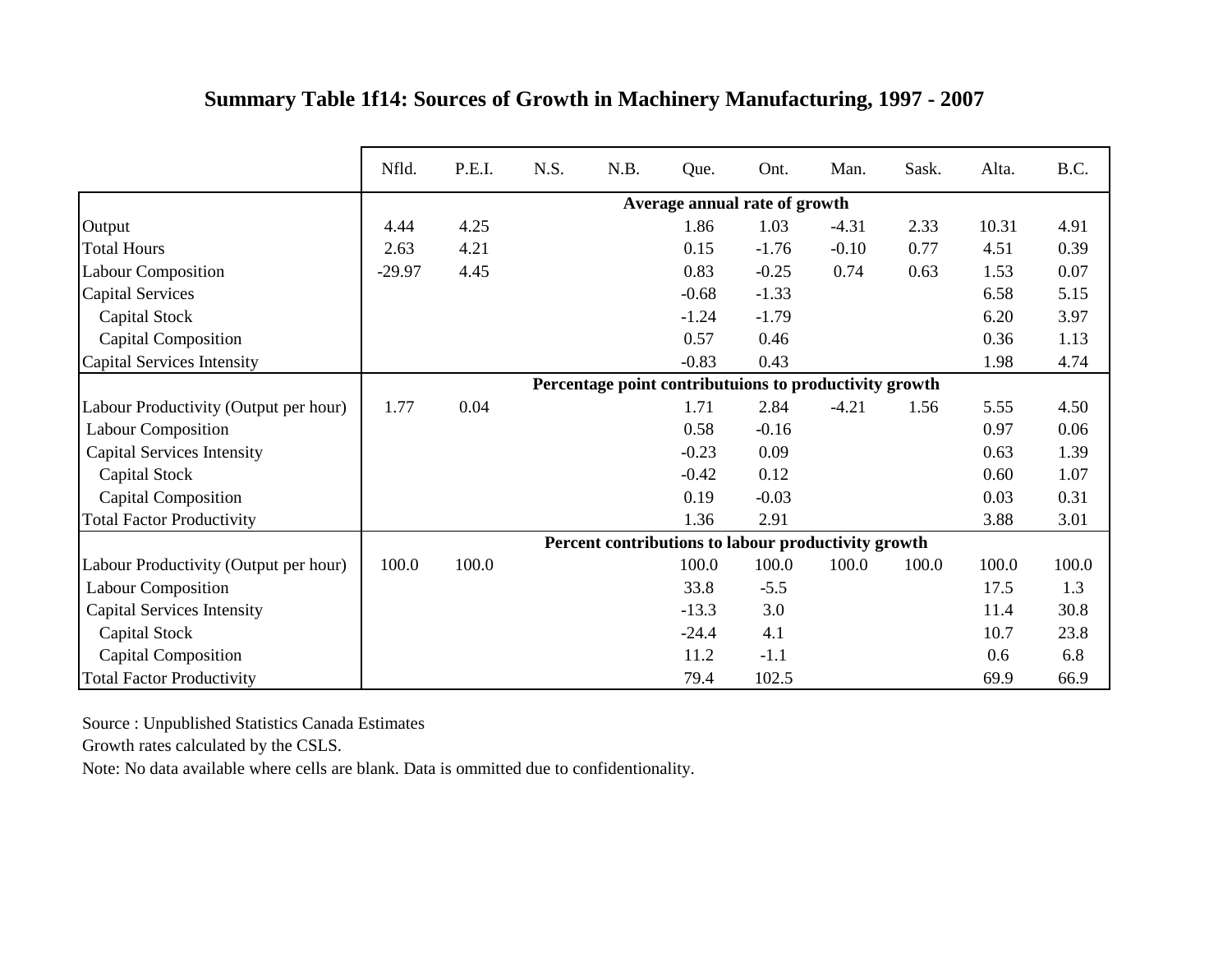## Summary Table 1f14: Sources of Growth in Machinery Manufacturing, 1997 - 2007

| | Nfld. | P.E.I. | N.S. | N.B. | Que. | Ont. | Man. | Sask. | Alta. | B.C. |
|---|---|---|---|---|---|---|---|---|---|---|
| | **Average annual rate of growth** | | | | | | | | | |
| Output | 4.44 | 4.25 | | | 1.86 | 1.03 | -4.31 | 2.33 | 10.31 | 4.91 |
| Total Hours | 2.63 | 4.21 | | | 0.15 | -1.76 | -0.10 | 0.77 | 4.51 | 0.39 |
| Labour Composition | -29.97 | 4.45 | | | 0.83 | -0.25 | 0.74 | 0.63 | 1.53 | 0.07 |
| Capital Services | | | | | -0.68 | -1.33 | | | 6.58 | 5.15 |
| Capital Stock | | | | | -1.24 | -1.79 | | | 6.20 | 3.97 |
| Capital Composition | | | | | 0.57 | 0.46 | | | 0.36 | 1.13 |
| Capital Services Intensity | | | | | -0.83 | 0.43 | | | 1.98 | 4.74 |
| | **Percentage point contributuions to productivity growth** | | | | | | | | | |
| Labour Productivity (Output per hour) | 1.77 | 0.04 | | | 1.71 | 2.84 | -4.21 | 1.56 | 5.55 | 4.50 |
| Labour Composition | | | | | 0.58 | -0.16 | | | 0.97 | 0.06 |
| Capital Services Intensity | | | | | -0.23 | 0.09 | | | 0.63 | 1.39 |
| Capital Stock | | | | | -0.42 | 0.12 | | | 0.60 | 1.07 |
| Capital Composition | | | | | 0.19 | -0.03 | | | 0.03 | 0.31 |
| Total Factor Productivity | | | | | 1.36 | 2.91 | | | 3.88 | 3.01 |
| | **Percent contributions to labour productivity growth** | | | | | | | | | |
| Labour Productivity (Output per hour) | 100.0 | 100.0 | | | 100.0 | 100.0 | 100.0 | 100.0 | 100.0 | 100.0 |
| Labour Composition | | | | | 33.8 | -5.5 | | | 17.5 | 1.3 |
| Capital Services Intensity | | | | | -13.3 | 3.0 | | | 11.4 | 30.8 |
| Capital Stock | | | | | -24.4 | 4.1 | | | 10.7 | 23.8 |
| Capital Composition | | | | | 11.2 | -1.1 | | | 0.6 | 6.8 |
| Total Factor Productivity | | | | | 79.4 | 102.5 | | | 69.9 | 66.9 |

Source : Unpublished Statistics Canada Estimates

Growth rates calculated by the CSLS.

Note: No data available where cells are blank. Data is ommitted due to confidentionality.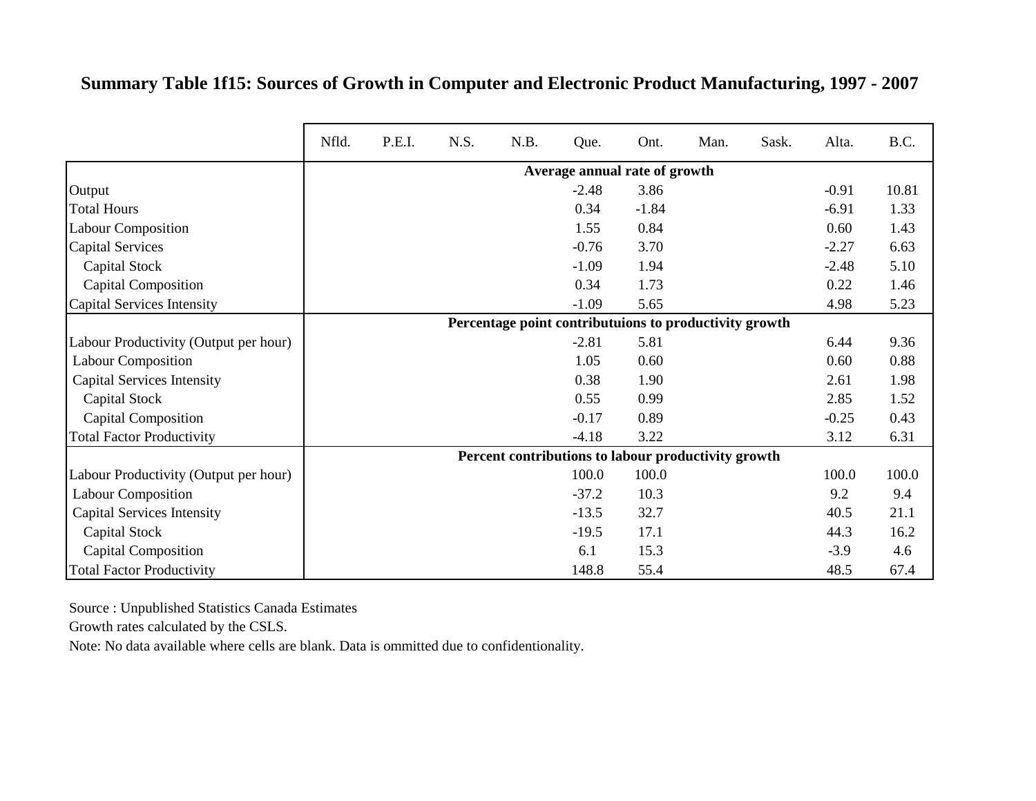## Summary Table 1f15: Sources of Growth in Computer and Electronic Product Manufacturing, 1997 - 2007

| | Nfld. | P.E.I. | N.S. | N.B. | Que. | Ont. | Man. | Sask. | Alta. | B.C. |
|---|---|---|---|---|---|---|---|---|---|---|
| | | | | | **Average annual rate of growth** | | | | | |
| Output | | | | | -2.48 | 3.86 | | | -0.91 | 10.81 |
| Total Hours | | | | | 0.34 | -1.84 | | | -6.91 | 1.33 |
| Labour Composition | | | | | 1.55 | 0.84 | | | 0.60 | 1.43 |
| Capital Services | | | | | -0.76 | 3.70 | | | -2.27 | 6.63 |
| Capital Stock | | | | | -1.09 | 1.94 | | | -2.48 | 5.10 |
| Capital Composition | | | | | 0.34 | 1.73 | | | 0.22 | 1.46 |
| Capital Services Intensity | | | | | -1.09 | 5.65 | | | 4.98 | 5.23 |
| | | | | | **Percentage point contributuions to productivity growth** | | | | | |
| Labour Productivity (Output per hour) | | | | | -2.81 | 5.81 | | | 6.44 | 9.36 |
| Labour Composition | | | | | 1.05 | 0.60 | | | 0.60 | 0.88 |
| Capital Services Intensity | | | | | 0.38 | 1.90 | | | 2.61 | 1.98 |
| Capital Stock | | | | | 0.55 | 0.99 | | | 2.85 | 1.52 |
| Capital Composition | | | | | -0.17 | 0.89 | | | -0.25 | 0.43 |
| Total Factor Productivity | | | | | -4.18 | 3.22 | | | 3.12 | 6.31 |
| | | | | | **Percent contributions to labour productivity growth** | | | | | |
| Labour Productivity (Output per hour) | | | | | 100.0 | 100.0 | | | 100.0 | 100.0 |
| Labour Composition | | | | | -37.2 | 10.3 | | | 9.2 | 9.4 |
| Capital Services Intensity | | | | | -13.5 | 32.7 | | | 40.5 | 21.1 |
| Capital Stock | | | | | -19.5 | 17.1 | | | 44.3 | 16.2 |
| Capital Composition | | | | | 6.1 | 15.3 | | | -3.9 | 4.6 |
| Total Factor Productivity | | | | | 148.8 | 55.4 | | | 48.5 | 67.4 |

Source : Unpublished Statistics Canada Estimates

Growth rates calculated by the CSLS.

Note: No data available where cells are blank. Data is ommitted due to confidentionality.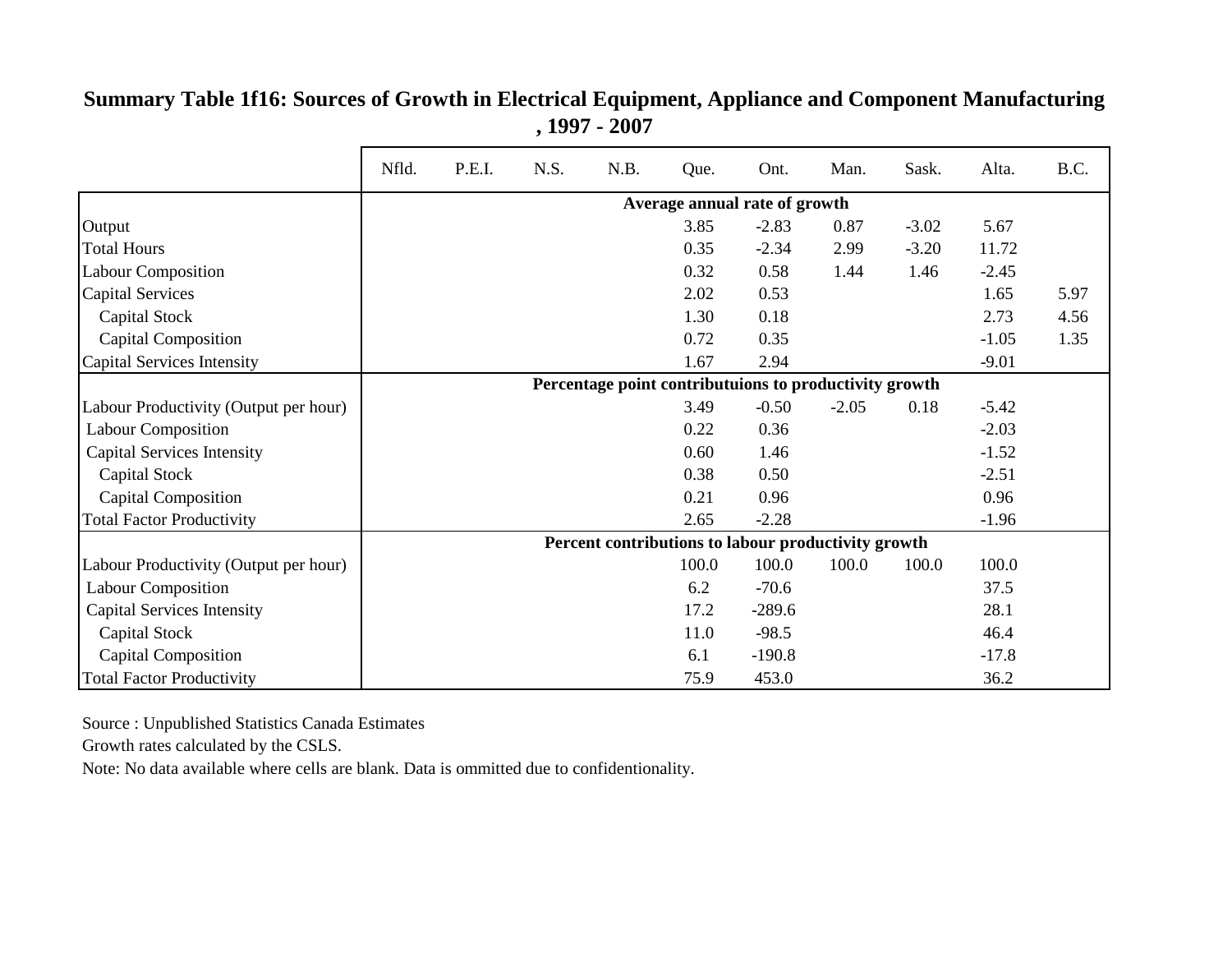## Summary Table 1f16: Sources of Growth in Electrical Equipment, Appliance and Component Manufacturing, 1997 - 2007

| | Nfld. | P.E.I. | N.S. | N.B. | Que. | Ont. | Man. | Sask. | Alta. | B.C. |
|---|---|---|---|---|---|---|---|---|---|---|
| **Average annual rate of growth** | | | | | | | | | | |
| Output | | | | | 3.85 | -2.83 | 0.87 | -3.02 | 5.67 | |
| Total Hours | | | | | 0.35 | -2.34 | 2.99 | -3.20 | 11.72 | |
| Labour Composition | | | | | 0.32 | 0.58 | 1.44 | 1.46 | -2.45 | |
| Capital Services | | | | | 2.02 | 0.53 | | | 1.65 | 5.97 |
| Capital Stock | | | | | 1.30 | 0.18 | | | 2.73 | 4.56 |
| Capital Composition | | | | | 0.72 | 0.35 | | | -1.05 | 1.35 |
| Capital Services Intensity | | | | | 1.67 | 2.94 | | | -9.01 | |
| **Percentage point contributuions to productivity growth** | | | | | | | | | | |
| Labour Productivity (Output per hour) | | | | | 3.49 | -0.50 | -2.05 | 0.18 | -5.42 | |
| Labour Composition | | | | | 0.22 | 0.36 | | | -2.03 | |
| Capital Services Intensity | | | | | 0.60 | 1.46 | | | -1.52 | |
| Capital Stock | | | | | 0.38 | 0.50 | | | -2.51 | |
| Capital Composition | | | | | 0.21 | 0.96 | | | 0.96 | |
| Total Factor Productivity | | | | | 2.65 | -2.28 | | | -1.96 | |
| **Percent contributions to labour productivity growth** | | | | | | | | | | |
| Labour Productivity (Output per hour) | | | | | 100.0 | 100.0 | 100.0 | 100.0 | 100.0 | |
| Labour Composition | | | | | 6.2 | -70.6 | | | 37.5 | |
| Capital Services Intensity | | | | | 17.2 | -289.6 | | | 28.1 | |
| Capital Stock | | | | | 11.0 | -98.5 | | | 46.4 | |
| Capital Composition | | | | | 6.1 | -190.8 | | | -17.8 | |
| Total Factor Productivity | | | | | 75.9 | 453.0 | | | 36.2 | |

Source : Unpublished Statistics Canada Estimates

Growth rates calculated by the CSLS.

Note: No data available where cells are blank. Data is ommitted due to confidentionality.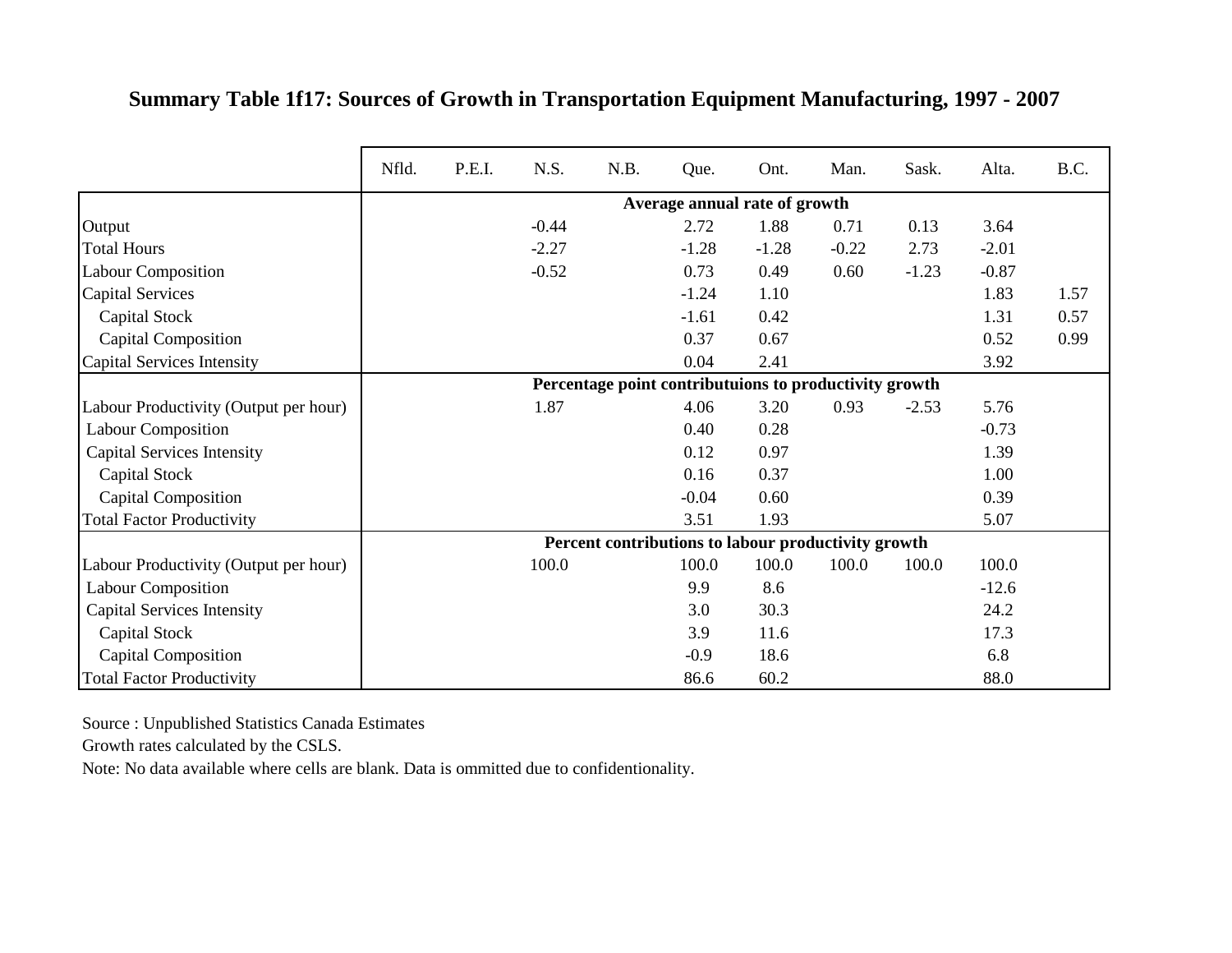## Summary Table 1f17: Sources of Growth in Transportation Equipment Manufacturing, 1997 - 2007

| | Nfld. | P.E.I. | N.S. | N.B. | Que. | Ont. | Man. | Sask. | Alta. | B.C. |
|---|---|---|---|---|---|---|---|---|---|---|
| | | | | | **Average annual rate of growth** | | | | | |
| Output | | | -0.44 | | 2.72 | 1.88 | 0.71 | 0.13 | 3.64 | |
| Total Hours | | | -2.27 | | -1.28 | -1.28 | -0.22 | 2.73 | -2.01 | |
| Labour Composition | | | -0.52 | | 0.73 | 0.49 | 0.60 | -1.23 | -0.87 | |
| Capital Services | | | | | -1.24 | 1.10 | | | 1.83 | 1.57 |
| Capital Stock | | | | | -1.61 | 0.42 | | | 1.31 | 0.57 |
| Capital Composition | | | | | 0.37 | 0.67 | | | 0.52 | 0.99 |
| Capital Services Intensity | | | | | 0.04 | 2.41 | | | 3.92 | |
| | | | | | **Percentage point contributuions to productivity growth** | | | | | |
| Labour Productivity (Output per hour) | | | 1.87 | | 4.06 | 3.20 | 0.93 | -2.53 | 5.76 | |
| Labour Composition | | | | | 0.40 | 0.28 | | | -0.73 | |
| Capital Services Intensity | | | | | 0.12 | 0.97 | | | 1.39 | |
| Capital Stock | | | | | 0.16 | 0.37 | | | 1.00 | |
| Capital Composition | | | | | -0.04 | 0.60 | | | 0.39 | |
| Total Factor Productivity | | | | | 3.51 | 1.93 | | | 5.07 | |
| | | | | | **Percent contributions to labour productivity growth** | | | | | |
| Labour Productivity (Output per hour) | | | 100.0 | | 100.0 | 100.0 | 100.0 | 100.0 | 100.0 | |
| Labour Composition | | | | | 9.9 | 8.6 | | | -12.6 | |
| Capital Services Intensity | | | | | 3.0 | 30.3 | | | 24.2 | |
| Capital Stock | | | | | 3.9 | 11.6 | | | 17.3 | |
| Capital Composition | | | | | -0.9 | 18.6 | | | 6.8 | |
| Total Factor Productivity | | | | | 86.6 | 60.2 | | | 88.0 | |

Source : Unpublished Statistics Canada Estimates

Growth rates calculated by the CSLS.

Note: No data available where cells are blank. Data is ommitted due to confidentionality.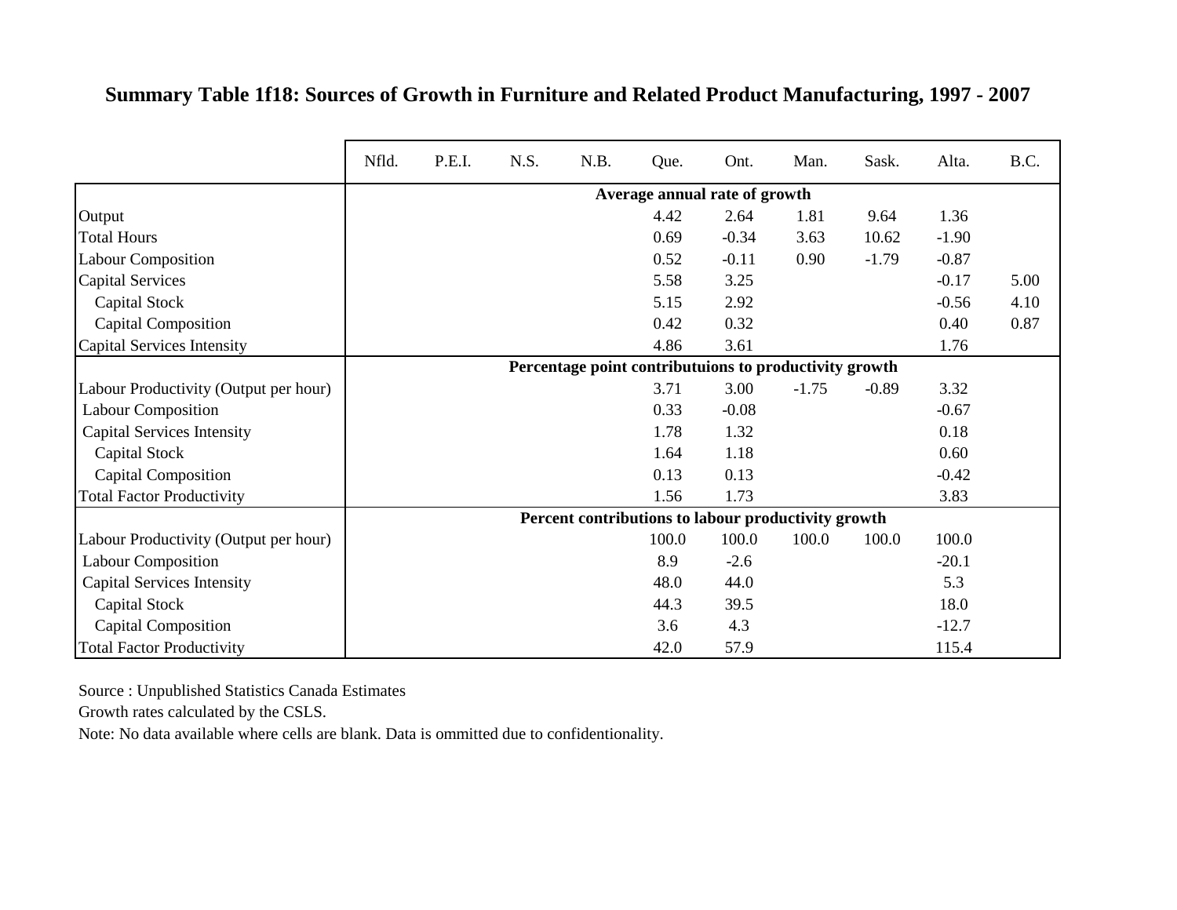## Summary Table 1f18: Sources of Growth in Furniture and Related Product Manufacturing, 1997 - 2007

| | Nfld. | P.E.I. | N.S. | N.B. | Que. | Ont. | Man. | Sask. | Alta. | B.C. |
|---|---|---|---|---|---|---|---|---|---|---|
| | **Average annual rate of growth** | | | | | | | | | |
| Output | | | | | 4.42 | 2.64 | 1.81 | 9.64 | 1.36 | |
| Total Hours | | | | | 0.69 | -0.34 | 3.63 | 10.62 | -1.90 | |
| Labour Composition | | | | | 0.52 | -0.11 | 0.90 | -1.79 | -0.87 | |
| Capital Services | | | | | 5.58 | 3.25 | | | -0.17 | 5.00 |
| Capital Stock | | | | | 5.15 | 2.92 | | | -0.56 | 4.10 |
| Capital Composition | | | | | 0.42 | 0.32 | | | 0.40 | 0.87 |
| Capital Services Intensity | | | | | 4.86 | 3.61 | | | 1.76 | |
| | **Percentage point contributuions to productivity growth** | | | | | | | | | |
| Labour Productivity (Output per hour) | | | | | 3.71 | 3.00 | -1.75 | -0.89 | 3.32 | |
| Labour Composition | | | | | 0.33 | -0.08 | | | -0.67 | |
| Capital Services Intensity | | | | | 1.78 | 1.32 | | | 0.18 | |
| Capital Stock | | | | | 1.64 | 1.18 | | | 0.60 | |
| Capital Composition | | | | | 0.13 | 0.13 | | | -0.42 | |
| Total Factor Productivity | | | | | 1.56 | 1.73 | | | 3.83 | |
| | **Percent contributions to labour productivity growth** | | | | | | | | | |
| Labour Productivity (Output per hour) | | | | | 100.0 | 100.0 | 100.0 | 100.0 | 100.0 | |
| Labour Composition | | | | | 8.9 | -2.6 | | | -20.1 | |
| Capital Services Intensity | | | | | 48.0 | 44.0 | | | 5.3 | |
| Capital Stock | | | | | 44.3 | 39.5 | | | 18.0 | |
| Capital Composition | | | | | 3.6 | 4.3 | | | -12.7 | |
| Total Factor Productivity | | | | | 42.0 | 57.9 | | | 115.4 | |

Source : Unpublished Statistics Canada Estimates

Growth rates calculated by the CSLS.

Note: No data available where cells are blank. Data is ommitted due to confidentionality.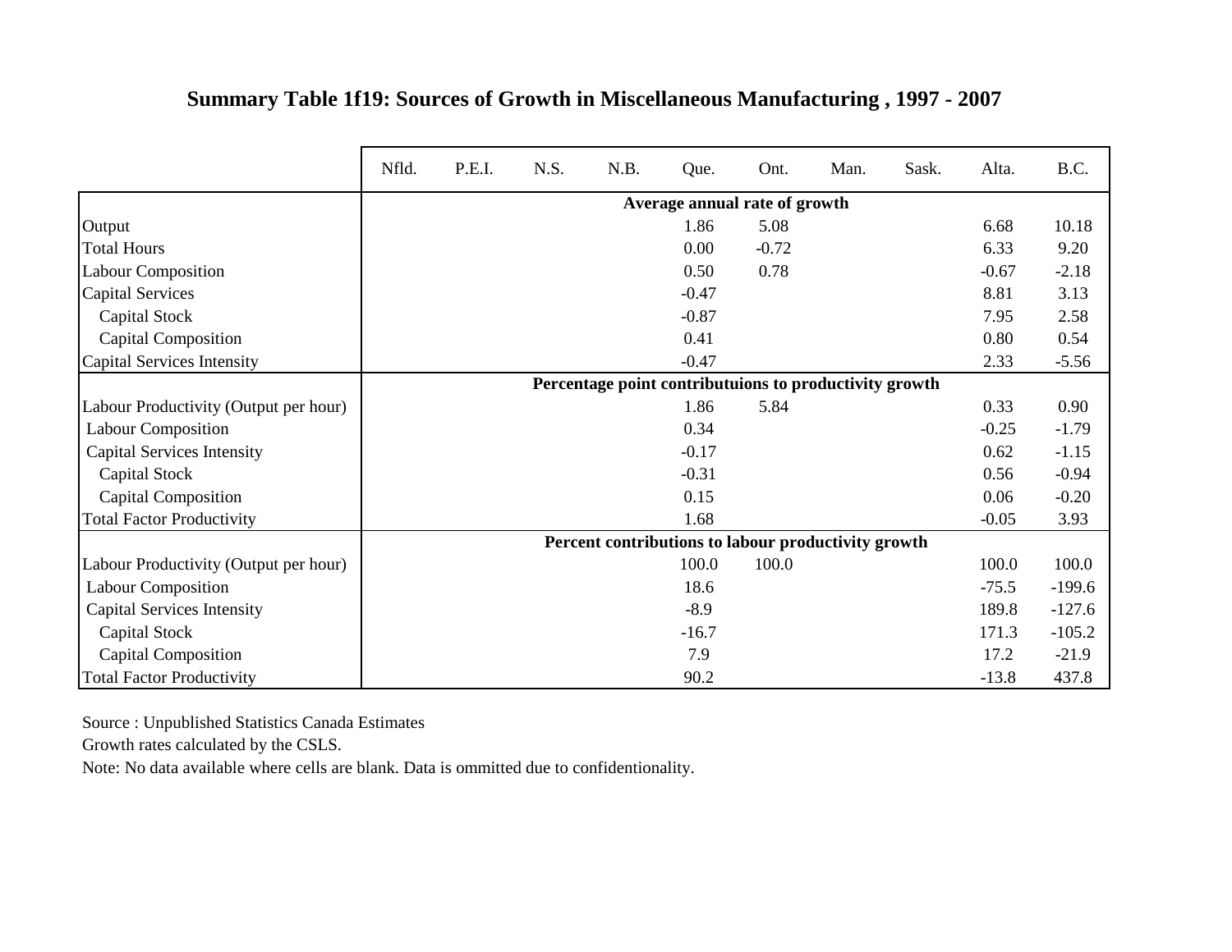## Summary Table 1f19: Sources of Growth in Miscellaneous Manufacturing , 1997 - 2007

| | Nfld. | P.E.I. | N.S. | N.B. | Que. | Ont. | Man. | Sask. | Alta. | B.C. |
|---|---|---|---|---|---|---|---|---|---|---|
| | **Average annual rate of growth** | | | | | | | | | |
| Output | | | | | 1.86 | 5.08 | | | 6.68 | 10.18 |
| Total Hours | | | | | 0.00 | -0.72 | | | 6.33 | 9.20 |
| Labour Composition | | | | | 0.50 | 0.78 | | | -0.67 | -2.18 |
| Capital Services | | | | | -0.47 | | | | 8.81 | 3.13 |
| Capital Stock | | | | | -0.87 | | | | 7.95 | 2.58 |
| Capital Composition | | | | | 0.41 | | | | 0.80 | 0.54 |
| Capital Services Intensity | | | | | -0.47 | | | | 2.33 | -5.56 |
| | **Percentage point contributuions to productivity growth** | | | | | | | | | |
| Labour Productivity (Output per hour) | | | | | 1.86 | 5.84 | | | 0.33 | 0.90 |
| Labour Composition | | | | | 0.34 | | | | -0.25 | -1.79 |
| Capital Services Intensity | | | | | -0.17 | | | | 0.62 | -1.15 |
| Capital Stock | | | | | -0.31 | | | | 0.56 | -0.94 |
| Capital Composition | | | | | 0.15 | | | | 0.06 | -0.20 |
| Total Factor Productivity | | | | | 1.68 | | | | -0.05 | 3.93 |
| | **Percent contributions to labour productivity growth** | | | | | | | | | |
| Labour Productivity (Output per hour) | | | | | 100.0 | 100.0 | | | 100.0 | 100.0 |
| Labour Composition | | | | | 18.6 | | | | -75.5 | -199.6 |
| Capital Services Intensity | | | | | -8.9 | | | | 189.8 | -127.6 |
| Capital Stock | | | | | -16.7 | | | | 171.3 | -105.2 |
| Capital Composition | | | | | 7.9 | | | | 17.2 | -21.9 |
| Total Factor Productivity | | | | | 90.2 | | | | -13.8 | 437.8 |

Source : Unpublished Statistics Canada Estimates

Growth rates calculated by the CSLS.

Note: No data available where cells are blank. Data is ommitted due to confidentionality.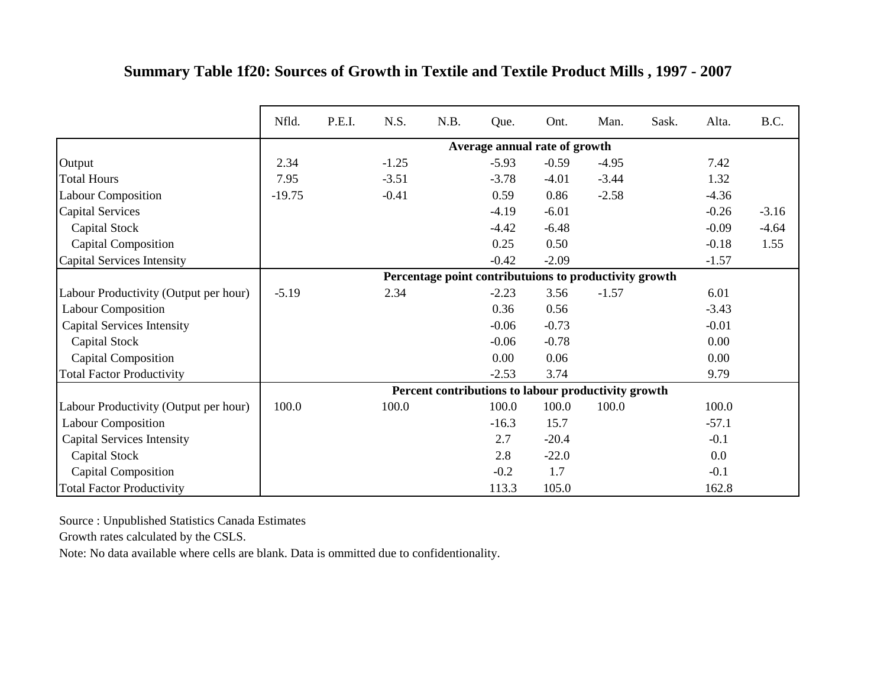## Summary Table 1f20: Sources of Growth in Textile and Textile Product Mills , 1997 - 2007

| | Nfld. | P.E.I. | N.S. | N.B. | Que. | Ont. | Man. | Sask. | Alta. | B.C. |
|---|---|---|---|---|---|---|---|---|---|---|
| | **Average annual rate of growth** | | | | | | | | | |
| Output | 2.34 | | -1.25 | | -5.93 | -0.59 | -4.95 | | 7.42 | |
| Total Hours | 7.95 | | -3.51 | | -3.78 | -4.01 | -3.44 | | 1.32 | |
| Labour Composition | -19.75 | | -0.41 | | 0.59 | 0.86 | -2.58 | | -4.36 | |
| Capital Services | | | | | -4.19 | -6.01 | | | -0.26 | -3.16 |
| Capital Stock | | | | | -4.42 | -6.48 | | | -0.09 | -4.64 |
| Capital Composition | | | | | 0.25 | 0.50 | | | -0.18 | 1.55 |
| Capital Services Intensity | | | | | -0.42 | -2.09 | | | -1.57 | |
| | **Percentage point contributuions to productivity growth** | | | | | | | | | |
| Labour Productivity (Output per hour) | -5.19 | | 2.34 | | -2.23 | 3.56 | -1.57 | | 6.01 | |
| Labour Composition | | | | | 0.36 | 0.56 | | | -3.43 | |
| Capital Services Intensity | | | | | -0.06 | -0.73 | | | -0.01 | |
| Capital Stock | | | | | -0.06 | -0.78 | | | 0.00 | |
| Capital Composition | | | | | 0.00 | 0.06 | | | 0.00 | |
| Total Factor Productivity | | | | | -2.53 | 3.74 | | | 9.79 | |
| | **Percent contributions to labour productivity growth** | | | | | | | | | |
| Labour Productivity (Output per hour) | 100.0 | | 100.0 | | 100.0 | 100.0 | 100.0 | | 100.0 | |
| Labour Composition | | | | | -16.3 | 15.7 | | | -57.1 | |
| Capital Services Intensity | | | | | 2.7 | -20.4 | | | -0.1 | |
| Capital Stock | | | | | 2.8 | -22.0 | | | 0.0 | |
| Capital Composition | | | | | -0.2 | 1.7 | | | -0.1 | |
| Total Factor Productivity | | | | | 113.3 | 105.0 | | | 162.8 | |

Source : Unpublished Statistics Canada Estimates

Growth rates calculated by the CSLS.

Note: No data available where cells are blank. Data is ommitted due to confidentionality.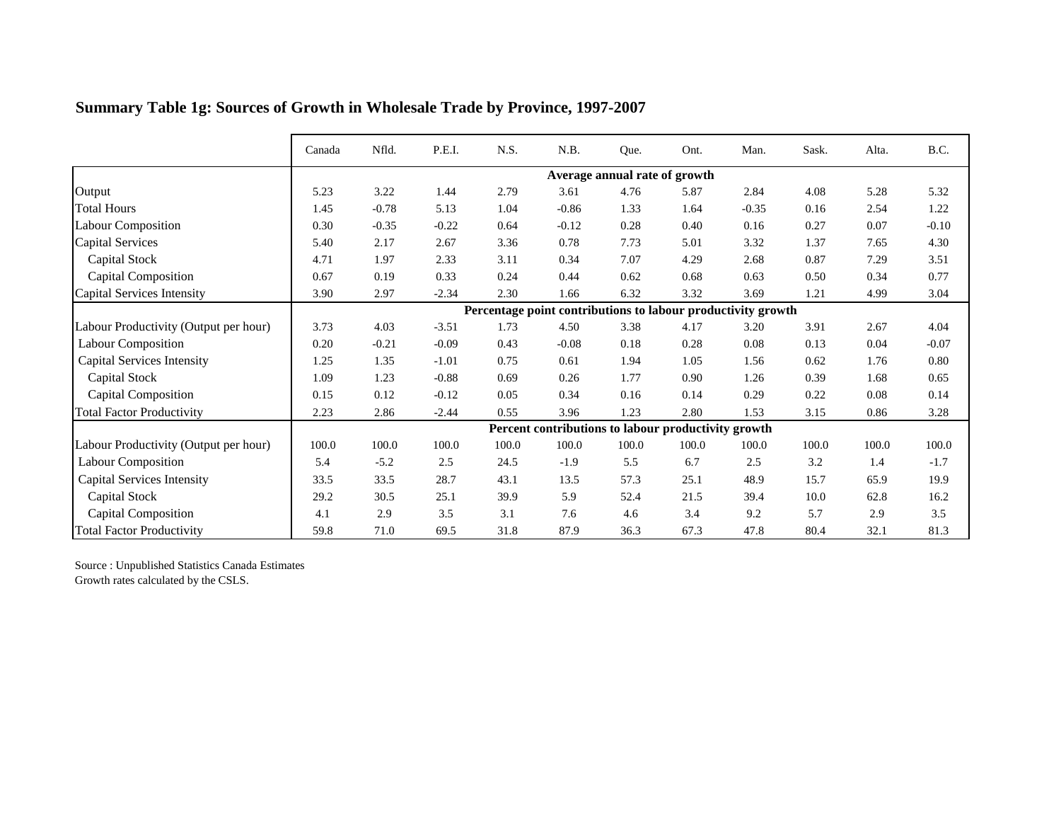## Summary Table 1g: Sources of Growth in Wholesale Trade by Province, 1997-2007

| | Canada | Nfld. | P.E.I. | N.S. | N.B. | Que. | Ont. | Man. | Sask. | Alta. | B.C. |
|---|---|---|---|---|---|---|---|---|---|---|---|
| | **Average annual rate of growth** | | | | | | | | | | |
| Output | 5.23 | 3.22 | 1.44 | 2.79 | 3.61 | 4.76 | 5.87 | 2.84 | 4.08 | 5.28 | 5.32 |
| Total Hours | 1.45 | -0.78 | 5.13 | 1.04 | -0.86 | 1.33 | 1.64 | -0.35 | 0.16 | 2.54 | 1.22 |
| Labour Composition | 0.30 | -0.35 | -0.22 | 0.64 | -0.12 | 0.28 | 0.40 | 0.16 | 0.27 | 0.07 | -0.10 |
| Capital Services | 5.40 | 2.17 | 2.67 | 3.36 | 0.78 | 7.73 | 5.01 | 3.32 | 1.37 | 7.65 | 4.30 |
| Capital Stock | 4.71 | 1.97 | 2.33 | 3.11 | 0.34 | 7.07 | 4.29 | 2.68 | 0.87 | 7.29 | 3.51 |
| Capital Composition | 0.67 | 0.19 | 0.33 | 0.24 | 0.44 | 0.62 | 0.68 | 0.63 | 0.50 | 0.34 | 0.77 |
| Capital Services Intensity | 3.90 | 2.97 | -2.34 | 2.30 | 1.66 | 6.32 | 3.32 | 3.69 | 1.21 | 4.99 | 3.04 |
| | **Percentage point contributions to labour productivity growth** | | | | | | | | | | |
| Labour Productivity (Output per hour) | 3.73 | 4.03 | -3.51 | 1.73 | 4.50 | 3.38 | 4.17 | 3.20 | 3.91 | 2.67 | 4.04 |
| Labour Composition | 0.20 | -0.21 | -0.09 | 0.43 | -0.08 | 0.18 | 0.28 | 0.08 | 0.13 | 0.04 | -0.07 |
| Capital Services Intensity | 1.25 | 1.35 | -1.01 | 0.75 | 0.61 | 1.94 | 1.05 | 1.56 | 0.62 | 1.76 | 0.80 |
| Capital Stock | 1.09 | 1.23 | -0.88 | 0.69 | 0.26 | 1.77 | 0.90 | 1.26 | 0.39 | 1.68 | 0.65 |
| Capital Composition | 0.15 | 0.12 | -0.12 | 0.05 | 0.34 | 0.16 | 0.14 | 0.29 | 0.22 | 0.08 | 0.14 |
| Total Factor Productivity | 2.23 | 2.86 | -2.44 | 0.55 | 3.96 | 1.23 | 2.80 | 1.53 | 3.15 | 0.86 | 3.28 |
| | **Percent contributions to labour productivity growth** | | | | | | | | | | |
| Labour Productivity (Output per hour) | 100.0 | 100.0 | 100.0 | 100.0 | 100.0 | 100.0 | 100.0 | 100.0 | 100.0 | 100.0 | 100.0 |
| Labour Composition | 5.4 | -5.2 | 2.5 | 24.5 | -1.9 | 5.5 | 6.7 | 2.5 | 3.2 | 1.4 | -1.7 |
| Capital Services Intensity | 33.5 | 33.5 | 28.7 | 43.1 | 13.5 | 57.3 | 25.1 | 48.9 | 15.7 | 65.9 | 19.9 |
| Capital Stock | 29.2 | 30.5 | 25.1 | 39.9 | 5.9 | 52.4 | 21.5 | 39.4 | 10.0 | 62.8 | 16.2 |
| Capital Composition | 4.1 | 2.9 | 3.5 | 3.1 | 7.6 | 4.6 | 3.4 | 9.2 | 5.7 | 2.9 | 3.5 |
| Total Factor Productivity | 59.8 | 71.0 | 69.5 | 31.8 | 87.9 | 36.3 | 67.3 | 47.8 | 80.4 | 32.1 | 81.3 |

Source : Unpublished Statistics Canada Estimates
Growth rates calculated by the CSLS.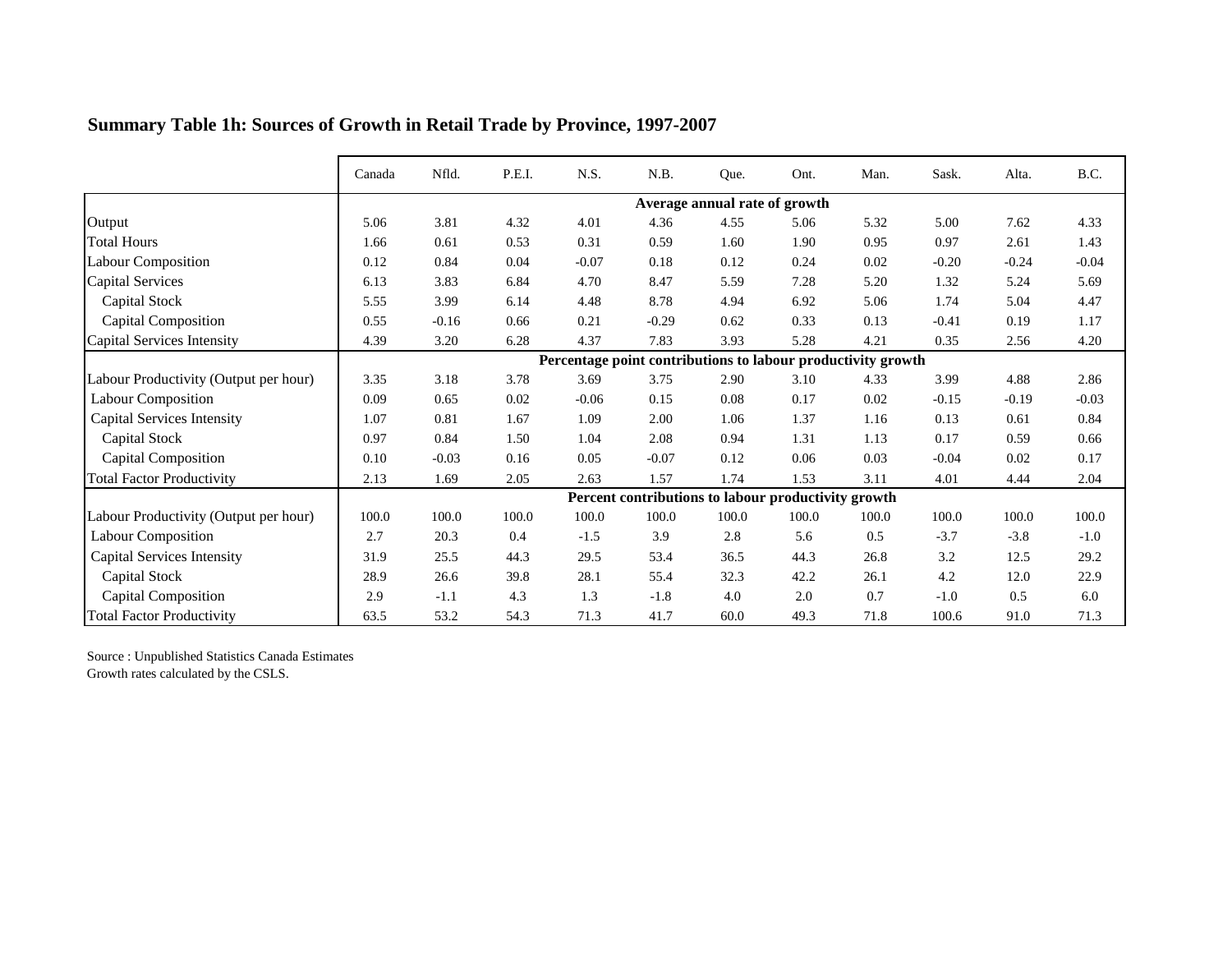## Summary Table 1h: Sources of Growth in Retail Trade by Province, 1997-2007

| | Canada | Nfld. | P.E.I. | N.S. | N.B. | Que. | Ont. | Man. | Sask. | Alta. | B.C. |
|---|---|---|---|---|---|---|---|---|---|---|---|
| | **Average annual rate of growth** | | | | | | | | | | |
| Output | 5.06 | 3.81 | 4.32 | 4.01 | 4.36 | 4.55 | 5.06 | 5.32 | 5.00 | 7.62 | 4.33 |
| Total Hours | 1.66 | 0.61 | 0.53 | 0.31 | 0.59 | 1.60 | 1.90 | 0.95 | 0.97 | 2.61 | 1.43 |
| Labour Composition | 0.12 | 0.84 | 0.04 | -0.07 | 0.18 | 0.12 | 0.24 | 0.02 | -0.20 | -0.24 | -0.04 |
| Capital Services | 6.13 | 3.83 | 6.84 | 4.70 | 8.47 | 5.59 | 7.28 | 5.20 | 1.32 | 5.24 | 5.69 |
| Capital Stock | 5.55 | 3.99 | 6.14 | 4.48 | 8.78 | 4.94 | 6.92 | 5.06 | 1.74 | 5.04 | 4.47 |
| Capital Composition | 0.55 | -0.16 | 0.66 | 0.21 | -0.29 | 0.62 | 0.33 | 0.13 | -0.41 | 0.19 | 1.17 |
| Capital Services Intensity | 4.39 | 3.20 | 6.28 | 4.37 | 7.83 | 3.93 | 5.28 | 4.21 | 0.35 | 2.56 | 4.20 |
| | **Percentage point contributions to labour productivity growth** | | | | | | | | | | |
| Labour Productivity (Output per hour) | 3.35 | 3.18 | 3.78 | 3.69 | 3.75 | 2.90 | 3.10 | 4.33 | 3.99 | 4.88 | 2.86 |
| Labour Composition | 0.09 | 0.65 | 0.02 | -0.06 | 0.15 | 0.08 | 0.17 | 0.02 | -0.15 | -0.19 | -0.03 |
| Capital Services Intensity | 1.07 | 0.81 | 1.67 | 1.09 | 2.00 | 1.06 | 1.37 | 1.16 | 0.13 | 0.61 | 0.84 |
| Capital Stock | 0.97 | 0.84 | 1.50 | 1.04 | 2.08 | 0.94 | 1.31 | 1.13 | 0.17 | 0.59 | 0.66 |
| Capital Composition | 0.10 | -0.03 | 0.16 | 0.05 | -0.07 | 0.12 | 0.06 | 0.03 | -0.04 | 0.02 | 0.17 |
| Total Factor Productivity | 2.13 | 1.69 | 2.05 | 2.63 | 1.57 | 1.74 | 1.53 | 3.11 | 4.01 | 4.44 | 2.04 |
| | **Percent contributions to labour productivity growth** | | | | | | | | | | |
| Labour Productivity (Output per hour) | 100.0 | 100.0 | 100.0 | 100.0 | 100.0 | 100.0 | 100.0 | 100.0 | 100.0 | 100.0 | 100.0 |
| Labour Composition | 2.7 | 20.3 | 0.4 | -1.5 | 3.9 | 2.8 | 5.6 | 0.5 | -3.7 | -3.8 | -1.0 |
| Capital Services Intensity | 31.9 | 25.5 | 44.3 | 29.5 | 53.4 | 36.5 | 44.3 | 26.8 | 3.2 | 12.5 | 29.2 |
| Capital Stock | 28.9 | 26.6 | 39.8 | 28.1 | 55.4 | 32.3 | 42.2 | 26.1 | 4.2 | 12.0 | 22.9 |
| Capital Composition | 2.9 | -1.1 | 4.3 | 1.3 | -1.8 | 4.0 | 2.0 | 0.7 | -1.0 | 0.5 | 6.0 |
| Total Factor Productivity | 63.5 | 53.2 | 54.3 | 71.3 | 41.7 | 60.0 | 49.3 | 71.8 | 100.6 | 91.0 | 71.3 |

Source : Unpublished Statistics Canada Estimates
Growth rates calculated by the CSLS.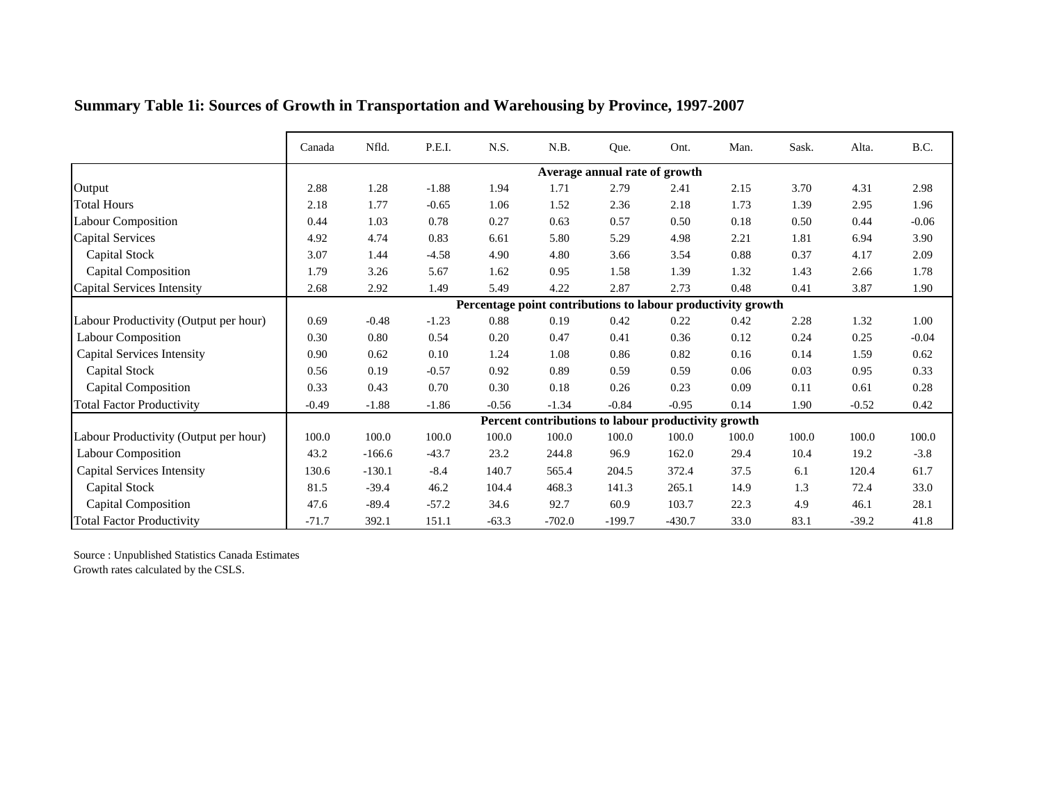**Summary Table 1i: Sources of Growth in Transportation and Warehousing by Province, 1997-2007**

| | Canada | Nfld. | P.E.I. | N.S. | N.B. | Que. | Ont. | Man. | Sask. | Alta. | B.C. |
|---|---|---|---|---|---|---|---|---|---|---|---|
| | **Average annual rate of growth** | | | | | | | | | | |
| Output | 2.88 | 1.28 | -1.88 | 1.94 | 1.71 | 2.79 | 2.41 | 2.15 | 3.70 | 4.31 | 2.98 |
| Total Hours | 2.18 | 1.77 | -0.65 | 1.06 | 1.52 | 2.36 | 2.18 | 1.73 | 1.39 | 2.95 | 1.96 |
| Labour Composition | 0.44 | 1.03 | 0.78 | 0.27 | 0.63 | 0.57 | 0.50 | 0.18 | 0.50 | 0.44 | -0.06 |
| Capital Services | 4.92 | 4.74 | 0.83 | 6.61 | 5.80 | 5.29 | 4.98 | 2.21 | 1.81 | 6.94 | 3.90 |
| Capital Stock | 3.07 | 1.44 | -4.58 | 4.90 | 4.80 | 3.66 | 3.54 | 0.88 | 0.37 | 4.17 | 2.09 |
| Capital Composition | 1.79 | 3.26 | 5.67 | 1.62 | 0.95 | 1.58 | 1.39 | 1.32 | 1.43 | 2.66 | 1.78 |
| Capital Services Intensity | 2.68 | 2.92 | 1.49 | 5.49 | 4.22 | 2.87 | 2.73 | 0.48 | 0.41 | 3.87 | 1.90 |
| | **Percentage point contributions to labour productivity growth** | | | | | | | | | | |
| Labour Productivity (Output per hour) | 0.69 | -0.48 | -1.23 | 0.88 | 0.19 | 0.42 | 0.22 | 0.42 | 2.28 | 1.32 | 1.00 |
| Labour Composition | 0.30 | 0.80 | 0.54 | 0.20 | 0.47 | 0.41 | 0.36 | 0.12 | 0.24 | 0.25 | -0.04 |
| Capital Services Intensity | 0.90 | 0.62 | 0.10 | 1.24 | 1.08 | 0.86 | 0.82 | 0.16 | 0.14 | 1.59 | 0.62 |
| Capital Stock | 0.56 | 0.19 | -0.57 | 0.92 | 0.89 | 0.59 | 0.59 | 0.06 | 0.03 | 0.95 | 0.33 |
| Capital Composition | 0.33 | 0.43 | 0.70 | 0.30 | 0.18 | 0.26 | 0.23 | 0.09 | 0.11 | 0.61 | 0.28 |
| Total Factor Productivity | -0.49 | -1.88 | -1.86 | -0.56 | -1.34 | -0.84 | -0.95 | 0.14 | 1.90 | -0.52 | 0.42 |
| | **Percent contributions to labour productivity growth** | | | | | | | | | | |
| Labour Productivity (Output per hour) | 100.0 | 100.0 | 100.0 | 100.0 | 100.0 | 100.0 | 100.0 | 100.0 | 100.0 | 100.0 | 100.0 |
| Labour Composition | 43.2 | -166.6 | -43.7 | 23.2 | 244.8 | 96.9 | 162.0 | 29.4 | 10.4 | 19.2 | -3.8 |
| Capital Services Intensity | 130.6 | -130.1 | -8.4 | 140.7 | 565.4 | 204.5 | 372.4 | 37.5 | 6.1 | 120.4 | 61.7 |
| Capital Stock | 81.5 | -39.4 | 46.2 | 104.4 | 468.3 | 141.3 | 265.1 | 14.9 | 1.3 | 72.4 | 33.0 |
| Capital Composition | 47.6 | -89.4 | -57.2 | 34.6 | 92.7 | 60.9 | 103.7 | 22.3 | 4.9 | 46.1 | 28.1 |
| Total Factor Productivity | -71.7 | 392.1 | 151.1 | -63.3 | -702.0 | -199.7 | -430.7 | 33.0 | 83.1 | -39.2 | 41.8 |

Source : Unpublished Statistics Canada Estimates
Growth rates calculated by the CSLS.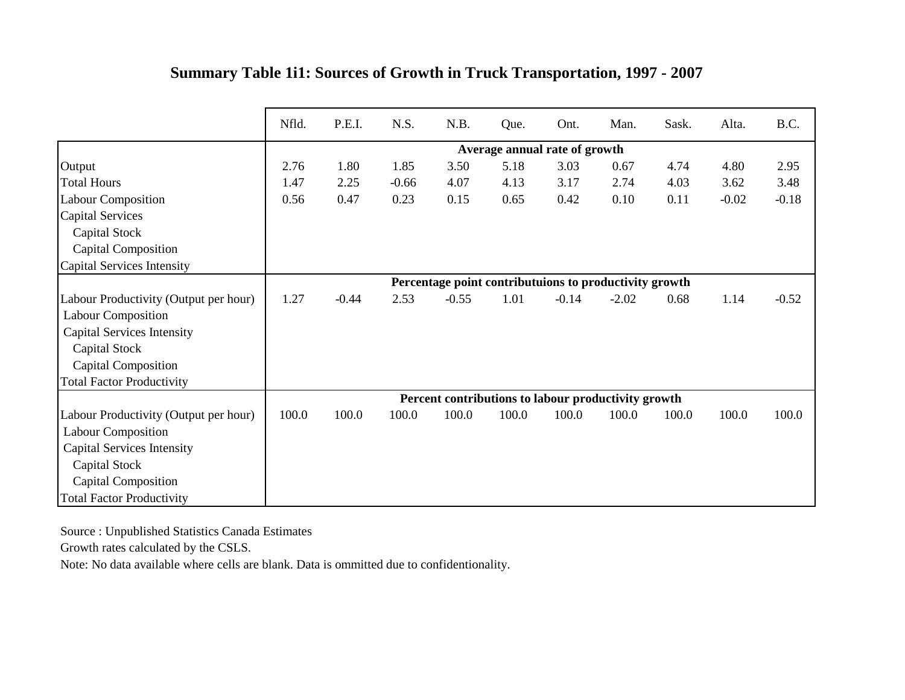## Summary Table 1i1: Sources of Growth in Truck Transportation, 1997 - 2007

| | Nfld. | P.E.I. | N.S. | N.B. | Que. | Ont. | Man. | Sask. | Alta. | B.C. |
|---|---|---|---|---|---|---|---|---|---|---|
| | **Average annual rate of growth** | | | | | | | | | |
| Output | 2.76 | 1.80 | 1.85 | 3.50 | 5.18 | 3.03 | 0.67 | 4.74 | 4.80 | 2.95 |
| Total Hours | 1.47 | 2.25 | -0.66 | 4.07 | 4.13 | 3.17 | 2.74 | 4.03 | 3.62 | 3.48 |
| Labour Composition | 0.56 | 0.47 | 0.23 | 0.15 | 0.65 | 0.42 | 0.10 | 0.11 | -0.02 | -0.18 |
| Capital Services | | | | | | | | | | |
| Capital Stock | | | | | | | | | | |
| Capital Composition | | | | | | | | | | |
| Capital Services Intensity | | | | | | | | | | |
| | **Percentage point contributuions to productivity growth** | | | | | | | | | |
| Labour Productivity (Output per hour) | 1.27 | -0.44 | 2.53 | -0.55 | 1.01 | -0.14 | -2.02 | 0.68 | 1.14 | -0.52 |
| Labour Composition | | | | | | | | | | |
| Capital Services Intensity | | | | | | | | | | |
| Capital Stock | | | | | | | | | | |
| Capital Composition | | | | | | | | | | |
| Total Factor Productivity | | | | | | | | | | |
| | **Percent contributions to labour productivity growth** | | | | | | | | | |
| Labour Productivity (Output per hour) | 100.0 | 100.0 | 100.0 | 100.0 | 100.0 | 100.0 | 100.0 | 100.0 | 100.0 | 100.0 |
| Labour Composition | | | | | | | | | | |
| Capital Services Intensity | | | | | | | | | | |
| Capital Stock | | | | | | | | | | |
| Capital Composition | | | | | | | | | | |
| Total Factor Productivity | | | | | | | | | | |

Source : Unpublished Statistics Canada Estimates

Growth rates calculated by the CSLS.

Note: No data available where cells are blank. Data is ommitted due to confidentionality.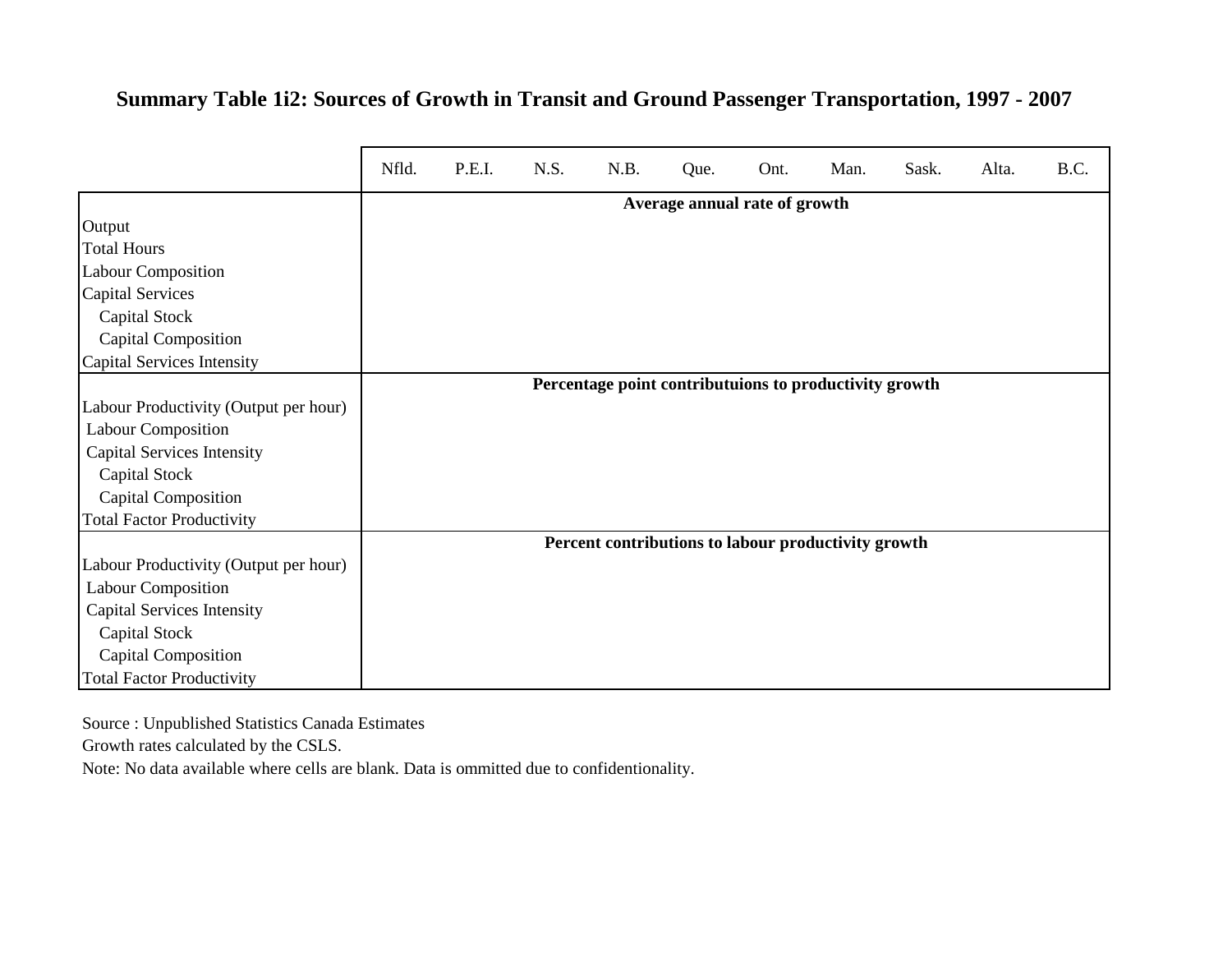**Summary Table 1i2: Sources of Growth in Transit and Ground Passenger Transportation, 1997 - 2007**

| | Nfld. | P.E.I. | N.S. | N.B. | Que. | Ont. | Man. | Sask. | Alta. | B.C. |
|---|---|---|---|---|---|---|---|---|---|---|
| | **Average annual rate of growth** | | | | | | | | | |
| Output | | | | | | | | | | |
| Total Hours | | | | | | | | | | |
| Labour Composition | | | | | | | | | | |
| Capital Services | | | | | | | | | | |
| Capital Stock | | | | | | | | | | |
| Capital Composition | | | | | | | | | | |
| Capital Services Intensity | | | | | | | | | | |
| | **Percentage point contributuions to productivity growth** | | | | | | | | | |
| Labour Productivity (Output per hour) | | | | | | | | | | |
| Labour Composition | | | | | | | | | | |
| Capital Services Intensity | | | | | | | | | | |
| Capital Stock | | | | | | | | | | |
| Capital Composition | | | | | | | | | | |
| Total Factor Productivity | | | | | | | | | | |
| | **Percent contributions to labour productivity growth** | | | | | | | | | |
| Labour Productivity (Output per hour) | | | | | | | | | | |
| Labour Composition | | | | | | | | | | |
| Capital Services Intensity | | | | | | | | | | |
| Capital Stock | | | | | | | | | | |
| Capital Composition | | | | | | | | | | |
| Total Factor Productivity | | | | | | | | | | |

Source : Unpublished Statistics Canada Estimates

Growth rates calculated by the CSLS.

Note: No data available where cells are blank. Data is ommitted due to confidentionality.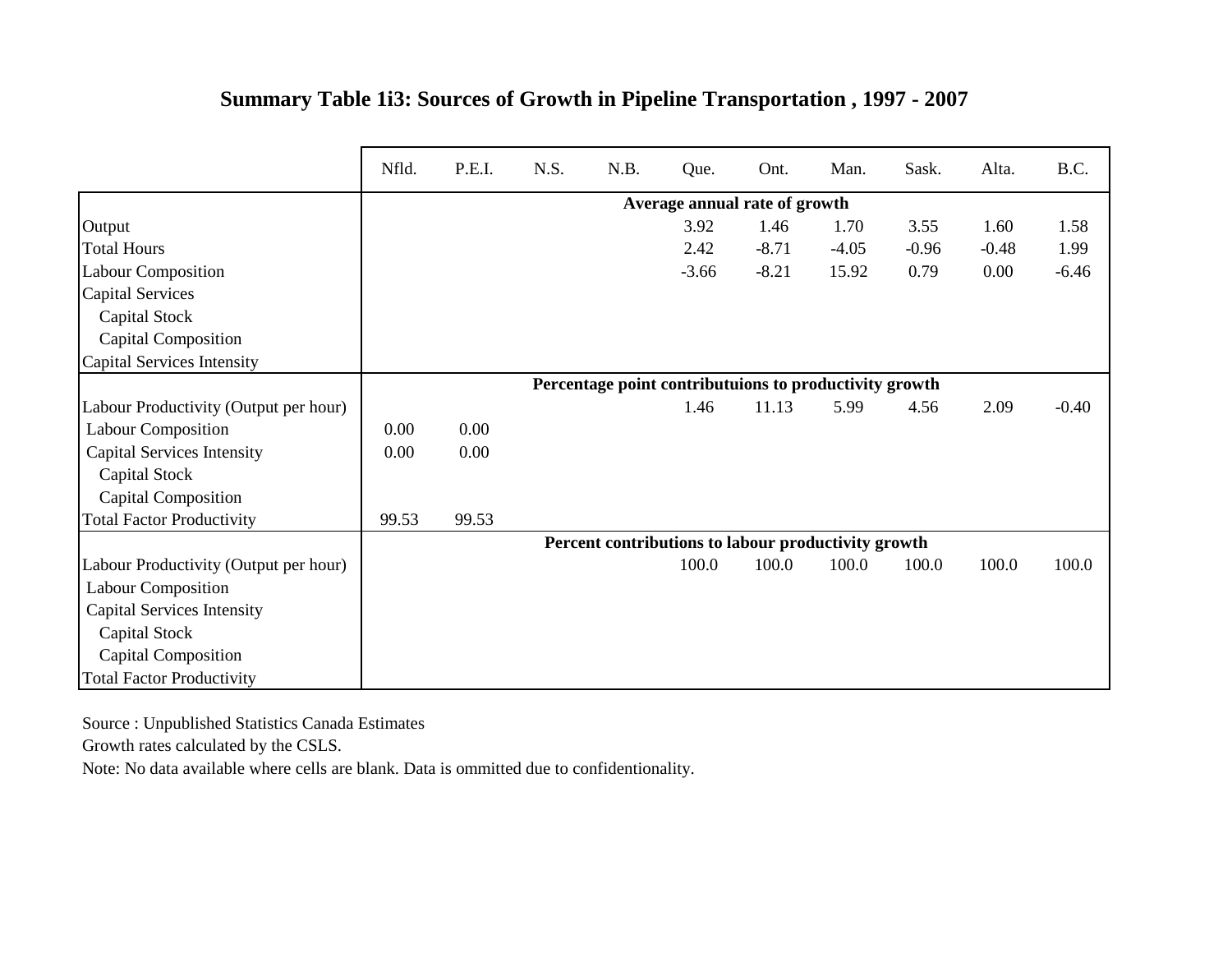# Summary Table 1i3: Sources of Growth in Pipeline Transportation , 1997 - 2007

| | Nfld. | P.E.I. | N.S. | N.B. | Que. | Ont. | Man. | Sask. | Alta. | B.C. |
|---|---|---|---|---|---|---|---|---|---|---|
| | **Average annual rate of growth** | | | | | | | | | |
| Output | | | | | 3.92 | 1.46 | 1.70 | 3.55 | 1.60 | 1.58 |
| Total Hours | | | | | 2.42 | -8.71 | -4.05 | -0.96 | -0.48 | 1.99 |
| Labour Composition | | | | | -3.66 | -8.21 | 15.92 | 0.79 | 0.00 | -6.46 |
| Capital Services | | | | | | | | | | |
| Capital Stock | | | | | | | | | | |
| Capital Composition | | | | | | | | | | |
| Capital Services Intensity | | | | | | | | | | |
| | **Percentage point contributuions to productivity growth** | | | | | | | | | |
| Labour Productivity (Output per hour) | | | | | 1.46 | 11.13 | 5.99 | 4.56 | 2.09 | -0.40 |
| Labour Composition | 0.00 | 0.00 | | | | | | | | |
| Capital Services Intensity | 0.00 | 0.00 | | | | | | | | |
| Capital Stock | | | | | | | | | | |
| Capital Composition | | | | | | | | | | |
| Total Factor Productivity | 99.53 | 99.53 | | | | | | | | |
| | **Percent contributions to labour productivity growth** | | | | | | | | | |
| Labour Productivity (Output per hour) | | | | | 100.0 | 100.0 | 100.0 | 100.0 | 100.0 | 100.0 |
| Labour Composition | | | | | | | | | | |
| Capital Services Intensity | | | | | | | | | | |
| Capital Stock | | | | | | | | | | |
| Capital Composition | | | | | | | | | | |
| Total Factor Productivity | | | | | | | | | | |

Source : Unpublished Statistics Canada Estimates

Growth rates calculated by the CSLS.

Note: No data available where cells are blank. Data is ommitted due to confidentionality.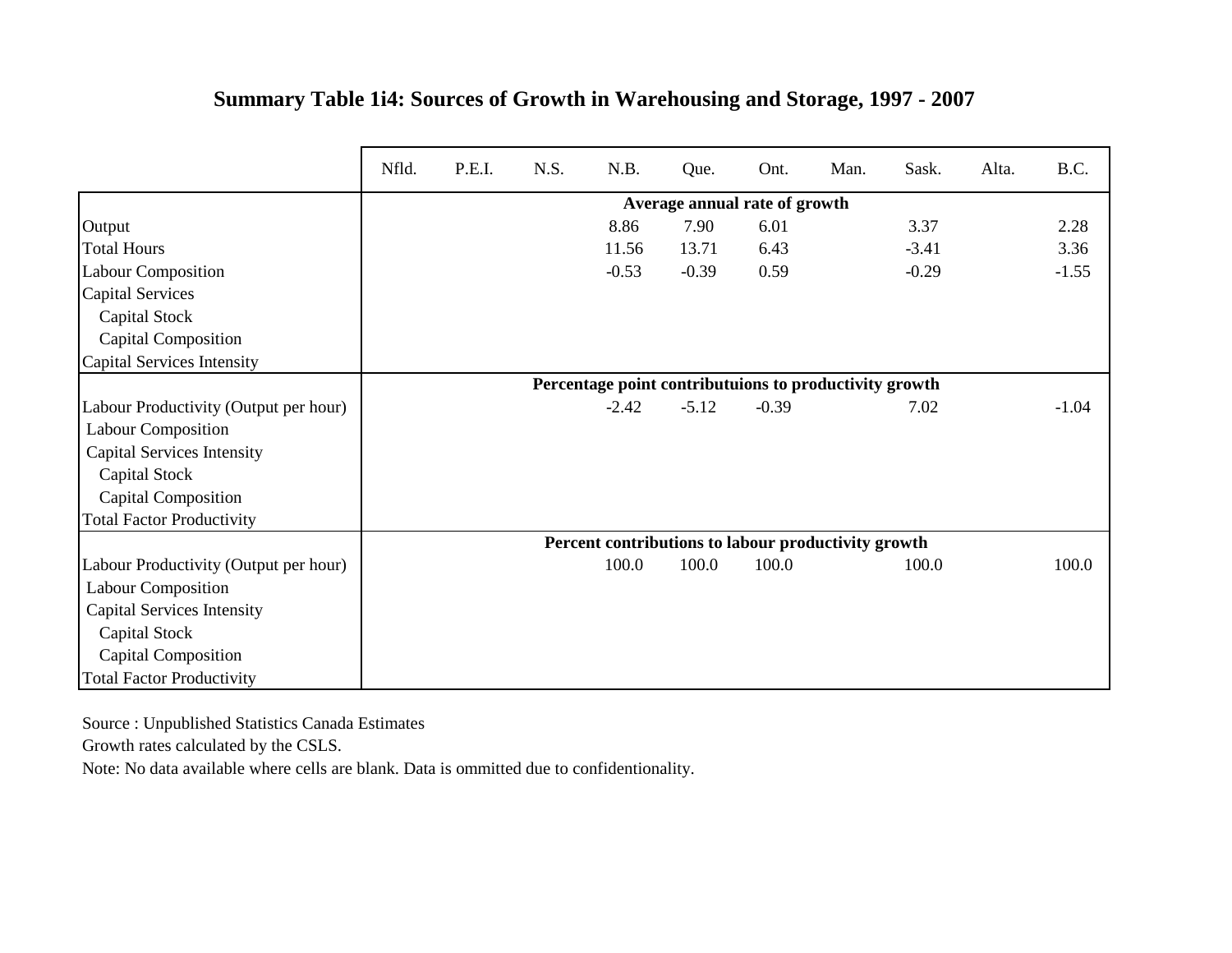## Summary Table 1i4: Sources of Growth in Warehousing and Storage, 1997 - 2007

| | Nfld. | P.E.I. | N.S. | N.B. | Que. | Ont. | Man. | Sask. | Alta. | B.C. |
|---|---|---|---|---|---|---|---|---|---|---|
| | **Average annual rate of growth** | | | | | | | | | |
| Output | | | | 8.86 | 7.90 | 6.01 | | 3.37 | | 2.28 |
| Total Hours | | | | 11.56 | 13.71 | 6.43 | | -3.41 | | 3.36 |
| Labour Composition | | | | -0.53 | -0.39 | 0.59 | | -0.29 | | -1.55 |
| Capital Services | | | | | | | | | | |
| Capital Stock | | | | | | | | | | |
| Capital Composition | | | | | | | | | | |
| Capital Services Intensity | | | | | | | | | | |
| | **Percentage point contributuions to productivity growth** | | | | | | | | | |
| Labour Productivity (Output per hour) | | | | -2.42 | -5.12 | -0.39 | | 7.02 | | -1.04 |
| Labour Composition | | | | | | | | | | |
| Capital Services Intensity | | | | | | | | | | |
| Capital Stock | | | | | | | | | | |
| Capital Composition | | | | | | | | | | |
| Total Factor Productivity | | | | | | | | | | |
| | **Percent contributions to labour productivity growth** | | | | | | | | | |
| Labour Productivity (Output per hour) | | | | 100.0 | 100.0 | 100.0 | | 100.0 | | 100.0 |
| Labour Composition | | | | | | | | | | |
| Capital Services Intensity | | | | | | | | | | |
| Capital Stock | | | | | | | | | | |
| Capital Composition | | | | | | | | | | |
| Total Factor Productivity | | | | | | | | | | |

Source : Unpublished Statistics Canada Estimates

Growth rates calculated by the CSLS.

Note: No data available where cells are blank. Data is ommitted due to confidentionality.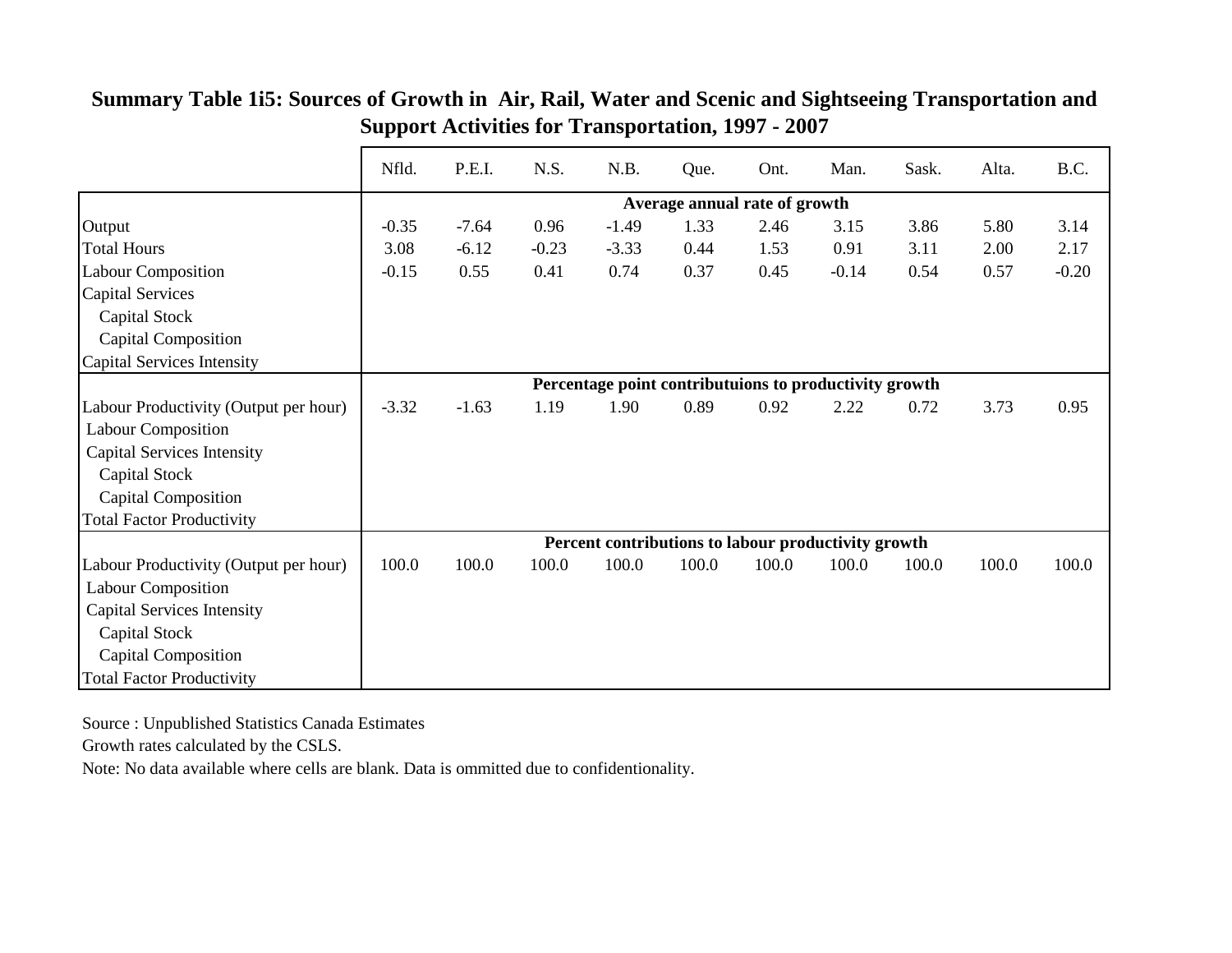**Summary Table 1i5: Sources of Growth in Air, Rail, Water and Scenic and Sightseeing Transportation and Support Activities for Transportation, 1997 - 2007**

| | Nfld. | P.E.I. | N.S. | N.B. | Que. | Ont. | Man. | Sask. | Alta. | B.C. |
|---|---|---|---|---|---|---|---|---|---|---|
| | **Average annual rate of growth** | | | | | | | | | |
| Output | -0.35 | -7.64 | 0.96 | -1.49 | 1.33 | 2.46 | 3.15 | 3.86 | 5.80 | 3.14 |
| Total Hours | 3.08 | -6.12 | -0.23 | -3.33 | 0.44 | 1.53 | 0.91 | 3.11 | 2.00 | 2.17 |
| Labour Composition | -0.15 | 0.55 | 0.41 | 0.74 | 0.37 | 0.45 | -0.14 | 0.54 | 0.57 | -0.20 |
| Capital Services | | | | | | | | | | |
| Capital Stock | | | | | | | | | | |
| Capital Composition | | | | | | | | | | |
| Capital Services Intensity | | | | | | | | | | |
| | **Percentage point contributuions to productivity growth** | | | | | | | | | |
| Labour Productivity (Output per hour) | -3.32 | -1.63 | 1.19 | 1.90 | 0.89 | 0.92 | 2.22 | 0.72 | 3.73 | 0.95 |
| Labour Composition | | | | | | | | | | |
| Capital Services Intensity | | | | | | | | | | |
| Capital Stock | | | | | | | | | | |
| Capital Composition | | | | | | | | | | |
| Total Factor Productivity | | | | | | | | | | |
| | **Percent contributions to labour productivity growth** | | | | | | | | | |
| Labour Productivity (Output per hour) | 100.0 | 100.0 | 100.0 | 100.0 | 100.0 | 100.0 | 100.0 | 100.0 | 100.0 | 100.0 |
| Labour Composition | | | | | | | | | | |
| Capital Services Intensity | | | | | | | | | | |
| Capital Stock | | | | | | | | | | |
| Capital Composition | | | | | | | | | | |
| Total Factor Productivity | | | | | | | | | | |

Source : Unpublished Statistics Canada Estimates

Growth rates calculated by the CSLS.

Note: No data available where cells are blank. Data is ommitted due to confidentionality.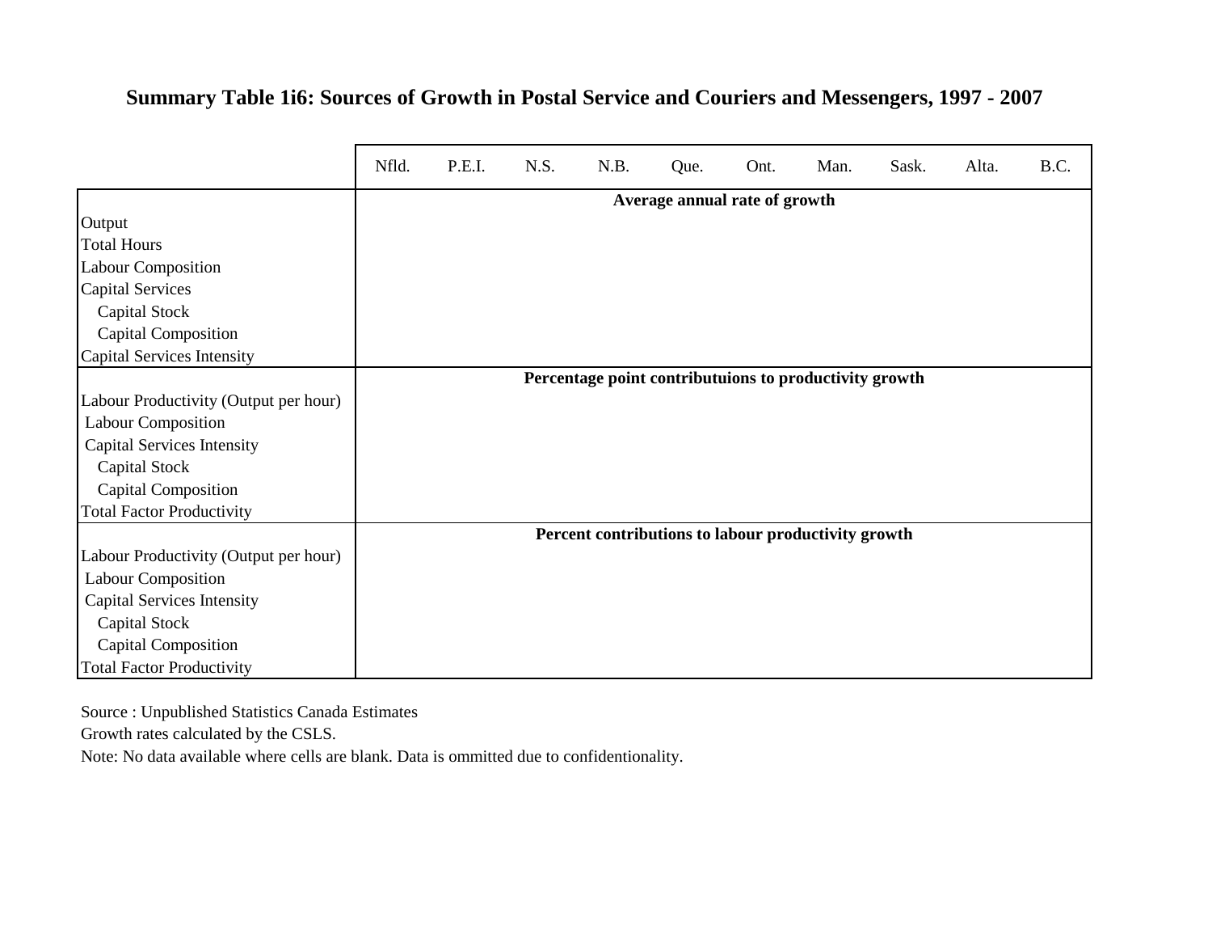## Summary Table 1i6: Sources of Growth in Postal Service and Couriers and Messengers, 1997 - 2007

| | Nfld. | P.E.I. | N.S. | N.B. | Que. | Ont. | Man. | Sask. | Alta. | B.C. |
|---|---|---|---|---|---|---|---|---|---|---|
| | **Average annual rate of growth** | | | | | | | | | |
| Output | | | | | | | | | | |
| Total Hours | | | | | | | | | | |
| Labour Composition | | | | | | | | | | |
| Capital Services | | | | | | | | | | |
| Capital Stock | | | | | | | | | | |
| Capital Composition | | | | | | | | | | |
| Capital Services Intensity | | | | | | | | | | |
| | **Percentage point contributuions to productivity growth** | | | | | | | | | |
| Labour Productivity (Output per hour) | | | | | | | | | | |
| Labour Composition | | | | | | | | | | |
| Capital Services Intensity | | | | | | | | | | |
| Capital Stock | | | | | | | | | | |
| Capital Composition | | | | | | | | | | |
| Total Factor Productivity | | | | | | | | | | |
| | **Percent contributions to labour productivity growth** | | | | | | | | | |
| Labour Productivity (Output per hour) | | | | | | | | | | |
| Labour Composition | | | | | | | | | | |
| Capital Services Intensity | | | | | | | | | | |
| Capital Stock | | | | | | | | | | |
| Capital Composition | | | | | | | | | | |
| Total Factor Productivity | | | | | | | | | | |

Source : Unpublished Statistics Canada Estimates

Growth rates calculated by the CSLS.

Note: No data available where cells are blank. Data is ommitted due to confidentionality.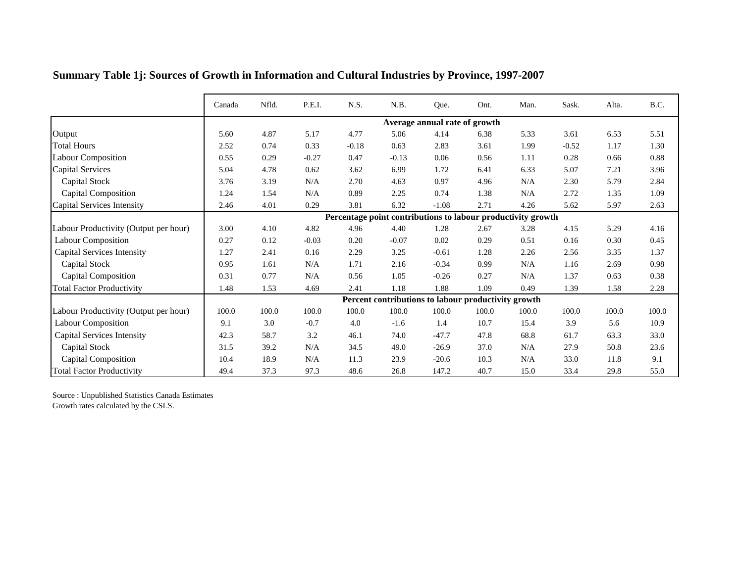**Summary Table 1j: Sources of Growth in Information and Cultural Industries by Province, 1997-2007**

| | Canada | Nfld. | P.E.I. | N.S. | N.B. | Que. | Ont. | Man. | Sask. | Alta. | B.C. |
|---|---|---|---|---|---|---|---|---|---|---|---|
| | **Average annual rate of growth** | | | | | | | | | | |
| Output | 5.60 | 4.87 | 5.17 | 4.77 | 5.06 | 4.14 | 6.38 | 5.33 | 3.61 | 6.53 | 5.51 |
| Total Hours | 2.52 | 0.74 | 0.33 | -0.18 | 0.63 | 2.83 | 3.61 | 1.99 | -0.52 | 1.17 | 1.30 |
| Labour Composition | 0.55 | 0.29 | -0.27 | 0.47 | -0.13 | 0.06 | 0.56 | 1.11 | 0.28 | 0.66 | 0.88 |
| Capital Services | 5.04 | 4.78 | 0.62 | 3.62 | 6.99 | 1.72 | 6.41 | 6.33 | 5.07 | 7.21 | 3.96 |
| Capital Stock | 3.76 | 3.19 | N/A | 2.70 | 4.63 | 0.97 | 4.96 | N/A | 2.30 | 5.79 | 2.84 |
| Capital Composition | 1.24 | 1.54 | N/A | 0.89 | 2.25 | 0.74 | 1.38 | N/A | 2.72 | 1.35 | 1.09 |
| Capital Services Intensity | 2.46 | 4.01 | 0.29 | 3.81 | 6.32 | -1.08 | 2.71 | 4.26 | 5.62 | 5.97 | 2.63 |
| | **Percentage point contributions to labour productivity growth** | | | | | | | | | | |
| Labour Productivity (Output per hour) | 3.00 | 4.10 | 4.82 | 4.96 | 4.40 | 1.28 | 2.67 | 3.28 | 4.15 | 5.29 | 4.16 |
| Labour Composition | 0.27 | 0.12 | -0.03 | 0.20 | -0.07 | 0.02 | 0.29 | 0.51 | 0.16 | 0.30 | 0.45 |
| Capital Services Intensity | 1.27 | 2.41 | 0.16 | 2.29 | 3.25 | -0.61 | 1.28 | 2.26 | 2.56 | 3.35 | 1.37 |
| Capital Stock | 0.95 | 1.61 | N/A | 1.71 | 2.16 | -0.34 | 0.99 | N/A | 1.16 | 2.69 | 0.98 |
| Capital Composition | 0.31 | 0.77 | N/A | 0.56 | 1.05 | -0.26 | 0.27 | N/A | 1.37 | 0.63 | 0.38 |
| Total Factor Productivity | 1.48 | 1.53 | 4.69 | 2.41 | 1.18 | 1.88 | 1.09 | 0.49 | 1.39 | 1.58 | 2.28 |
| | **Percent contributions to labour productivity growth** | | | | | | | | | | |
| Labour Productivity (Output per hour) | 100.0 | 100.0 | 100.0 | 100.0 | 100.0 | 100.0 | 100.0 | 100.0 | 100.0 | 100.0 | 100.0 |
| Labour Composition | 9.1 | 3.0 | -0.7 | 4.0 | -1.6 | 1.4 | 10.7 | 15.4 | 3.9 | 5.6 | 10.9 |
| Capital Services Intensity | 42.3 | 58.7 | 3.2 | 46.1 | 74.0 | -47.7 | 47.8 | 68.8 | 61.7 | 63.3 | 33.0 |
| Capital Stock | 31.5 | 39.2 | N/A | 34.5 | 49.0 | -26.9 | 37.0 | N/A | 27.9 | 50.8 | 23.6 |
| Capital Composition | 10.4 | 18.9 | N/A | 11.3 | 23.9 | -20.6 | 10.3 | N/A | 33.0 | 11.8 | 9.1 |
| Total Factor Productivity | 49.4 | 37.3 | 97.3 | 48.6 | 26.8 | 147.2 | 40.7 | 15.0 | 33.4 | 29.8 | 55.0 |

Source : Unpublished Statistics Canada Estimates
Growth rates calculated by the CSLS.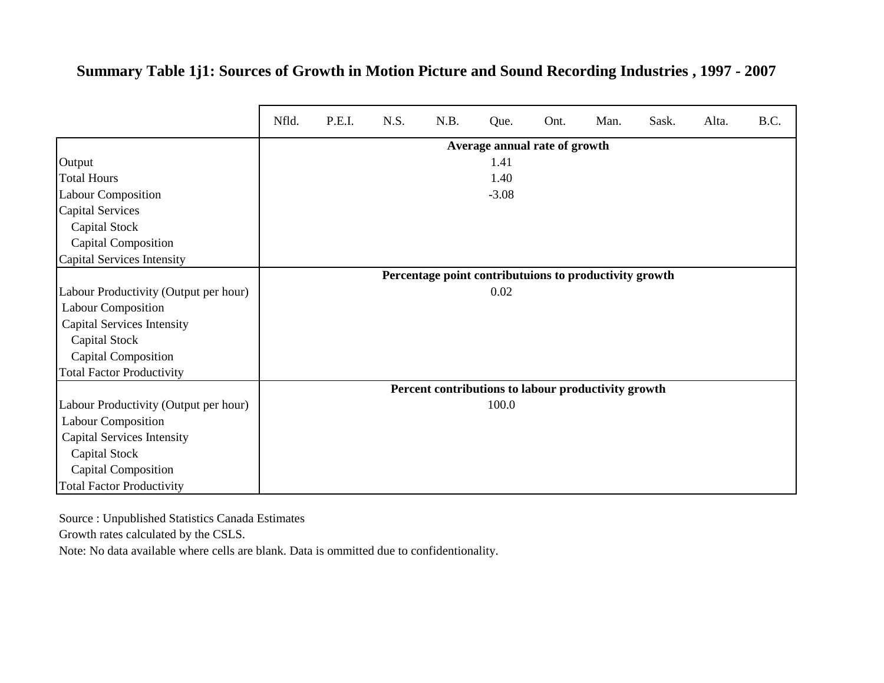## Summary Table 1j1: Sources of Growth in Motion Picture and Sound Recording Industries , 1997 - 2007

| | Nfld. | P.E.I. | N.S. | N.B. | Que. | Ont. | Man. | Sask. | Alta. | B.C. |
|---|---|---|---|---|---|---|---|---|---|---|
| | **Average annual rate of growth** | | | | | | | | | |
| Output | | | | | 1.41 | | | | | |
| Total Hours | | | | | 1.40 | | | | | |
| Labour Composition | | | | | -3.08 | | | | | |
| Capital Services | | | | | | | | | | |
| Capital Stock | | | | | | | | | | |
| Capital Composition | | | | | | | | | | |
| Capital Services Intensity | | | | | | | | | | |
| | **Percentage point contributuions to productivity growth** | | | | | | | | | |
| Labour Productivity (Output per hour) | | | | | 0.02 | | | | | |
| Labour Composition | | | | | | | | | | |
| Capital Services Intensity | | | | | | | | | | |
| Capital Stock | | | | | | | | | | |
| Capital Composition | | | | | | | | | | |
| Total Factor Productivity | | | | | | | | | | |
| | **Percent contributions to labour productivity growth** | | | | | | | | | |
| Labour Productivity (Output per hour) | | | | | 100.0 | | | | | |
| Labour Composition | | | | | | | | | | |
| Capital Services Intensity | | | | | | | | | | |
| Capital Stock | | | | | | | | | | |
| Capital Composition | | | | | | | | | | |
| Total Factor Productivity | | | | | | | | | | |

Source : Unpublished Statistics Canada Estimates

Growth rates calculated by the CSLS.

Note: No data available where cells are blank. Data is ommitted due to confidentionality.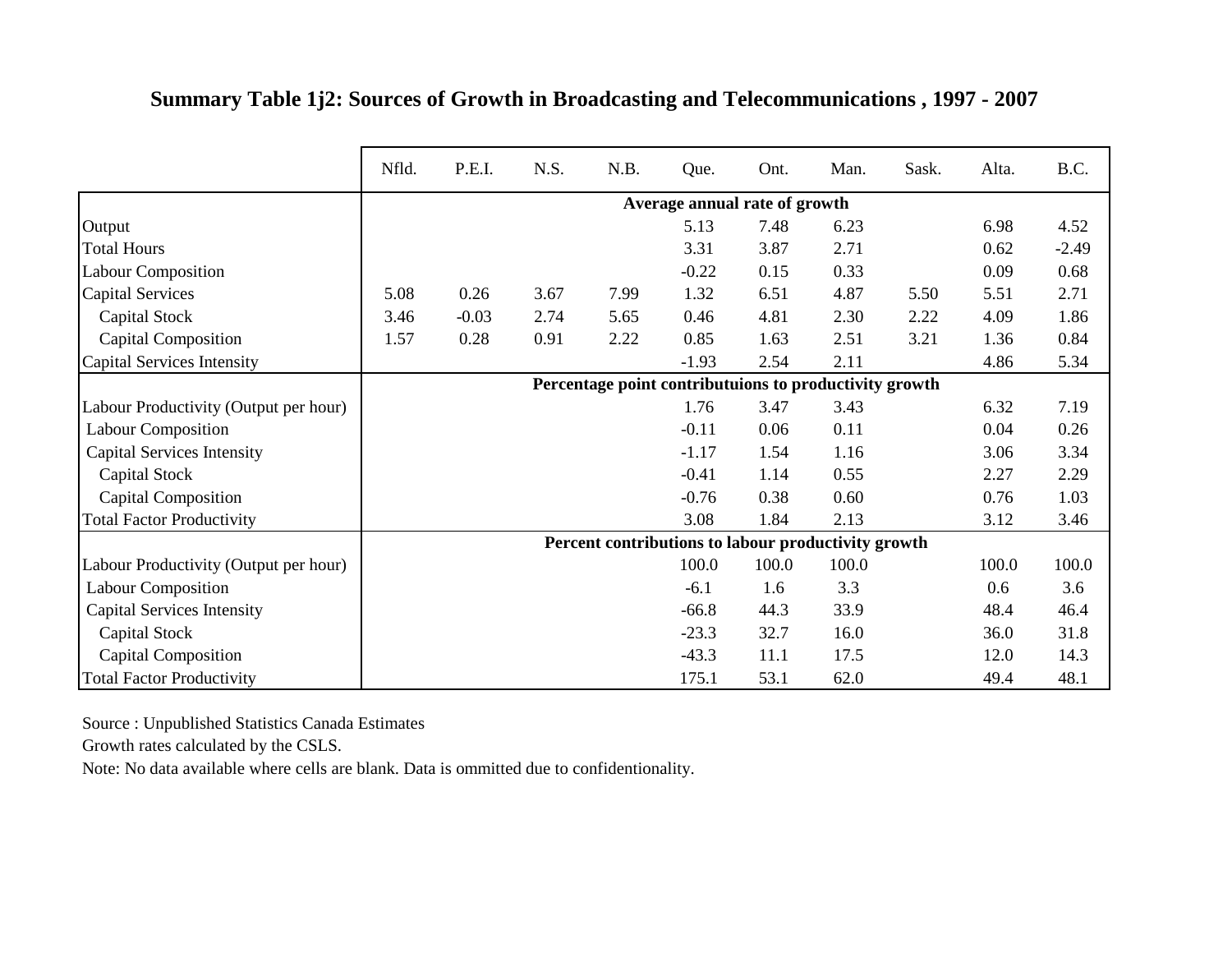## Summary Table 1j2: Sources of Growth in Broadcasting and Telecommunications , 1997 - 2007

| | Nfld. | P.E.I. | N.S. | N.B. | Que. | Ont. | Man. | Sask. | Alta. | B.C. |
|---|---|---|---|---|---|---|---|---|---|---|
| | **Average annual rate of growth** | | | | | | | | | |
| Output | | | | | 5.13 | 7.48 | 6.23 | | 6.98 | 4.52 |
| Total Hours | | | | | 3.31 | 3.87 | 2.71 | | 0.62 | -2.49 |
| Labour Composition | | | | | -0.22 | 0.15 | 0.33 | | 0.09 | 0.68 |
| Capital Services | 5.08 | 0.26 | 3.67 | 7.99 | 1.32 | 6.51 | 4.87 | 5.50 | 5.51 | 2.71 |
| Capital Stock | 3.46 | -0.03 | 2.74 | 5.65 | 0.46 | 4.81 | 2.30 | 2.22 | 4.09 | 1.86 |
| Capital Composition | 1.57 | 0.28 | 0.91 | 2.22 | 0.85 | 1.63 | 2.51 | 3.21 | 1.36 | 0.84 |
| Capital Services Intensity | | | | | -1.93 | 2.54 | 2.11 | | 4.86 | 5.34 |
| | **Percentage point contributuions to productivity growth** | | | | | | | | | |
| Labour Productivity (Output per hour) | | | | | 1.76 | 3.47 | 3.43 | | 6.32 | 7.19 |
| Labour Composition | | | | | -0.11 | 0.06 | 0.11 | | 0.04 | 0.26 |
| Capital Services Intensity | | | | | -1.17 | 1.54 | 1.16 | | 3.06 | 3.34 |
| Capital Stock | | | | | -0.41 | 1.14 | 0.55 | | 2.27 | 2.29 |
| Capital Composition | | | | | -0.76 | 0.38 | 0.60 | | 0.76 | 1.03 |
| Total Factor Productivity | | | | | 3.08 | 1.84 | 2.13 | | 3.12 | 3.46 |
| | **Percent contributions to labour productivity growth** | | | | | | | | | |
| Labour Productivity (Output per hour) | | | | | 100.0 | 100.0 | 100.0 | | 100.0 | 100.0 |
| Labour Composition | | | | | -6.1 | 1.6 | 3.3 | | 0.6 | 3.6 |
| Capital Services Intensity | | | | | -66.8 | 44.3 | 33.9 | | 48.4 | 46.4 |
| Capital Stock | | | | | -23.3 | 32.7 | 16.0 | | 36.0 | 31.8 |
| Capital Composition | | | | | -43.3 | 11.1 | 17.5 | | 12.0 | 14.3 |
| Total Factor Productivity | | | | | 175.1 | 53.1 | 62.0 | | 49.4 | 48.1 |

Source : Unpublished Statistics Canada Estimates

Growth rates calculated by the CSLS.

Note: No data available where cells are blank. Data is ommitted due to confidentionality.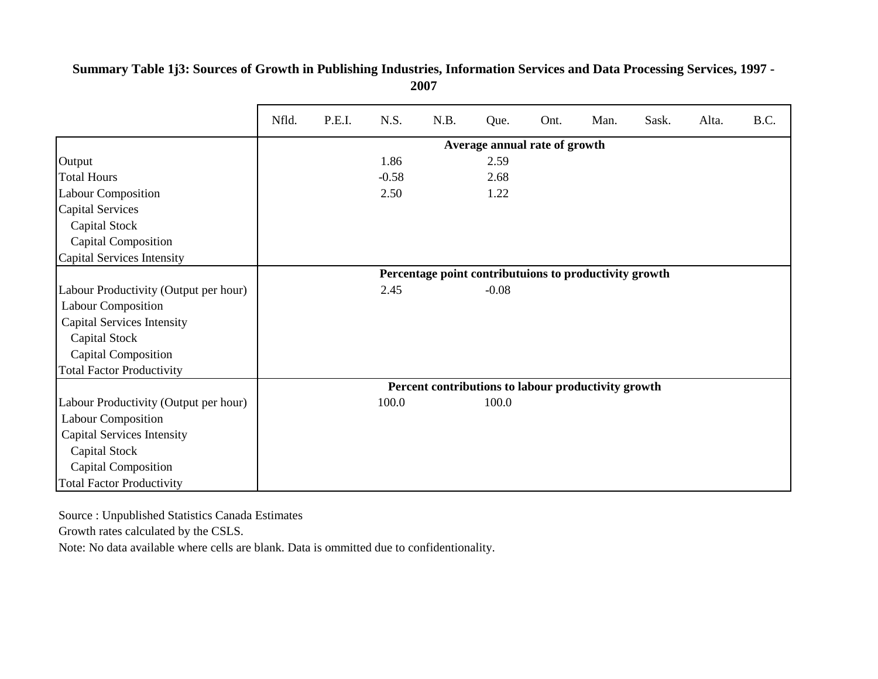**Summary Table 1j3: Sources of Growth in Publishing Industries, Information Services and Data Processing Services, 1997 - 2007**

| | Nfld. | P.E.I. | N.S. | N.B. | Que. | Ont. | Man. | Sask. | Alta. | B.C. |
|---|---|---|---|---|---|---|---|---|---|---|
| | **Average annual rate of growth** | | | | | | | | | |
| Output | | | 1.86 | | 2.59 | | | | | |
| Total Hours | | | -0.58 | | 2.68 | | | | | |
| Labour Composition | | | 2.50 | | 1.22 | | | | | |
| Capital Services | | | | | | | | | | |
| Capital Stock | | | | | | | | | | |
| Capital Composition | | | | | | | | | | |
| Capital Services Intensity | | | | | | | | | | |
| | **Percentage point contributuions to productivity growth** | | | | | | | | | |
| Labour Productivity (Output per hour) | | | 2.45 | | -0.08 | | | | | |
| Labour Composition | | | | | | | | | | |
| Capital Services Intensity | | | | | | | | | | |
| Capital Stock | | | | | | | | | | |
| Capital Composition | | | | | | | | | | |
| Total Factor Productivity | | | | | | | | | | |
| | **Percent contributions to labour productivity growth** | | | | | | | | | |
| Labour Productivity (Output per hour) | | | 100.0 | | 100.0 | | | | | |
| Labour Composition | | | | | | | | | | |
| Capital Services Intensity | | | | | | | | | | |
| Capital Stock | | | | | | | | | | |
| Capital Composition | | | | | | | | | | |
| Total Factor Productivity | | | | | | | | | | |

Source : Unpublished Statistics Canada Estimates

Growth rates calculated by the CSLS.

Note: No data available where cells are blank. Data is ommitted due to confidentionality.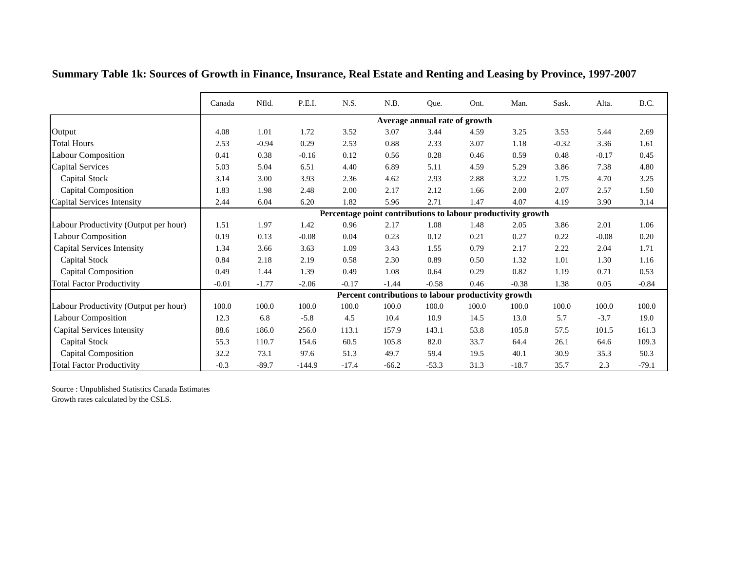## Summary Table 1k: Sources of Growth in Finance, Insurance, Real Estate and Renting and Leasing by Province, 1997-2007

| | Canada | Nfld. | P.E.I. | N.S. | N.B. | Que. | Ont. | Man. | Sask. | Alta. | B.C. |
|---|---|---|---|---|---|---|---|---|---|---|---|
| | **Average annual rate of growth** | | | | | | | | | | |
| Output | 4.08 | 1.01 | 1.72 | 3.52 | 3.07 | 3.44 | 4.59 | 3.25 | 3.53 | 5.44 | 2.69 |
| Total Hours | 2.53 | -0.94 | 0.29 | 2.53 | 0.88 | 2.33 | 3.07 | 1.18 | -0.32 | 3.36 | 1.61 |
| Labour Composition | 0.41 | 0.38 | -0.16 | 0.12 | 0.56 | 0.28 | 0.46 | 0.59 | 0.48 | -0.17 | 0.45 |
| Capital Services | 5.03 | 5.04 | 6.51 | 4.40 | 6.89 | 5.11 | 4.59 | 5.29 | 3.86 | 7.38 | 4.80 |
| Capital Stock | 3.14 | 3.00 | 3.93 | 2.36 | 4.62 | 2.93 | 2.88 | 3.22 | 1.75 | 4.70 | 3.25 |
| Capital Composition | 1.83 | 1.98 | 2.48 | 2.00 | 2.17 | 2.12 | 1.66 | 2.00 | 2.07 | 2.57 | 1.50 |
| Capital Services Intensity | 2.44 | 6.04 | 6.20 | 1.82 | 5.96 | 2.71 | 1.47 | 4.07 | 4.19 | 3.90 | 3.14 |
| | **Percentage point contributions to labour productivity growth** | | | | | | | | | | |
| Labour Productivity (Output per hour) | 1.51 | 1.97 | 1.42 | 0.96 | 2.17 | 1.08 | 1.48 | 2.05 | 3.86 | 2.01 | 1.06 |
| Labour Composition | 0.19 | 0.13 | -0.08 | 0.04 | 0.23 | 0.12 | 0.21 | 0.27 | 0.22 | -0.08 | 0.20 |
| Capital Services Intensity | 1.34 | 3.66 | 3.63 | 1.09 | 3.43 | 1.55 | 0.79 | 2.17 | 2.22 | 2.04 | 1.71 |
| Capital Stock | 0.84 | 2.18 | 2.19 | 0.58 | 2.30 | 0.89 | 0.50 | 1.32 | 1.01 | 1.30 | 1.16 |
| Capital Composition | 0.49 | 1.44 | 1.39 | 0.49 | 1.08 | 0.64 | 0.29 | 0.82 | 1.19 | 0.71 | 0.53 |
| Total Factor Productivity | -0.01 | -1.77 | -2.06 | -0.17 | -1.44 | -0.58 | 0.46 | -0.38 | 1.38 | 0.05 | -0.84 |
| | **Percent contributions to labour productivity growth** | | | | | | | | | | |
| Labour Productivity (Output per hour) | 100.0 | 100.0 | 100.0 | 100.0 | 100.0 | 100.0 | 100.0 | 100.0 | 100.0 | 100.0 | 100.0 |
| Labour Composition | 12.3 | 6.8 | -5.8 | 4.5 | 10.4 | 10.9 | 14.5 | 13.0 | 5.7 | -3.7 | 19.0 |
| Capital Services Intensity | 88.6 | 186.0 | 256.0 | 113.1 | 157.9 | 143.1 | 53.8 | 105.8 | 57.5 | 101.5 | 161.3 |
| Capital Stock | 55.3 | 110.7 | 154.6 | 60.5 | 105.8 | 82.0 | 33.7 | 64.4 | 26.1 | 64.6 | 109.3 |
| Capital Composition | 32.2 | 73.1 | 97.6 | 51.3 | 49.7 | 59.4 | 19.5 | 40.1 | 30.9 | 35.3 | 50.3 |
| Total Factor Productivity | -0.3 | -89.7 | -144.9 | -17.4 | -66.2 | -53.3 | 31.3 | -18.7 | 35.7 | 2.3 | -79.1 |

Source : Unpublished Statistics Canada Estimates
Growth rates calculated by the CSLS.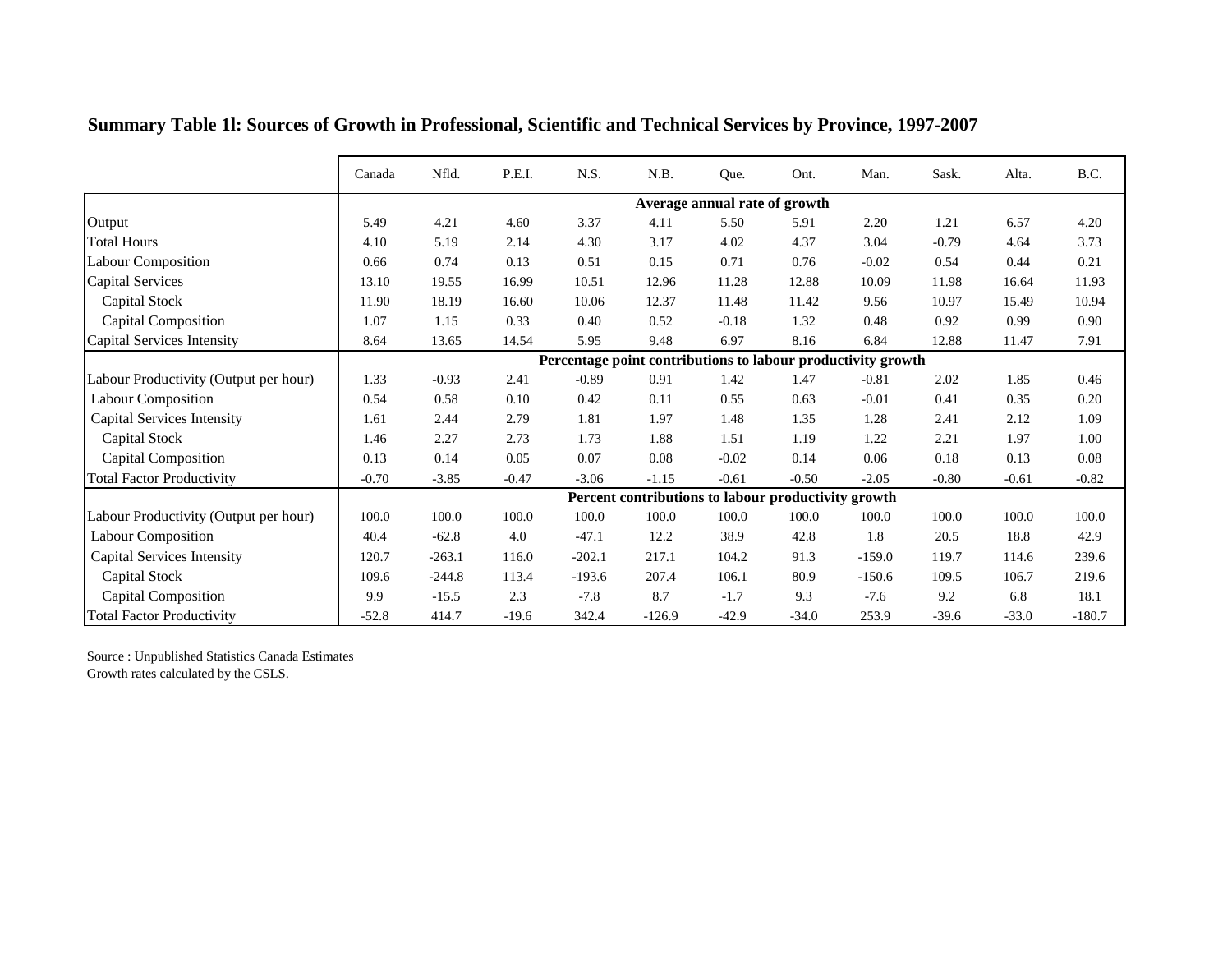**Summary Table 1l: Sources of Growth in Professional, Scientific and Technical Services by Province, 1997-2007**

| | Canada | Nfld. | P.E.I. | N.S. | N.B. | Que. | Ont. | Man. | Sask. | Alta. | B.C. |
|---|---|---|---|---|---|---|---|---|---|---|---|
| | **Average annual rate of growth** | | | | | | | | | | |
| Output | 5.49 | 4.21 | 4.60 | 3.37 | 4.11 | 5.50 | 5.91 | 2.20 | 1.21 | 6.57 | 4.20 |
| Total Hours | 4.10 | 5.19 | 2.14 | 4.30 | 3.17 | 4.02 | 4.37 | 3.04 | -0.79 | 4.64 | 3.73 |
| Labour Composition | 0.66 | 0.74 | 0.13 | 0.51 | 0.15 | 0.71 | 0.76 | -0.02 | 0.54 | 0.44 | 0.21 |
| Capital Services | 13.10 | 19.55 | 16.99 | 10.51 | 12.96 | 11.28 | 12.88 | 10.09 | 11.98 | 16.64 | 11.93 |
| Capital Stock | 11.90 | 18.19 | 16.60 | 10.06 | 12.37 | 11.48 | 11.42 | 9.56 | 10.97 | 15.49 | 10.94 |
| Capital Composition | 1.07 | 1.15 | 0.33 | 0.40 | 0.52 | -0.18 | 1.32 | 0.48 | 0.92 | 0.99 | 0.90 |
| Capital Services Intensity | 8.64 | 13.65 | 14.54 | 5.95 | 9.48 | 6.97 | 8.16 | 6.84 | 12.88 | 11.47 | 7.91 |
| | **Percentage point contributions to labour productivity growth** | | | | | | | | | | |
| Labour Productivity (Output per hour) | 1.33 | -0.93 | 2.41 | -0.89 | 0.91 | 1.42 | 1.47 | -0.81 | 2.02 | 1.85 | 0.46 |
| Labour Composition | 0.54 | 0.58 | 0.10 | 0.42 | 0.11 | 0.55 | 0.63 | -0.01 | 0.41 | 0.35 | 0.20 |
| Capital Services Intensity | 1.61 | 2.44 | 2.79 | 1.81 | 1.97 | 1.48 | 1.35 | 1.28 | 2.41 | 2.12 | 1.09 |
| Capital Stock | 1.46 | 2.27 | 2.73 | 1.73 | 1.88 | 1.51 | 1.19 | 1.22 | 2.21 | 1.97 | 1.00 |
| Capital Composition | 0.13 | 0.14 | 0.05 | 0.07 | 0.08 | -0.02 | 0.14 | 0.06 | 0.18 | 0.13 | 0.08 |
| Total Factor Productivity | -0.70 | -3.85 | -0.47 | -3.06 | -1.15 | -0.61 | -0.50 | -2.05 | -0.80 | -0.61 | -0.82 |
| | **Percent contributions to labour productivity growth** | | | | | | | | | | |
| Labour Productivity (Output per hour) | 100.0 | 100.0 | 100.0 | 100.0 | 100.0 | 100.0 | 100.0 | 100.0 | 100.0 | 100.0 | 100.0 |
| Labour Composition | 40.4 | -62.8 | 4.0 | -47.1 | 12.2 | 38.9 | 42.8 | 1.8 | 20.5 | 18.8 | 42.9 |
| Capital Services Intensity | 120.7 | -263.1 | 116.0 | -202.1 | 217.1 | 104.2 | 91.3 | -159.0 | 119.7 | 114.6 | 239.6 |
| Capital Stock | 109.6 | -244.8 | 113.4 | -193.6 | 207.4 | 106.1 | 80.9 | -150.6 | 109.5 | 106.7 | 219.6 |
| Capital Composition | 9.9 | -15.5 | 2.3 | -7.8 | 8.7 | -1.7 | 9.3 | -7.6 | 9.2 | 6.8 | 18.1 |
| Total Factor Productivity | -52.8 | 414.7 | -19.6 | 342.4 | -126.9 | -42.9 | -34.0 | 253.9 | -39.6 | -33.0 | -180.7 |

Source : Unpublished Statistics Canada Estimates
Growth rates calculated by the CSLS.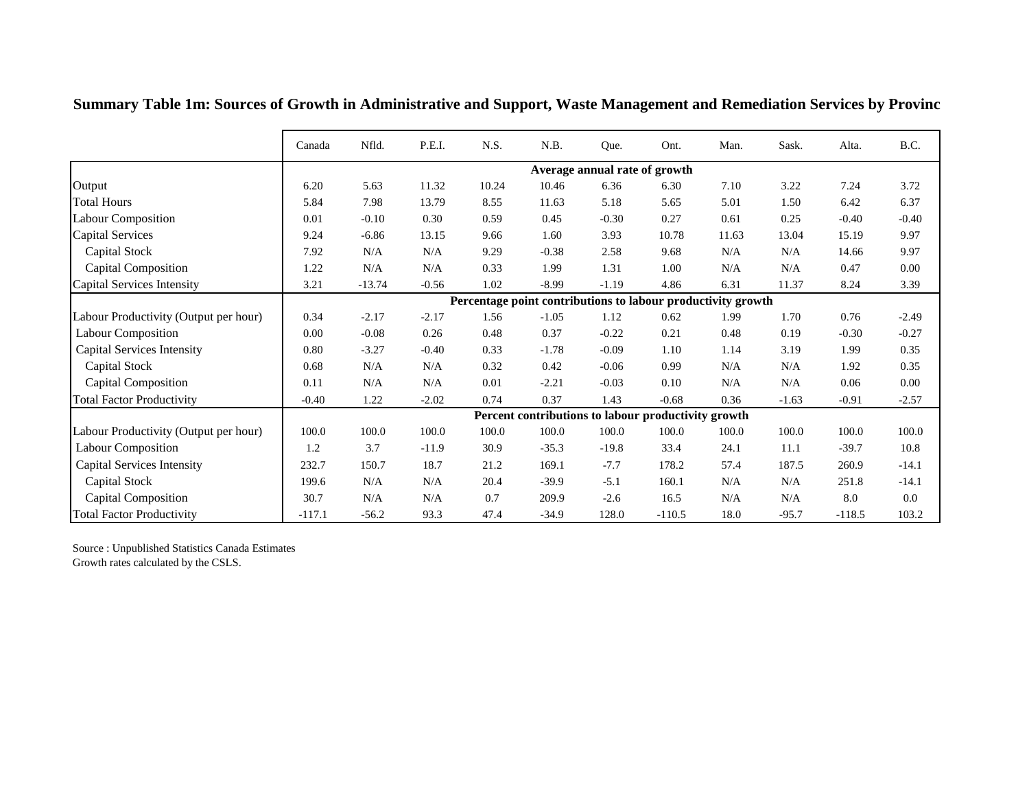**Summary Table 1m: Sources of Growth in Administrative and Support, Waste Management and Remediation Services by Provinc**

| | Canada | Nfld. | P.E.I. | N.S. | N.B. | Que. | Ont. | Man. | Sask. | Alta. | B.C. |
|---|---|---|---|---|---|---|---|---|---|---|---|
| | **Average annual rate of growth** | | | | | | | | | | |
| Output | 6.20 | 5.63 | 11.32 | 10.24 | 10.46 | 6.36 | 6.30 | 7.10 | 3.22 | 7.24 | 3.72 |
| Total Hours | 5.84 | 7.98 | 13.79 | 8.55 | 11.63 | 5.18 | 5.65 | 5.01 | 1.50 | 6.42 | 6.37 |
| Labour Composition | 0.01 | -0.10 | 0.30 | 0.59 | 0.45 | -0.30 | 0.27 | 0.61 | 0.25 | -0.40 | -0.40 |
| Capital Services | 9.24 | -6.86 | 13.15 | 9.66 | 1.60 | 3.93 | 10.78 | 11.63 | 13.04 | 15.19 | 9.97 |
| Capital Stock | 7.92 | N/A | N/A | 9.29 | -0.38 | 2.58 | 9.68 | N/A | N/A | 14.66 | 9.97 |
| Capital Composition | 1.22 | N/A | N/A | 0.33 | 1.99 | 1.31 | 1.00 | N/A | N/A | 0.47 | 0.00 |
| Capital Services Intensity | 3.21 | -13.74 | -0.56 | 1.02 | -8.99 | -1.19 | 4.86 | 6.31 | 11.37 | 8.24 | 3.39 |
| | **Percentage point contributions to labour productivity growth** | | | | | | | | | | |
| Labour Productivity (Output per hour) | 0.34 | -2.17 | -2.17 | 1.56 | -1.05 | 1.12 | 0.62 | 1.99 | 1.70 | 0.76 | -2.49 |
| Labour Composition | 0.00 | -0.08 | 0.26 | 0.48 | 0.37 | -0.22 | 0.21 | 0.48 | 0.19 | -0.30 | -0.27 |
| Capital Services Intensity | 0.80 | -3.27 | -0.40 | 0.33 | -1.78 | -0.09 | 1.10 | 1.14 | 3.19 | 1.99 | 0.35 |
| Capital Stock | 0.68 | N/A | N/A | 0.32 | 0.42 | -0.06 | 0.99 | N/A | N/A | 1.92 | 0.35 |
| Capital Composition | 0.11 | N/A | N/A | 0.01 | -2.21 | -0.03 | 0.10 | N/A | N/A | 0.06 | 0.00 |
| Total Factor Productivity | -0.40 | 1.22 | -2.02 | 0.74 | 0.37 | 1.43 | -0.68 | 0.36 | -1.63 | -0.91 | -2.57 |
| | **Percent contributions to labour productivity growth** | | | | | | | | | | |
| Labour Productivity (Output per hour) | 100.0 | 100.0 | 100.0 | 100.0 | 100.0 | 100.0 | 100.0 | 100.0 | 100.0 | 100.0 | 100.0 |
| Labour Composition | 1.2 | 3.7 | -11.9 | 30.9 | -35.3 | -19.8 | 33.4 | 24.1 | 11.1 | -39.7 | 10.8 |
| Capital Services Intensity | 232.7 | 150.7 | 18.7 | 21.2 | 169.1 | -7.7 | 178.2 | 57.4 | 187.5 | 260.9 | -14.1 |
| Capital Stock | 199.6 | N/A | N/A | 20.4 | -39.9 | -5.1 | 160.1 | N/A | N/A | 251.8 | -14.1 |
| Capital Composition | 30.7 | N/A | N/A | 0.7 | 209.9 | -2.6 | 16.5 | N/A | N/A | 8.0 | 0.0 |
| Total Factor Productivity | -117.1 | -56.2 | 93.3 | 47.4 | -34.9 | 128.0 | -110.5 | 18.0 | -95.7 | -118.5 | 103.2 |

Source : Unpublished Statistics Canada Estimates
Growth rates calculated by the CSLS.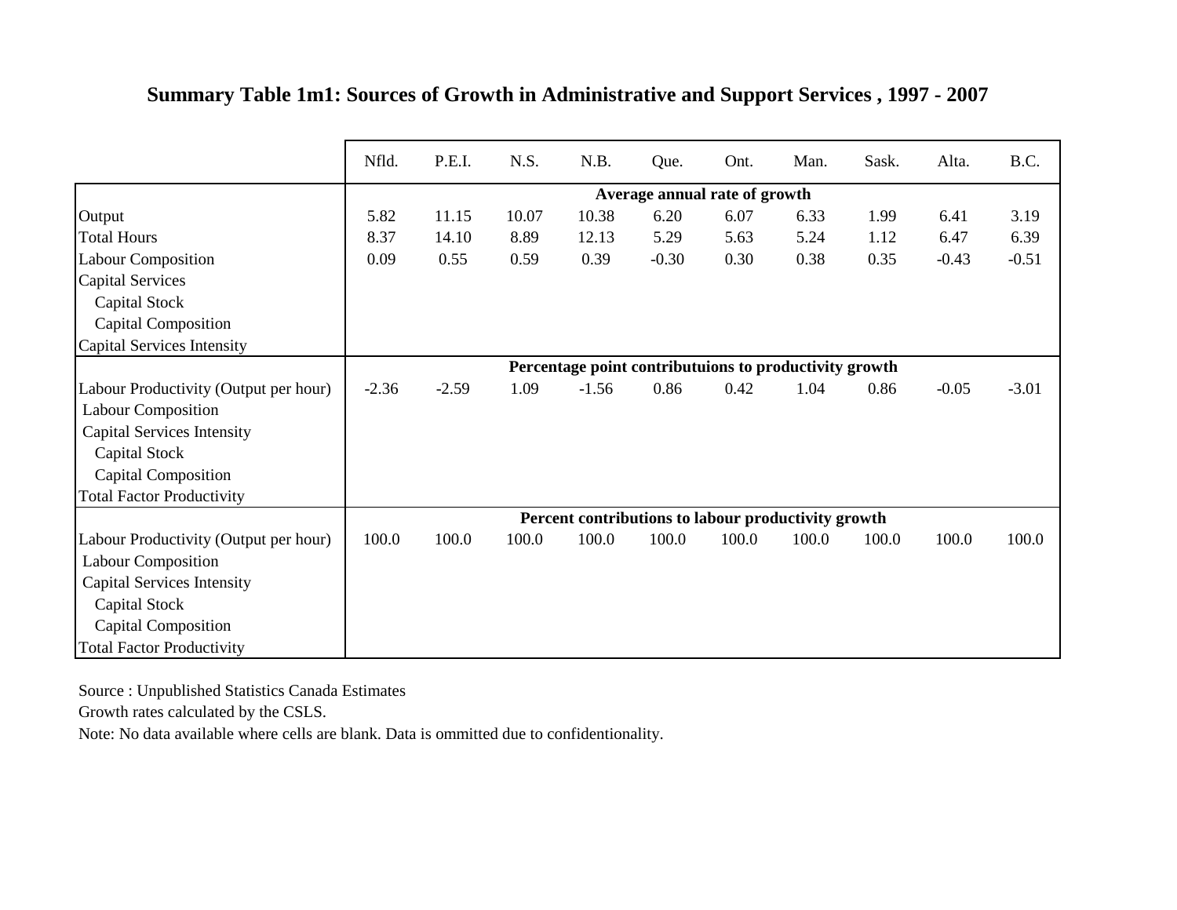## Summary Table 1m1: Sources of Growth in Administrative and Support Services , 1997 - 2007

| | Nfld. | P.E.I. | N.S. | N.B. | Que. | Ont. | Man. | Sask. | Alta. | B.C. |
|---|---|---|---|---|---|---|---|---|---|---|
| | **Average annual rate of growth** | | | | | | | | | |
| Output | 5.82 | 11.15 | 10.07 | 10.38 | 6.20 | 6.07 | 6.33 | 1.99 | 6.41 | 3.19 |
| Total Hours | 8.37 | 14.10 | 8.89 | 12.13 | 5.29 | 5.63 | 5.24 | 1.12 | 6.47 | 6.39 |
| Labour Composition | 0.09 | 0.55 | 0.59 | 0.39 | -0.30 | 0.30 | 0.38 | 0.35 | -0.43 | -0.51 |
| Capital Services | | | | | | | | | | |
| Capital Stock | | | | | | | | | | |
| Capital Composition | | | | | | | | | | |
| Capital Services Intensity | | | | | | | | | | |
| | **Percentage point contributuions to productivity growth** | | | | | | | | | |
| Labour Productivity (Output per hour) | -2.36 | -2.59 | 1.09 | -1.56 | 0.86 | 0.42 | 1.04 | 0.86 | -0.05 | -3.01 |
| Labour Composition | | | | | | | | | | |
| Capital Services Intensity | | | | | | | | | | |
| Capital Stock | | | | | | | | | | |
| Capital Composition | | | | | | | | | | |
| Total Factor Productivity | | | | | | | | | | |
| | **Percent contributions to labour productivity growth** | | | | | | | | | |
| Labour Productivity (Output per hour) | 100.0 | 100.0 | 100.0 | 100.0 | 100.0 | 100.0 | 100.0 | 100.0 | 100.0 | 100.0 |
| Labour Composition | | | | | | | | | | |
| Capital Services Intensity | | | | | | | | | | |
| Capital Stock | | | | | | | | | | |
| Capital Composition | | | | | | | | | | |
| Total Factor Productivity | | | | | | | | | | |

Source : Unpublished Statistics Canada Estimates

Growth rates calculated by the CSLS.

Note: No data available where cells are blank. Data is ommitted due to confidentionality.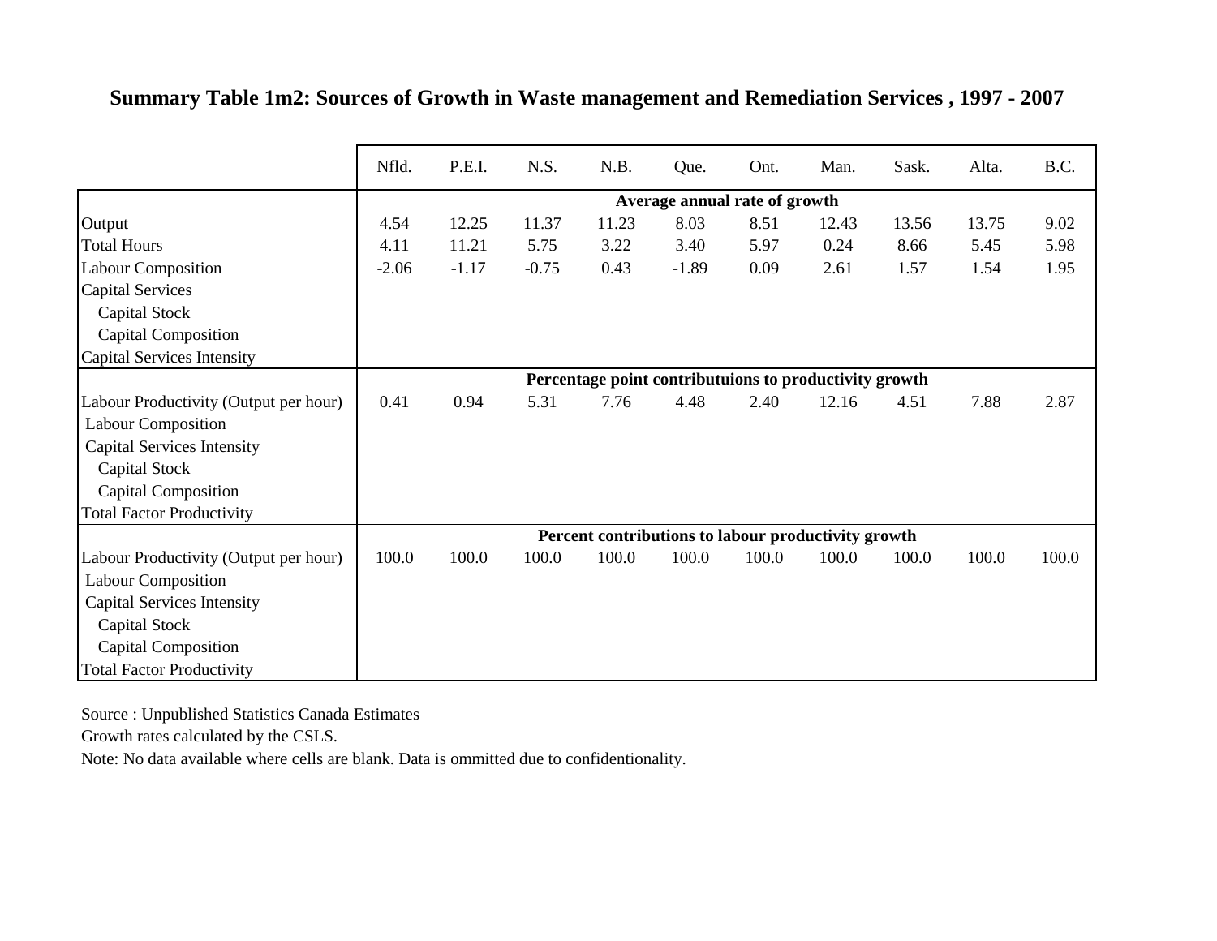## Summary Table 1m2: Sources of Growth in Waste management and Remediation Services , 1997 - 2007

| | Nfld. | P.E.I. | N.S. | N.B. | Que. | Ont. | Man. | Sask. | Alta. | B.C. |
|---|---|---|---|---|---|---|---|---|---|---|
| | **Average annual rate of growth** | | | | | | | | | |
| Output | 4.54 | 12.25 | 11.37 | 11.23 | 8.03 | 8.51 | 12.43 | 13.56 | 13.75 | 9.02 |
| Total Hours | 4.11 | 11.21 | 5.75 | 3.22 | 3.40 | 5.97 | 0.24 | 8.66 | 5.45 | 5.98 |
| Labour Composition | -2.06 | -1.17 | -0.75 | 0.43 | -1.89 | 0.09 | 2.61 | 1.57 | 1.54 | 1.95 |
| Capital Services | | | | | | | | | | |
| Capital Stock | | | | | | | | | | |
| Capital Composition | | | | | | | | | | |
| Capital Services Intensity | | | | | | | | | | |
| | **Percentage point contributuions to productivity growth** | | | | | | | | | |
| Labour Productivity (Output per hour) | 0.41 | 0.94 | 5.31 | 7.76 | 4.48 | 2.40 | 12.16 | 4.51 | 7.88 | 2.87 |
| Labour Composition | | | | | | | | | | |
| Capital Services Intensity | | | | | | | | | | |
| Capital Stock | | | | | | | | | | |
| Capital Composition | | | | | | | | | | |
| Total Factor Productivity | | | | | | | | | | |
| | **Percent contributions to labour productivity growth** | | | | | | | | | |
| Labour Productivity (Output per hour) | 100.0 | 100.0 | 100.0 | 100.0 | 100.0 | 100.0 | 100.0 | 100.0 | 100.0 | 100.0 |
| Labour Composition | | | | | | | | | | |
| Capital Services Intensity | | | | | | | | | | |
| Capital Stock | | | | | | | | | | |
| Capital Composition | | | | | | | | | | |
| Total Factor Productivity | | | | | | | | | | |

Source : Unpublished Statistics Canada Estimates

Growth rates calculated by the CSLS.

Note: No data available where cells are blank. Data is ommitted due to confidentionality.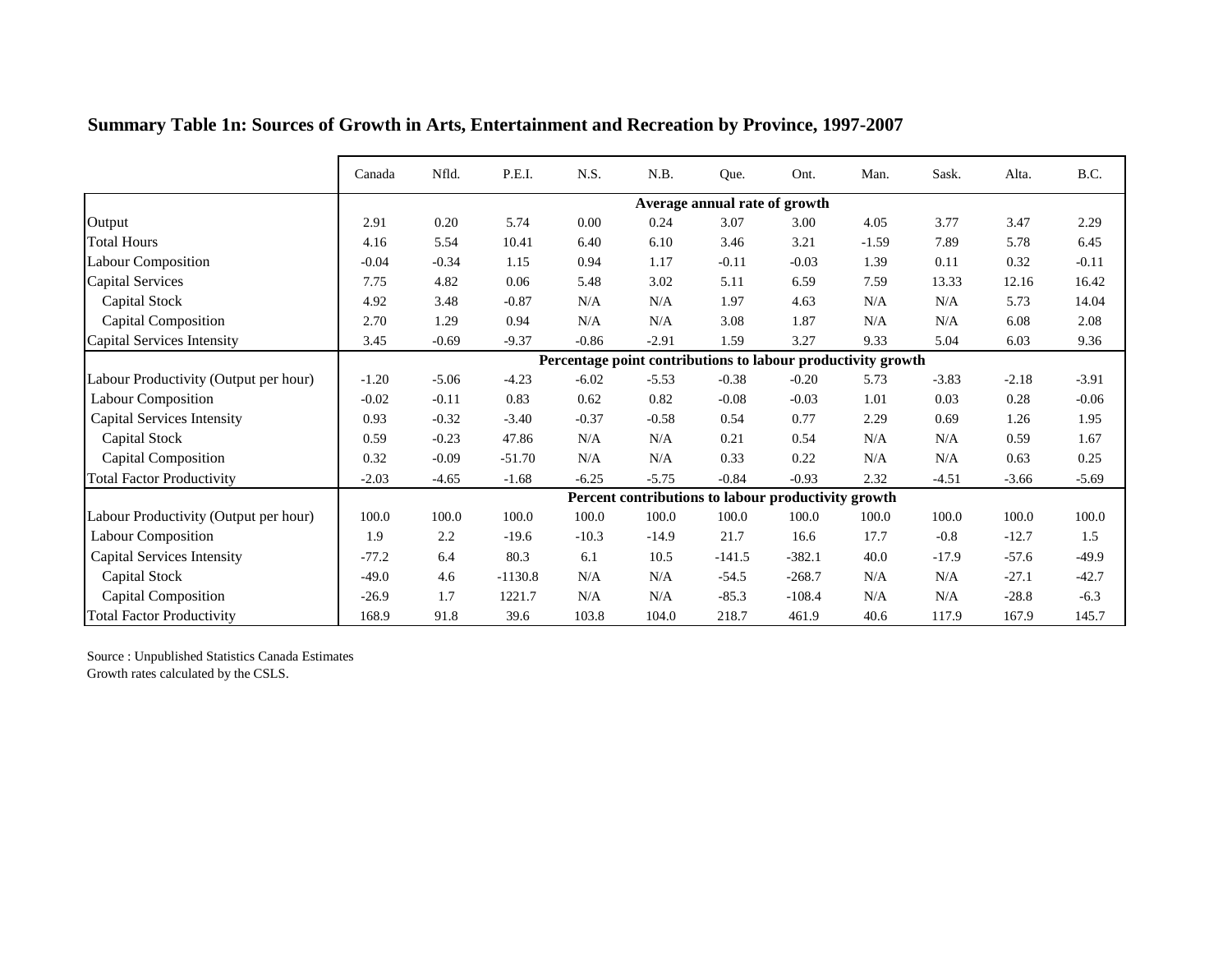## Summary Table 1n: Sources of Growth in Arts, Entertainment and Recreation by Province, 1997-2007

| | Canada | Nfld. | P.E.I. | N.S. | N.B. | Que. | Ont. | Man. | Sask. | Alta. | B.C. |
|---|---|---|---|---|---|---|---|---|---|---|---|
| | **Average annual rate of growth** | | | | | | | | | | |
| Output | 2.91 | 0.20 | 5.74 | 0.00 | 0.24 | 3.07 | 3.00 | 4.05 | 3.77 | 3.47 | 2.29 |
| Total Hours | 4.16 | 5.54 | 10.41 | 6.40 | 6.10 | 3.46 | 3.21 | -1.59 | 7.89 | 5.78 | 6.45 |
| Labour Composition | -0.04 | -0.34 | 1.15 | 0.94 | 1.17 | -0.11 | -0.03 | 1.39 | 0.11 | 0.32 | -0.11 |
| Capital Services | 7.75 | 4.82 | 0.06 | 5.48 | 3.02 | 5.11 | 6.59 | 7.59 | 13.33 | 12.16 | 16.42 |
| Capital Stock | 4.92 | 3.48 | -0.87 | N/A | N/A | 1.97 | 4.63 | N/A | N/A | 5.73 | 14.04 |
| Capital Composition | 2.70 | 1.29 | 0.94 | N/A | N/A | 3.08 | 1.87 | N/A | N/A | 6.08 | 2.08 |
| Capital Services Intensity | 3.45 | -0.69 | -9.37 | -0.86 | -2.91 | 1.59 | 3.27 | 9.33 | 5.04 | 6.03 | 9.36 |
| | **Percentage point contributions to labour productivity growth** | | | | | | | | | | |
| Labour Productivity (Output per hour) | -1.20 | -5.06 | -4.23 | -6.02 | -5.53 | -0.38 | -0.20 | 5.73 | -3.83 | -2.18 | -3.91 |
| Labour Composition | -0.02 | -0.11 | 0.83 | 0.62 | 0.82 | -0.08 | -0.03 | 1.01 | 0.03 | 0.28 | -0.06 |
| Capital Services Intensity | 0.93 | -0.32 | -3.40 | -0.37 | -0.58 | 0.54 | 0.77 | 2.29 | 0.69 | 1.26 | 1.95 |
| Capital Stock | 0.59 | -0.23 | 47.86 | N/A | N/A | 0.21 | 0.54 | N/A | N/A | 0.59 | 1.67 |
| Capital Composition | 0.32 | -0.09 | -51.70 | N/A | N/A | 0.33 | 0.22 | N/A | N/A | 0.63 | 0.25 |
| Total Factor Productivity | -2.03 | -4.65 | -1.68 | -6.25 | -5.75 | -0.84 | -0.93 | 2.32 | -4.51 | -3.66 | -5.69 |
| | **Percent contributions to labour productivity growth** | | | | | | | | | | |
| Labour Productivity (Output per hour) | 100.0 | 100.0 | 100.0 | 100.0 | 100.0 | 100.0 | 100.0 | 100.0 | 100.0 | 100.0 | 100.0 |
| Labour Composition | 1.9 | 2.2 | -19.6 | -10.3 | -14.9 | 21.7 | 16.6 | 17.7 | -0.8 | -12.7 | 1.5 |
| Capital Services Intensity | -77.2 | 6.4 | 80.3 | 6.1 | 10.5 | -141.5 | -382.1 | 40.0 | -17.9 | -57.6 | -49.9 |
| Capital Stock | -49.0 | 4.6 | -1130.8 | N/A | N/A | -54.5 | -268.7 | N/A | N/A | -27.1 | -42.7 |
| Capital Composition | -26.9 | 1.7 | 1221.7 | N/A | N/A | -85.3 | -108.4 | N/A | N/A | -28.8 | -6.3 |
| Total Factor Productivity | 168.9 | 91.8 | 39.6 | 103.8 | 104.0 | 218.7 | 461.9 | 40.6 | 117.9 | 167.9 | 145.7 |

Source : Unpublished Statistics Canada Estimates
Growth rates calculated by the CSLS.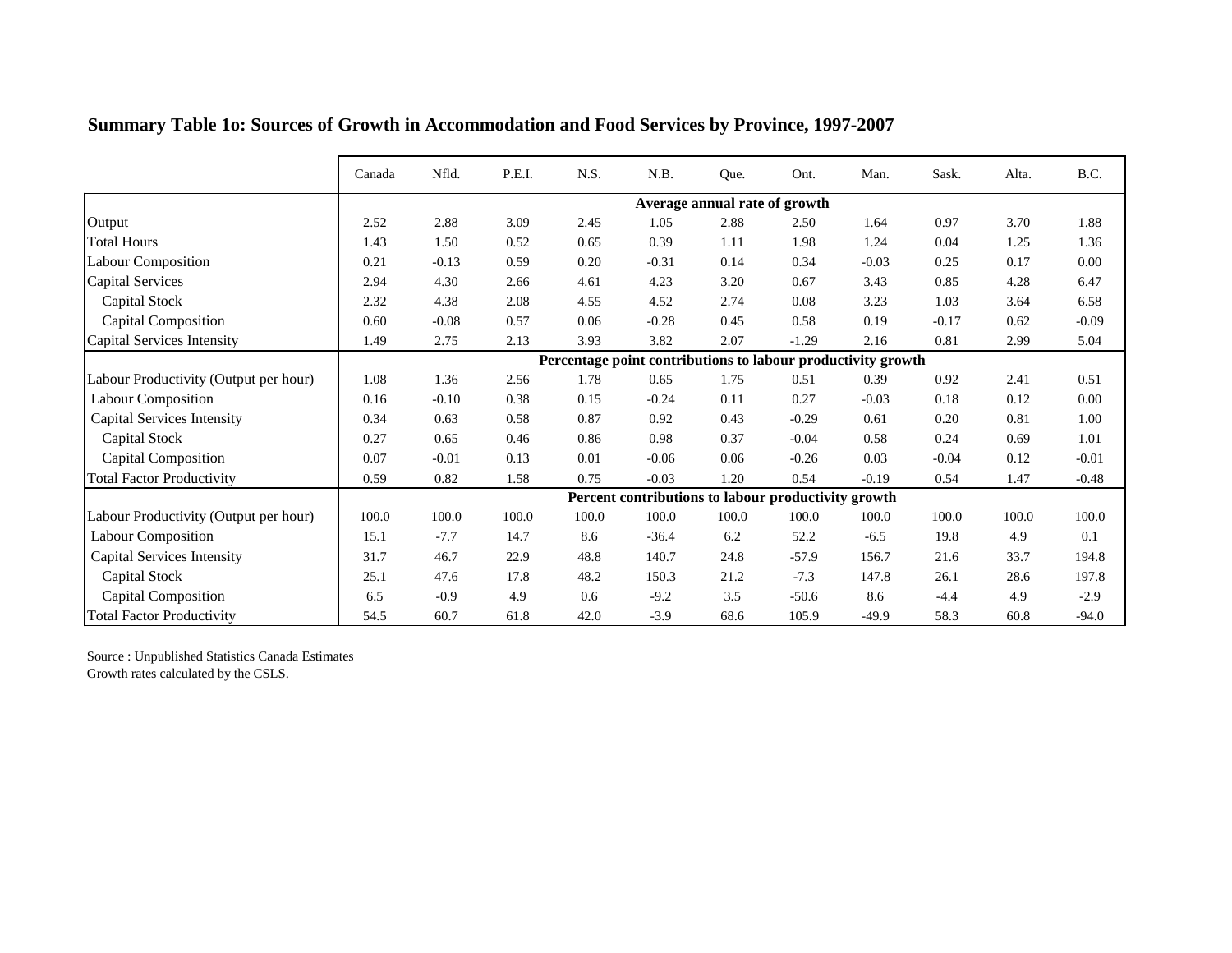## Summary Table 1o: Sources of Growth in Accommodation and Food Services by Province, 1997-2007

| | Canada | Nfld. | P.E.I. | N.S. | N.B. | Que. | Ont. | Man. | Sask. | Alta. | B.C. |
|---|---|---|---|---|---|---|---|---|---|---|---|
| | **Average annual rate of growth** | | | | | | | | | | |
| Output | 2.52 | 2.88 | 3.09 | 2.45 | 1.05 | 2.88 | 2.50 | 1.64 | 0.97 | 3.70 | 1.88 |
| Total Hours | 1.43 | 1.50 | 0.52 | 0.65 | 0.39 | 1.11 | 1.98 | 1.24 | 0.04 | 1.25 | 1.36 |
| Labour Composition | 0.21 | -0.13 | 0.59 | 0.20 | -0.31 | 0.14 | 0.34 | -0.03 | 0.25 | 0.17 | 0.00 |
| Capital Services | 2.94 | 4.30 | 2.66 | 4.61 | 4.23 | 3.20 | 0.67 | 3.43 | 0.85 | 4.28 | 6.47 |
| Capital Stock | 2.32 | 4.38 | 2.08 | 4.55 | 4.52 | 2.74 | 0.08 | 3.23 | 1.03 | 3.64 | 6.58 |
| Capital Composition | 0.60 | -0.08 | 0.57 | 0.06 | -0.28 | 0.45 | 0.58 | 0.19 | -0.17 | 0.62 | -0.09 |
| Capital Services Intensity | 1.49 | 2.75 | 2.13 | 3.93 | 3.82 | 2.07 | -1.29 | 2.16 | 0.81 | 2.99 | 5.04 |
| | **Percentage point contributions to labour productivity growth** | | | | | | | | | | |
| Labour Productivity (Output per hour) | 1.08 | 1.36 | 2.56 | 1.78 | 0.65 | 1.75 | 0.51 | 0.39 | 0.92 | 2.41 | 0.51 |
| Labour Composition | 0.16 | -0.10 | 0.38 | 0.15 | -0.24 | 0.11 | 0.27 | -0.03 | 0.18 | 0.12 | 0.00 |
| Capital Services Intensity | 0.34 | 0.63 | 0.58 | 0.87 | 0.92 | 0.43 | -0.29 | 0.61 | 0.20 | 0.81 | 1.00 |
| Capital Stock | 0.27 | 0.65 | 0.46 | 0.86 | 0.98 | 0.37 | -0.04 | 0.58 | 0.24 | 0.69 | 1.01 |
| Capital Composition | 0.07 | -0.01 | 0.13 | 0.01 | -0.06 | 0.06 | -0.26 | 0.03 | -0.04 | 0.12 | -0.01 |
| Total Factor Productivity | 0.59 | 0.82 | 1.58 | 0.75 | -0.03 | 1.20 | 0.54 | -0.19 | 0.54 | 1.47 | -0.48 |
| | **Percent contributions to labour productivity growth** | | | | | | | | | | |
| Labour Productivity (Output per hour) | 100.0 | 100.0 | 100.0 | 100.0 | 100.0 | 100.0 | 100.0 | 100.0 | 100.0 | 100.0 | 100.0 |
| Labour Composition | 15.1 | -7.7 | 14.7 | 8.6 | -36.4 | 6.2 | 52.2 | -6.5 | 19.8 | 4.9 | 0.1 |
| Capital Services Intensity | 31.7 | 46.7 | 22.9 | 48.8 | 140.7 | 24.8 | -57.9 | 156.7 | 21.6 | 33.7 | 194.8 |
| Capital Stock | 25.1 | 47.6 | 17.8 | 48.2 | 150.3 | 21.2 | -7.3 | 147.8 | 26.1 | 28.6 | 197.8 |
| Capital Composition | 6.5 | -0.9 | 4.9 | 0.6 | -9.2 | 3.5 | -50.6 | 8.6 | -4.4 | 4.9 | -2.9 |
| Total Factor Productivity | 54.5 | 60.7 | 61.8 | 42.0 | -3.9 | 68.6 | 105.9 | -49.9 | 58.3 | 60.8 | -94.0 |

Source : Unpublished Statistics Canada Estimates
Growth rates calculated by the CSLS.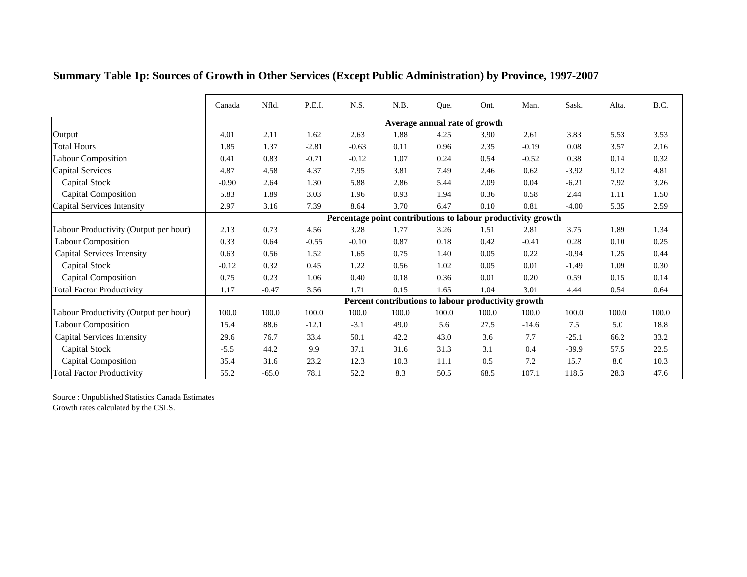## Summary Table 1p: Sources of Growth in Other Services (Except Public Administration) by Province, 1997-2007

| | Canada | Nfld. | P.E.I. | N.S. | N.B. | Que. | Ont. | Man. | Sask. | Alta. | B.C. |
|---|---|---|---|---|---|---|---|---|---|---|---|
| | **Average annual rate of growth** | | | | | | | | | | |
| Output | 4.01 | 2.11 | 1.62 | 2.63 | 1.88 | 4.25 | 3.90 | 2.61 | 3.83 | 5.53 | 3.53 |
| Total Hours | 1.85 | 1.37 | -2.81 | -0.63 | 0.11 | 0.96 | 2.35 | -0.19 | 0.08 | 3.57 | 2.16 |
| Labour Composition | 0.41 | 0.83 | -0.71 | -0.12 | 1.07 | 0.24 | 0.54 | -0.52 | 0.38 | 0.14 | 0.32 |
| Capital Services | 4.87 | 4.58 | 4.37 | 7.95 | 3.81 | 7.49 | 2.46 | 0.62 | -3.92 | 9.12 | 4.81 |
| Capital Stock | -0.90 | 2.64 | 1.30 | 5.88 | 2.86 | 5.44 | 2.09 | 0.04 | -6.21 | 7.92 | 3.26 |
| Capital Composition | 5.83 | 1.89 | 3.03 | 1.96 | 0.93 | 1.94 | 0.36 | 0.58 | 2.44 | 1.11 | 1.50 |
| Capital Services Intensity | 2.97 | 3.16 | 7.39 | 8.64 | 3.70 | 6.47 | 0.10 | 0.81 | -4.00 | 5.35 | 2.59 |
| | **Percentage point contributions to labour productivity growth** | | | | | | | | | | |
| Labour Productivity (Output per hour) | 2.13 | 0.73 | 4.56 | 3.28 | 1.77 | 3.26 | 1.51 | 2.81 | 3.75 | 1.89 | 1.34 |
| Labour Composition | 0.33 | 0.64 | -0.55 | -0.10 | 0.87 | 0.18 | 0.42 | -0.41 | 0.28 | 0.10 | 0.25 |
| Capital Services Intensity | 0.63 | 0.56 | 1.52 | 1.65 | 0.75 | 1.40 | 0.05 | 0.22 | -0.94 | 1.25 | 0.44 |
| Capital Stock | -0.12 | 0.32 | 0.45 | 1.22 | 0.56 | 1.02 | 0.05 | 0.01 | -1.49 | 1.09 | 0.30 |
| Capital Composition | 0.75 | 0.23 | 1.06 | 0.40 | 0.18 | 0.36 | 0.01 | 0.20 | 0.59 | 0.15 | 0.14 |
| Total Factor Productivity | 1.17 | -0.47 | 3.56 | 1.71 | 0.15 | 1.65 | 1.04 | 3.01 | 4.44 | 0.54 | 0.64 |
| | **Percent contributions to labour productivity growth** | | | | | | | | | | |
| Labour Productivity (Output per hour) | 100.0 | 100.0 | 100.0 | 100.0 | 100.0 | 100.0 | 100.0 | 100.0 | 100.0 | 100.0 | 100.0 |
| Labour Composition | 15.4 | 88.6 | -12.1 | -3.1 | 49.0 | 5.6 | 27.5 | -14.6 | 7.5 | 5.0 | 18.8 |
| Capital Services Intensity | 29.6 | 76.7 | 33.4 | 50.1 | 42.2 | 43.0 | 3.6 | 7.7 | -25.1 | 66.2 | 33.2 |
| Capital Stock | -5.5 | 44.2 | 9.9 | 37.1 | 31.6 | 31.3 | 3.1 | 0.4 | -39.9 | 57.5 | 22.5 |
| Capital Composition | 35.4 | 31.6 | 23.2 | 12.3 | 10.3 | 11.1 | 0.5 | 7.2 | 15.7 | 8.0 | 10.3 |
| Total Factor Productivity | 55.2 | -65.0 | 78.1 | 52.2 | 8.3 | 50.5 | 68.5 | 107.1 | 118.5 | 28.3 | 47.6 |

Source : Unpublished Statistics Canada Estimates
Growth rates calculated by the CSLS.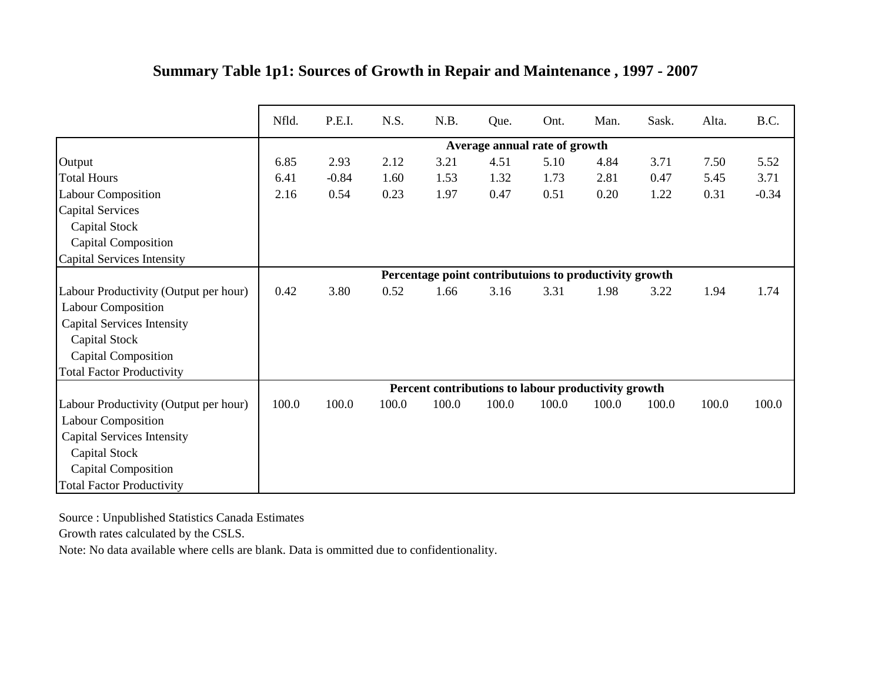## Summary Table 1p1: Sources of Growth in Repair and Maintenance , 1997 - 2007

| | Nfld. | P.E.I. | N.S. | N.B. | Que. | Ont. | Man. | Sask. | Alta. | B.C. |
|---|---|---|---|---|---|---|---|---|---|---|
| | **Average annual rate of growth** | | | | | | | | | |
| Output | 6.85 | 2.93 | 2.12 | 3.21 | 4.51 | 5.10 | 4.84 | 3.71 | 7.50 | 5.52 |
| Total Hours | 6.41 | -0.84 | 1.60 | 1.53 | 1.32 | 1.73 | 2.81 | 0.47 | 5.45 | 3.71 |
| Labour Composition | 2.16 | 0.54 | 0.23 | 1.97 | 0.47 | 0.51 | 0.20 | 1.22 | 0.31 | -0.34 |
| Capital Services | | | | | | | | | | |
| Capital Stock | | | | | | | | | | |
| Capital Composition | | | | | | | | | | |
| Capital Services Intensity | | | | | | | | | | |
| | **Percentage point contributuions to productivity growth** | | | | | | | | | |
| Labour Productivity (Output per hour) | 0.42 | 3.80 | 0.52 | 1.66 | 3.16 | 3.31 | 1.98 | 3.22 | 1.94 | 1.74 |
| Labour Composition | | | | | | | | | | |
| Capital Services Intensity | | | | | | | | | | |
| Capital Stock | | | | | | | | | | |
| Capital Composition | | | | | | | | | | |
| Total Factor Productivity | | | | | | | | | | |
| | **Percent contributions to labour productivity growth** | | | | | | | | | |
| Labour Productivity (Output per hour) | 100.0 | 100.0 | 100.0 | 100.0 | 100.0 | 100.0 | 100.0 | 100.0 | 100.0 | 100.0 |
| Labour Composition | | | | | | | | | | |
| Capital Services Intensity | | | | | | | | | | |
| Capital Stock | | | | | | | | | | |
| Capital Composition | | | | | | | | | | |
| Total Factor Productivity | | | | | | | | | | |

Source : Unpublished Statistics Canada Estimates

Growth rates calculated by the CSLS.

Note: No data available where cells are blank. Data is ommitted due to confidentionality.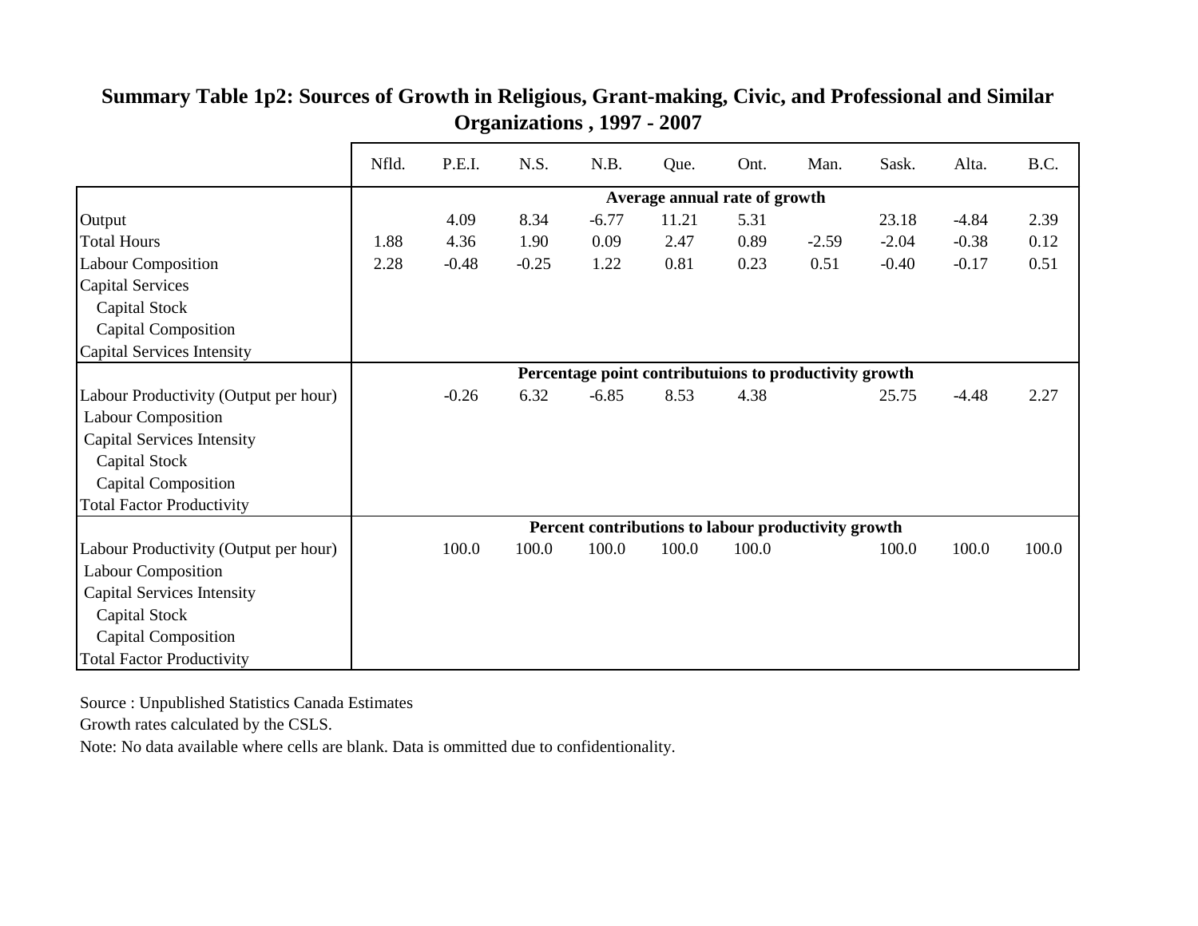**Summary Table 1p2: Sources of Growth in Religious, Grant-making, Civic, and Professional and Similar Organizations , 1997 - 2007**

| | Nfld. | P.E.I. | N.S. | N.B. | Que. | Ont. | Man. | Sask. | Alta. | B.C. |
|---|---|---|---|---|---|---|---|---|---|---|
| | **Average annual rate of growth** | | | | | | | | | |
| Output | | 4.09 | 8.34 | -6.77 | 11.21 | 5.31 | | 23.18 | -4.84 | 2.39 |
| Total Hours | 1.88 | 4.36 | 1.90 | 0.09 | 2.47 | 0.89 | -2.59 | -2.04 | -0.38 | 0.12 |
| Labour Composition | 2.28 | -0.48 | -0.25 | 1.22 | 0.81 | 0.23 | 0.51 | -0.40 | -0.17 | 0.51 |
| Capital Services | | | | | | | | | | |
| Capital Stock | | | | | | | | | | |
| Capital Composition | | | | | | | | | | |
| Capital Services Intensity | | | | | | | | | | |
| | **Percentage point contributuions to productivity growth** | | | | | | | | | |
| Labour Productivity (Output per hour) | | -0.26 | 6.32 | -6.85 | 8.53 | 4.38 | | 25.75 | -4.48 | 2.27 |
| Labour Composition | | | | | | | | | | |
| Capital Services Intensity | | | | | | | | | | |
| Capital Stock | | | | | | | | | | |
| Capital Composition | | | | | | | | | | |
| Total Factor Productivity | | | | | | | | | | |
| | **Percent contributions to labour productivity growth** | | | | | | | | | |
| Labour Productivity (Output per hour) | | 100.0 | 100.0 | 100.0 | 100.0 | 100.0 | | 100.0 | 100.0 | 100.0 |
| Labour Composition | | | | | | | | | | |
| Capital Services Intensity | | | | | | | | | | |
| Capital Stock | | | | | | | | | | |
| Capital Composition | | | | | | | | | | |
| Total Factor Productivity | | | | | | | | | | |

Source : Unpublished Statistics Canada Estimates

Growth rates calculated by the CSLS.

Note: No data available where cells are blank. Data is ommitted due to confidentionality.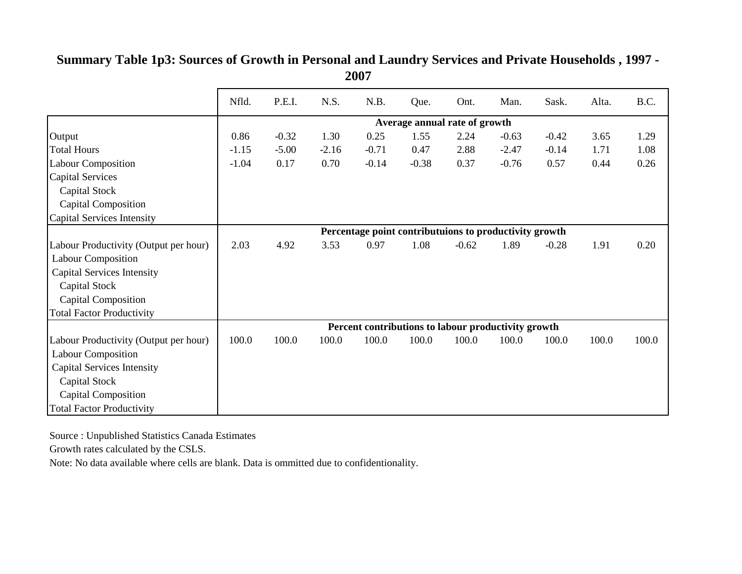**Summary Table 1p3: Sources of Growth in Personal and Laundry Services and Private Households , 1997 - 2007**

| | Nfld. | P.E.I. | N.S. | N.B. | Que. | Ont. | Man. | Sask. | Alta. | B.C. |
|---|---|---|---|---|---|---|---|---|---|---|
| | **Average annual rate of growth** | | | | | | | | | |
| Output | 0.86 | -0.32 | 1.30 | 0.25 | 1.55 | 2.24 | -0.63 | -0.42 | 3.65 | 1.29 |
| Total Hours | -1.15 | -5.00 | -2.16 | -0.71 | 0.47 | 2.88 | -2.47 | -0.14 | 1.71 | 1.08 |
| Labour Composition | -1.04 | 0.17 | 0.70 | -0.14 | -0.38 | 0.37 | -0.76 | 0.57 | 0.44 | 0.26 |
| Capital Services | | | | | | | | | | |
| Capital Stock | | | | | | | | | | |
| Capital Composition | | | | | | | | | | |
| Capital Services Intensity | | | | | | | | | | |
| | **Percentage point contributuions to productivity growth** | | | | | | | | | |
| Labour Productivity (Output per hour) | 2.03 | 4.92 | 3.53 | 0.97 | 1.08 | -0.62 | 1.89 | -0.28 | 1.91 | 0.20 |
| Labour Composition | | | | | | | | | | |
| Capital Services Intensity | | | | | | | | | | |
| Capital Stock | | | | | | | | | | |
| Capital Composition | | | | | | | | | | |
| Total Factor Productivity | | | | | | | | | | |
| | **Percent contributions to labour productivity growth** | | | | | | | | | |
| Labour Productivity (Output per hour) | 100.0 | 100.0 | 100.0 | 100.0 | 100.0 | 100.0 | 100.0 | 100.0 | 100.0 | 100.0 |
| Labour Composition | | | | | | | | | | |
| Capital Services Intensity | | | | | | | | | | |
| Capital Stock | | | | | | | | | | |
| Capital Composition | | | | | | | | | | |
| Total Factor Productivity | | | | | | | | | | |

Source : Unpublished Statistics Canada Estimates

Growth rates calculated by the CSLS.

Note: No data available where cells are blank. Data is ommitted due to confidentionality.